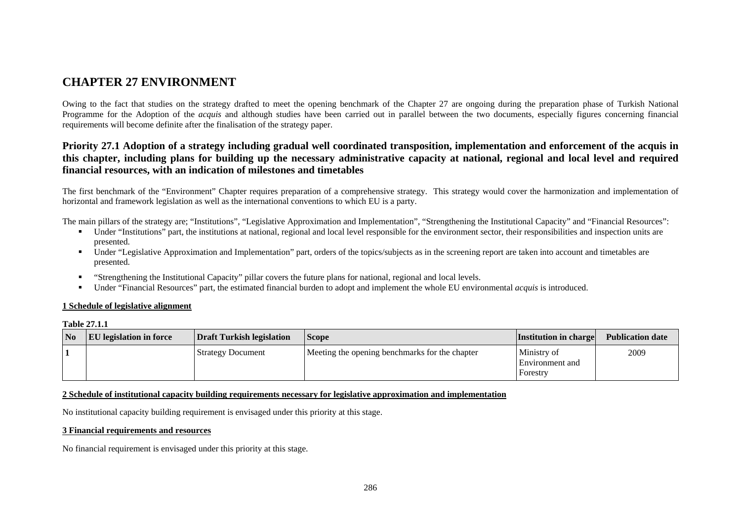# CHAPTER 27 ENVIRONMENT

Owing to the fact that studies on the strategy drafted to meet the opening benchmark of the Chapter 27 are ongoing during the preparation phase of Turkish National Programme for the Adoption of the *acquis* and although studies have been carried out in parallel between the two documents, especially figures concerning financial requirements will become definite after the finalisation of the strategy paper.

## Priority 27.1 Adoption of a strategy including gradual well coordinated transposition, implementation and enforcement of the acquis in this chapter, including plans for building up the necessary administrative capacity at national, regional and local level and required financial resources, with an indication of milestones and timetables

The first benchmark of the "Environment" Chapter requires preparation of a comprehensive strategy. This strategy would cover the harmonization and implementation of horizontal and framework legislation as well as the international conventions to which EU is a party.

The main pillars of the strategy are; "Institutions", "Legislative Approximation and Implementation", "Strengthening the Institutional Capacity" and "Financial Resources":

- Under "Institutions" part, the institutions at national, regional and local level responsible for the environment sector, their responsibilities and inspection units are presented.
- Under "Legislative Approximation and Implementation" part, orders of the topics/subjects as in the screening report are taken into account and timetables are presented.
- "Strengthening the Institutional Capacity" pillar covers the future plans for national, regional and local levels.
- Under "Financial Resources" part, the estimated financial burden to adopt and implement the whole EU environmental *acquis* is introduced.

**1 Schedule of legislative alignment**

**Table 27.1.1**

| No | EU legislation in force | Draft Turkish legislation | Scope | Institution in charge | Publication date |
|---|---|---|---|---|---|
| 1 | | Strategy Document | Meeting the opening benchmarks for the chapter | Ministry of Environment and Forestry | 2009 |

**2 Schedule of institutional capacity building requirements necessary for legislative approximation and implementation**

No institutional capacity building requirement is envisaged under this priority at this stage.

**3 Financial requirements and resources**

No financial requirement is envisaged under this priority at this stage.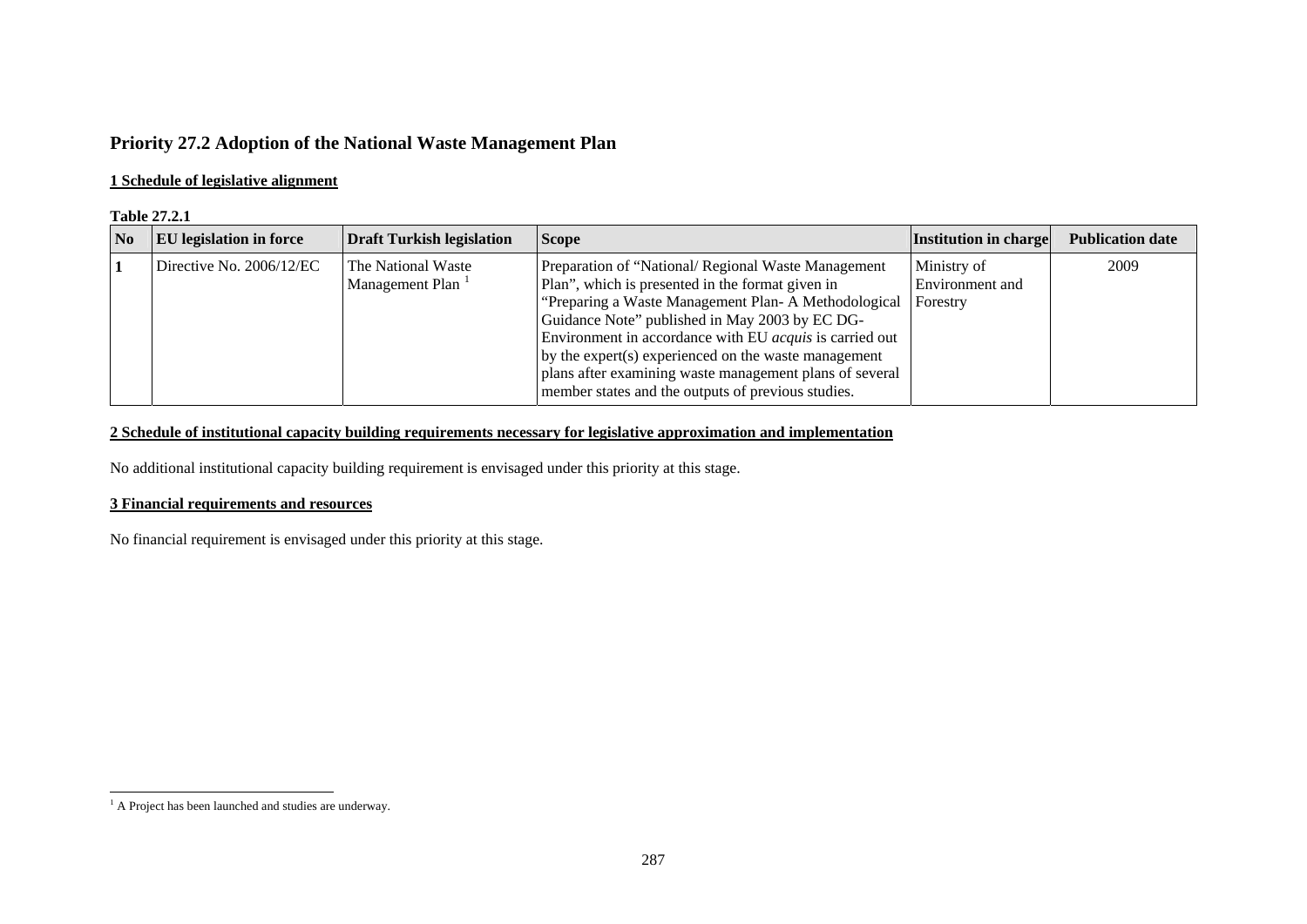## Priority 27.2 Adoption of the National Waste Management Plan

**1 Schedule of legislative alignment**

**Table 27.2.1**

| No | EU legislation in force | Draft Turkish legislation | Scope | Institution in charge | Publication date |
|---|---|---|---|---|---|
| 1 | Directive No. 2006/12/EC | The National Waste Management Plan [1] | Preparation of "National/ Regional Waste Management Plan", which is presented in the format given in "Preparing a Waste Management Plan- A Methodological Guidance Note" published in May 2003 by EC DG-Environment in accordance with EU *acquis* is carried out by the expert(s) experienced on the waste management plans after examining waste management plans of several member states and the outputs of previous studies. | Ministry of Environment and Forestry | 2009 |

**2 Schedule of institutional capacity building requirements necessary for legislative approximation and implementation**

No additional institutional capacity building requirement is envisaged under this priority at this stage.

**3 Financial requirements and resources**

No financial requirement is envisaged under this priority at this stage.

[1] A Project has been launched and studies are underway.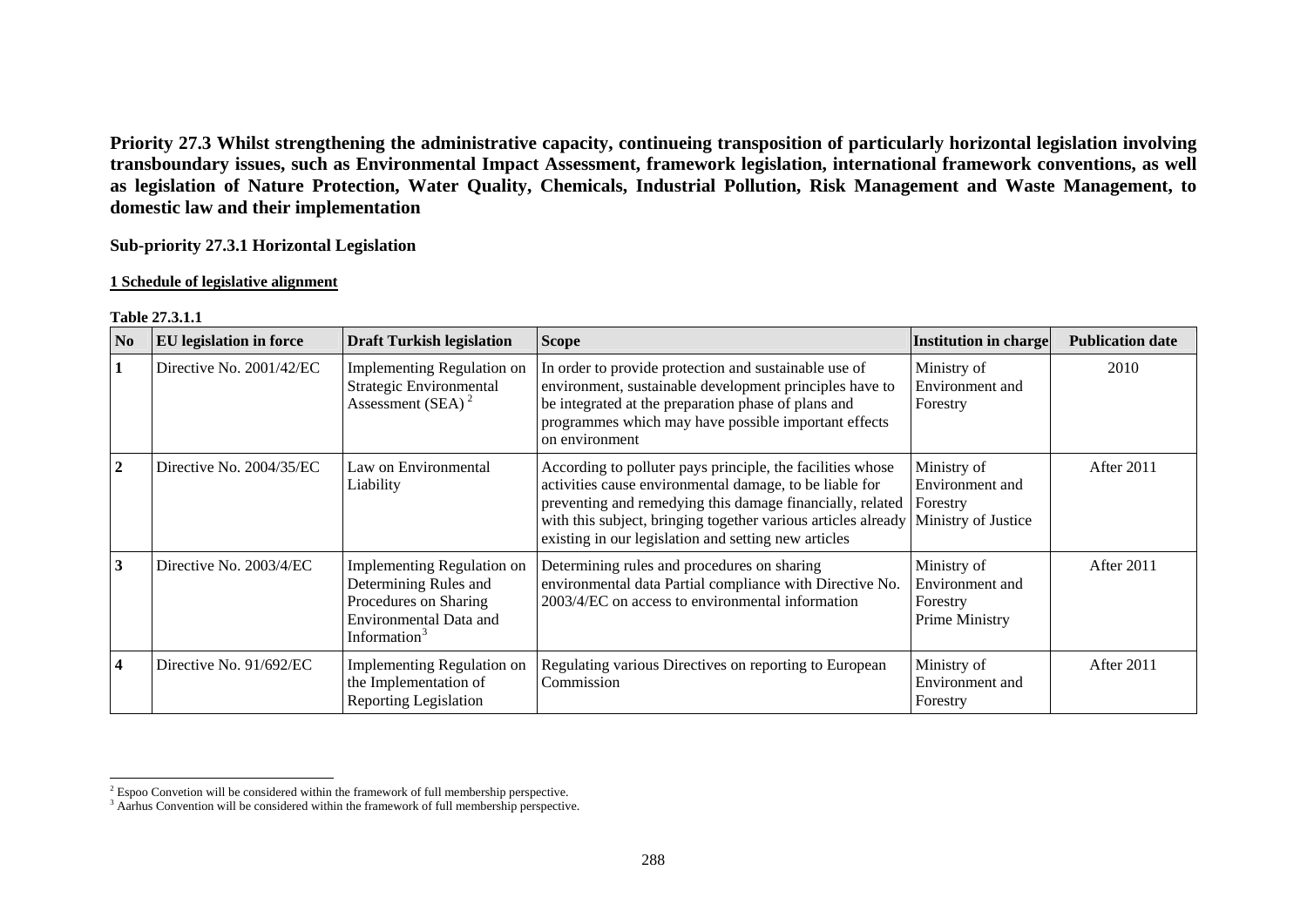**Priority 27.3 Whilst strengthening the administrative capacity, continueing transposition of particularly horizontal legislation involving transboundary issues, such as Environmental Impact Assessment, framework legislation, international framework conventions, as well as legislation of Nature Protection, Water Quality, Chemicals, Industrial Pollution, Risk Management and Waste Management, to domestic law and their implementation**

**Sub-priority 27.3.1 Horizontal Legislation**

**1 Schedule of legislative alignment**

**Table 27.3.1.1**

| No | EU legislation in force | Draft Turkish legislation | Scope | Institution in charge | Publication date |
|---|---|---|---|---|---|
| **1** | Directive No. 2001/42/EC | Implementing Regulation on Strategic Environmental Assessment (SEA) [2] | In order to provide protection and sustainable use of environment, sustainable development principles have to be integrated at the preparation phase of plans and programmes which may have possible important effects on environment | Ministry of Environment and Forestry | 2010 |
| **2** | Directive No. 2004/35/EC | Law on Environmental Liability | According to polluter pays principle, the facilities whose activities cause environmental damage, to be liable for preventing and remedying this damage financially, related with this subject, bringing together various articles already existing in our legislation and setting new articles | Ministry of Environment and Forestry Ministry of Justice | After 2011 |
| **3** | Directive No. 2003/4/EC | Implementing Regulation on Determining Rules and Procedures on Sharing Environmental Data and Information [3] | Determining rules and procedures on sharing environmental data Partial compliance with Directive No. 2003/4/EC on access to environmental information | Ministry of Environment and Forestry Prime Ministry | After 2011 |
| **4** | Directive No. 91/692/EC | Implementing Regulation on the Implementation of Reporting Legislation | Regulating various Directives on reporting to European Commission | Ministry of Environment and Forestry | After 2011 |

[2] Espoo Convetion will be considered within the framework of full membership perspective.

[3] Aarhus Convention will be considered within the framework of full membership perspective.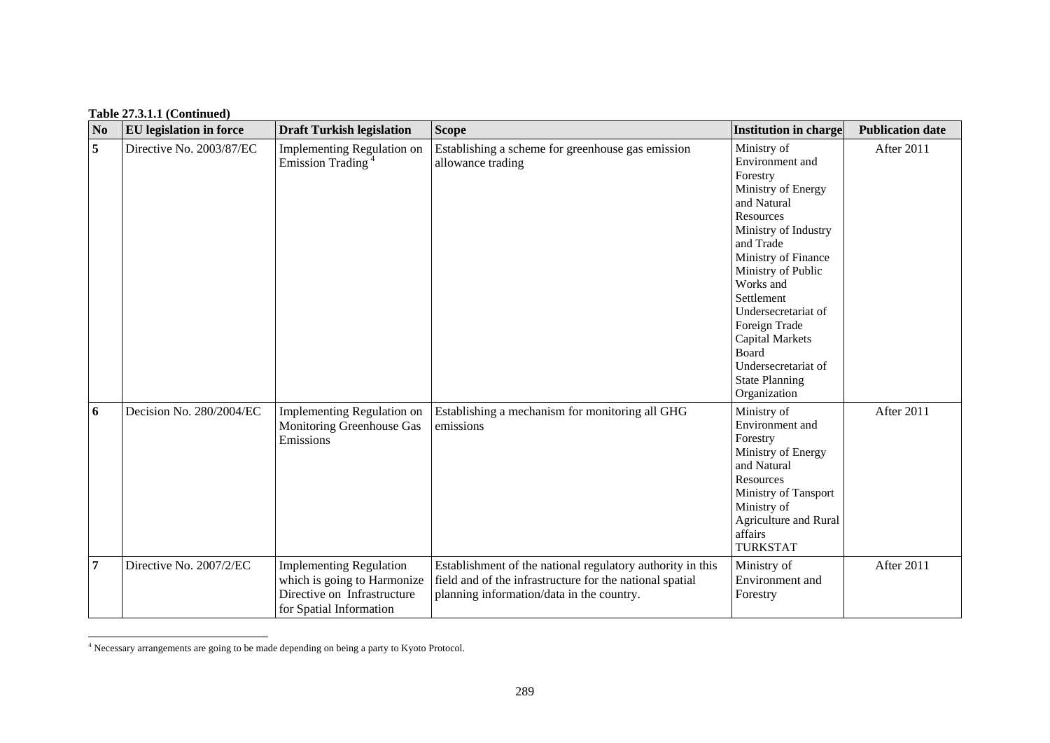**Table 27.3.1.1 (Continued)**

| No | EU legislation in force | Draft Turkish legislation | Scope | Institution in charge | Publication date |
|---|---|---|---|---|---|
| 5 | Directive No. 2003/87/EC | Implementing Regulation on Emission Trading [4] | Establishing a scheme for greenhouse gas emission allowance trading | Ministry of Environment and Forestry<br>Ministry of Energy and Natural Resources<br>Ministry of Industry and Trade<br>Ministry of Finance<br>Ministry of Public Works and Settlement<br>Undersecretariat of Foreign Trade<br>Capital Markets Board<br>Undersecretariat of State Planning Organization | After 2011 |
| 6 | Decision No. 280/2004/EC | Implementing Regulation on Monitoring Greenhouse Gas Emissions | Establishing a mechanism for monitoring all GHG emissions | Ministry of Environment and Forestry<br>Ministry of Energy and Natural Resources<br>Ministry of Tansport<br>Ministry of Agriculture and Rural affairs<br>TURKSTAT | After 2011 |
| 7 | Directive No. 2007/2/EC | Implementing Regulation which is going to Harmonize Directive on Infrastructure for Spatial Information | Establishment of the national regulatory authority in this field and of the infrastructure for the national spatial planning information/data in the country. | Ministry of Environment and Forestry | After 2011 |

[4] Necessary arrangements are going to be made depending on being a party to Kyoto Protocol.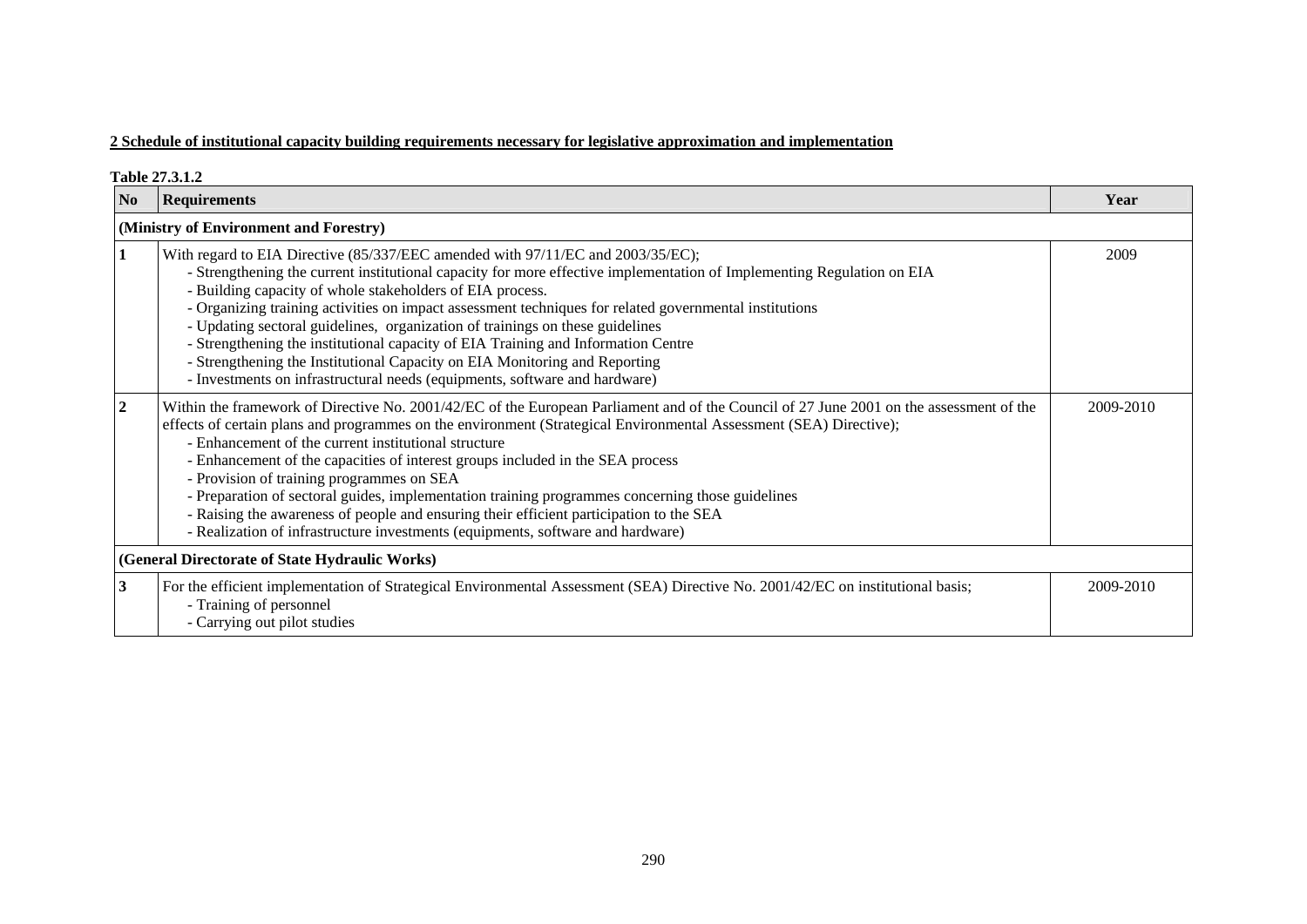**2 Schedule of institutional capacity building requirements necessary for legislative approximation and implementation**

**Table 27.3.1.2**

| No | Requirements | Year |
|---|---|---|
| **(Ministry of Environment and Forestry)** | | |
| **1** | With regard to EIA Directive (85/337/EEC amended with 97/11/EC and 2003/35/EC);<br>- Strengthening the current institutional capacity for more effective implementation of Implementing Regulation on EIA<br>- Building capacity of whole stakeholders of EIA process.<br>- Organizing training activities on impact assessment techniques for related governmental institutions<br>- Updating sectoral guidelines, organization of trainings on these guidelines<br>- Strengthening the institutional capacity of EIA Training and Information Centre<br>- Strengthening the Institutional Capacity on EIA Monitoring and Reporting<br>- Investments on infrastructural needs (equipments, software and hardware) | 2009 |
| **2** | Within the framework of Directive No. 2001/42/EC of the European Parliament and of the Council of 27 June 2001 on the assessment of the effects of certain plans and programmes on the environment (Strategical Environmental Assessment (SEA) Directive);<br>- Enhancement of the current institutional structure<br>- Enhancement of the capacities of interest groups included in the SEA process<br>- Provision of training programmes on SEA<br>- Preparation of sectoral guides, implementation training programmes concerning those guidelines<br>- Raising the awareness of people and ensuring their efficient participation to the SEA<br>- Realization of infrastructure investments (equipments, software and hardware) | 2009-2010 |
| **(General Directorate of State Hydraulic Works)** | | |
| **3** | For the efficient implementation of Strategical Environmental Assessment (SEA) Directive No. 2001/42/EC on institutional basis;<br>- Training of personnel<br>- Carrying out pilot studies | 2009-2010 |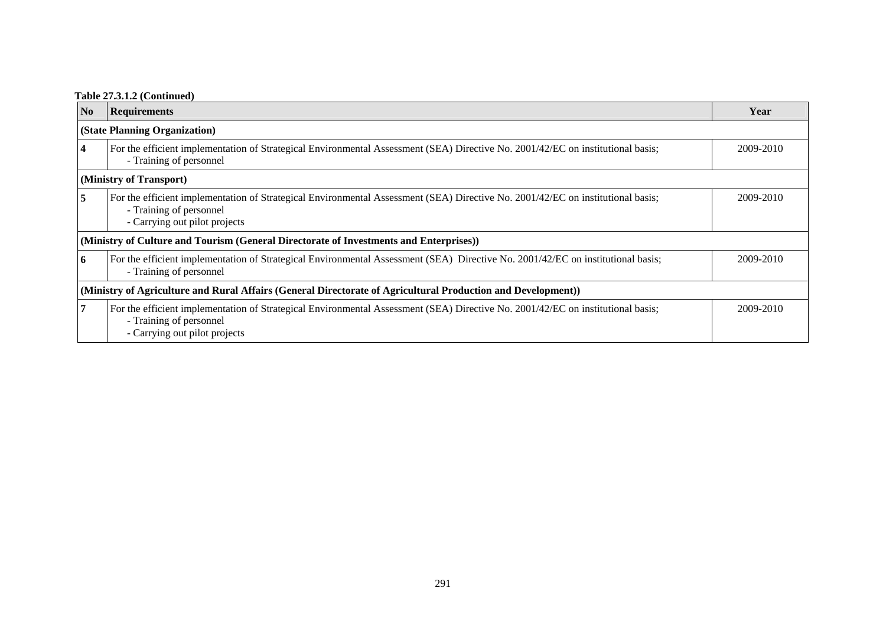**Table 27.3.1.2 (Continued)**

| No | Requirements | Year |
|---|---|---|
| **(State Planning Organization)** | | |
| **4** | For the efficient implementation of Strategical Environmental Assessment (SEA) Directive No. 2001/42/EC on institutional basis;<br>- Training of personnel | 2009-2010 |
| **(Ministry of Transport)** | | |
| **5** | For the efficient implementation of Strategical Environmental Assessment (SEA) Directive No. 2001/42/EC on institutional basis;<br>- Training of personnel<br>- Carrying out pilot projects | 2009-2010 |
| **(Ministry of Culture and Tourism (General Directorate of Investments and Enterprises))** | | |
| **6** | For the efficient implementation of Strategical Environmental Assessment (SEA) Directive No. 2001/42/EC on institutional basis;<br>- Training of personnel | 2009-2010 |
| **(Ministry of Agriculture and Rural Affairs (General Directorate of Agricultural Production and Development))** | | |
| **7** | For the efficient implementation of Strategical Environmental Assessment (SEA) Directive No. 2001/42/EC on institutional basis;<br>- Training of personnel<br>- Carrying out pilot projects | 2009-2010 |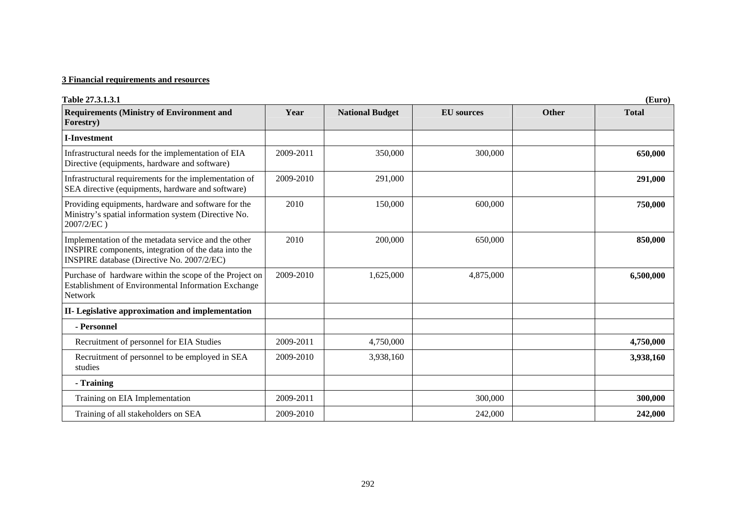**3 Financial requirements and resources**

**Table 27.3.1.3.1** **(Euro)**

| Requirements (Ministry of Environment and Forestry) | Year | National Budget | EU sources | Other | Total |
|---|---|---|---|---|---|
| **I-Investment** | | | | | |
| Infrastructural needs for the implementation of EIA Directive (equipments, hardware and software) | 2009-2011 | 350,000 | 300,000 | | **650,000** |
| Infrastructural requirements for the implementation of SEA directive (equipments, hardware and software) | 2009-2010 | 291,000 | | | **291,000** |
| Providing equipments, hardware and software for the Ministry's spatial information system (Directive No. 2007/2/EC ) | 2010 | 150,000 | 600,000 | | **750,000** |
| Implementation of the metadata service and the other INSPIRE components, integration of the data into the INSPIRE database (Directive No. 2007/2/EC) | 2010 | 200,000 | 650,000 | | **850,000** |
| Purchase of hardware within the scope of the Project on Establishment of Environmental Information Exchange Network | 2009-2010 | 1,625,000 | 4,875,000 | | **6,500,000** |
| **II- Legislative approximation and implementation** | | | | | |
| **- Personnel** | | | | | |
| Recruitment of personnel for EIA Studies | 2009-2011 | 4,750,000 | | | **4,750,000** |
| Recruitment of personnel to be employed in SEA studies | 2009-2010 | 3,938,160 | | | **3,938,160** |
| **- Training** | | | | | |
| Training on EIA Implementation | 2009-2011 | | 300,000 | | **300,000** |
| Training of all stakeholders on SEA | 2009-2010 | | 242,000 | | **242,000** |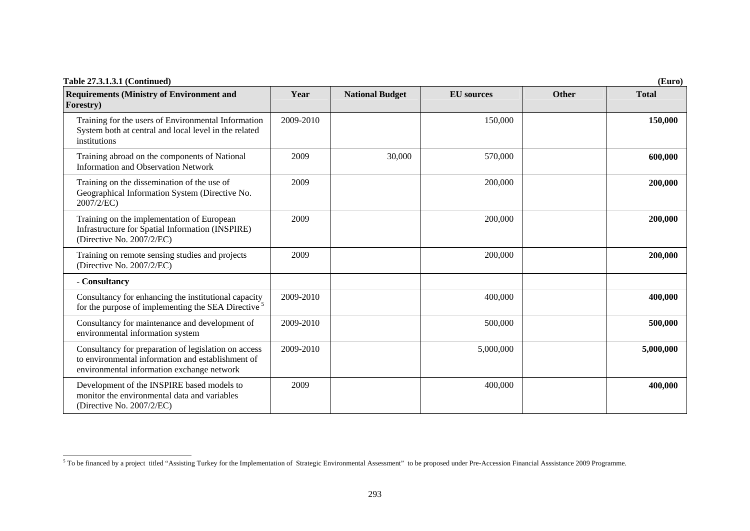**Table 27.3.1.3.1 (Continued)** **(Euro)**

| Requirements (Ministry of Environment and Forestry) | Year | National Budget | EU sources | Other | Total |
|---|---|---|---|---|---|
| Training for the users of Environmental Information System both at central and local level in the related institutions | 2009-2010 | | 150,000 | | **150,000** |
| Training abroad on the components of National Information and Observation Network | 2009 | 30,000 | 570,000 | | **600,000** |
| Training on the dissemination of the use of Geographical Information System (Directive No. 2007/2/EC) | 2009 | | 200,000 | | **200,000** |
| Training on the implementation of European Infrastructure for Spatial Information (INSPIRE) (Directive No. 2007/2/EC) | 2009 | | 200,000 | | **200,000** |
| Training on remote sensing studies and projects (Directive No. 2007/2/EC) | 2009 | | 200,000 | | **200,000** |
| **- Consultancy** | | | | | |
| Consultancy for enhancing the institutional capacity for the purpose of implementing the SEA Directive [5] | 2009-2010 | | 400,000 | | **400,000** |
| Consultancy for maintenance and development of environmental information system | 2009-2010 | | 500,000 | | **500,000** |
| Consultancy for preparation of legislation on access to environmental information and establishment of environmental information exchange network | 2009-2010 | | 5,000,000 | | **5,000,000** |
| Development of the INSPIRE based models to monitor the environmental data and variables (Directive No. 2007/2/EC) | 2009 | | 400,000 | | **400,000** |

[5] To be financed by a project titled "Assisting Turkey for the Implementation of Strategic Environmental Assessment" to be proposed under Pre-Accession Financial Asssistance 2009 Programme.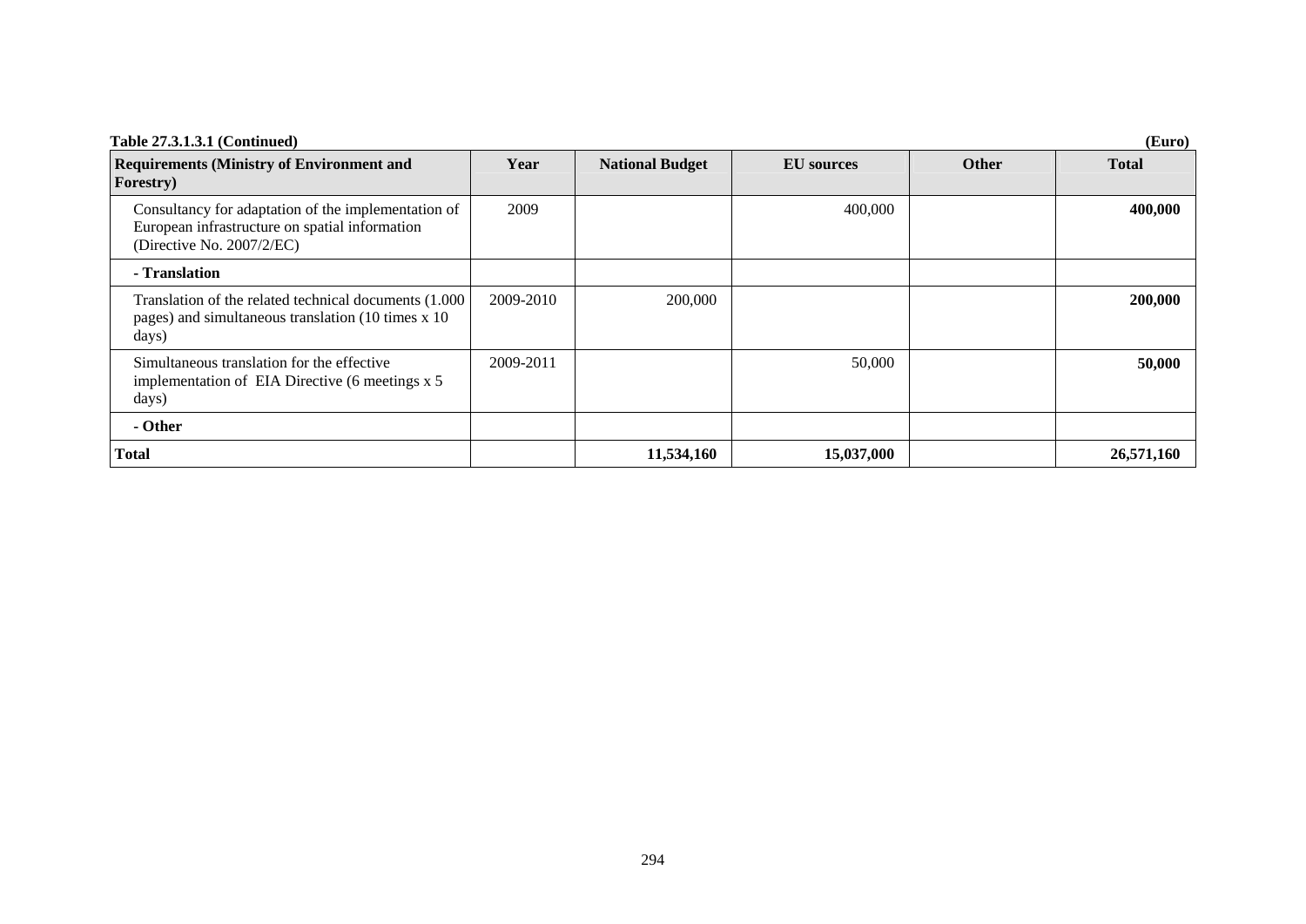**Table 27.3.1.3.1 (Continued)** **(Euro)**

| Requirements (Ministry of Environment and Forestry) | Year | National Budget | EU sources | Other | Total |
|---|---|---|---|---|---|
| Consultancy for adaptation of the implementation of European infrastructure on spatial information (Directive No. 2007/2/EC) | 2009 | | 400,000 | | **400,000** |
| **- Translation** | | | | | |
| Translation of the related technical documents (1.000 pages) and simultaneous translation (10 times x 10 days) | 2009-2010 | 200,000 | | | **200,000** |
| Simultaneous translation for the effective implementation of EIA Directive (6 meetings x 5 days) | 2009-2011 | | 50,000 | | **50,000** |
| **- Other** | | | | | |
| **Total** | | **11,534,160** | **15,037,000** | | **26,571,160** |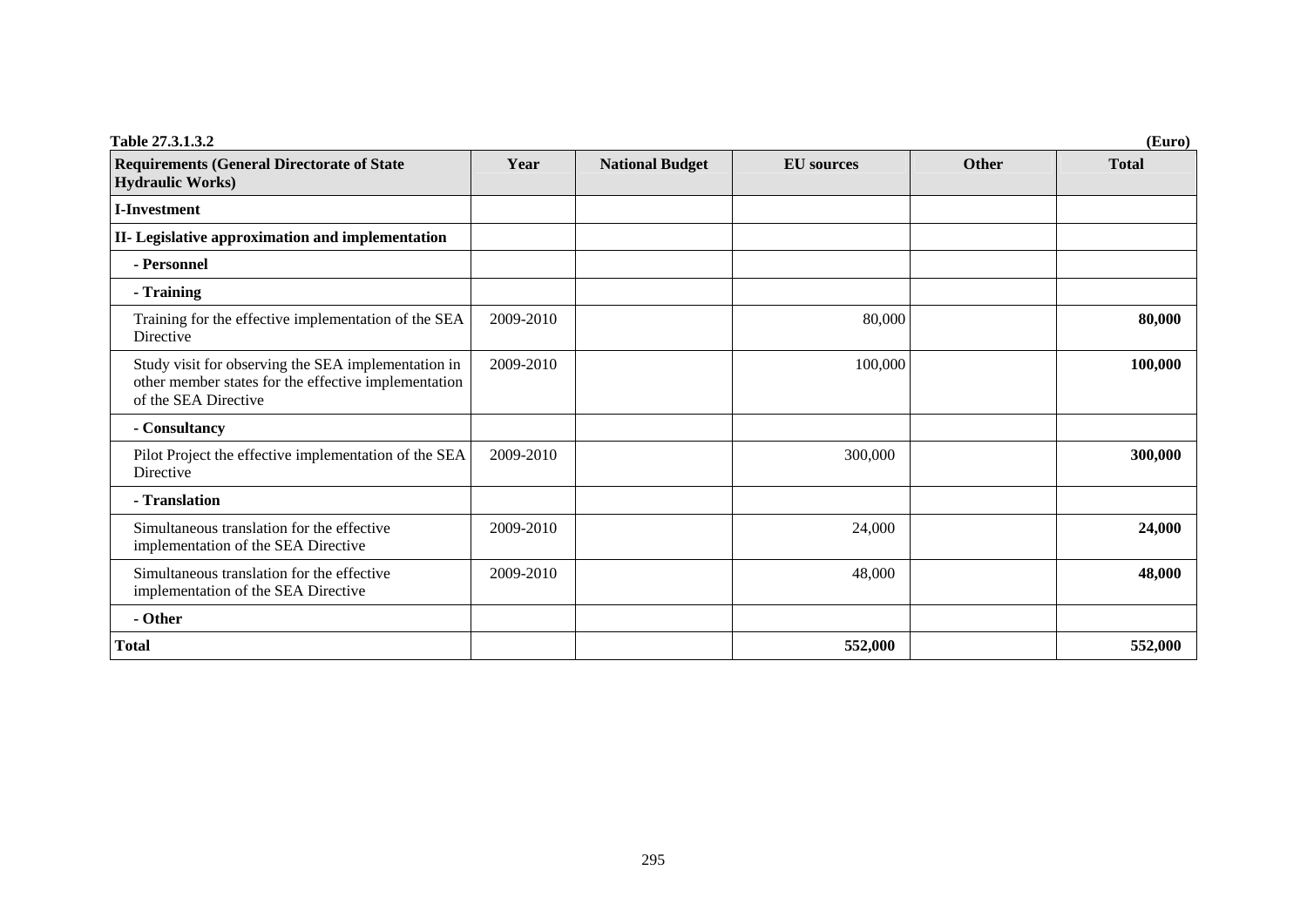**Table 27.3.1.3.2** **(Euro)**

| Requirements (General Directorate of State Hydraulic Works) | Year | National Budget | EU sources | Other | Total |
|---|---|---|---|---|---|
| **I-Investment** | | | | | |
| **II- Legislative approximation and implementation** | | | | | |
| **- Personnel** | | | | | |
| **- Training** | | | | | |
| Training for the effective implementation of the SEA Directive | 2009-2010 | | 80,000 | | **80,000** |
| Study visit for observing the SEA implementation in other member states for the effective implementation of the SEA Directive | 2009-2010 | | 100,000 | | **100,000** |
| **- Consultancy** | | | | | |
| Pilot Project the effective implementation of the SEA Directive | 2009-2010 | | 300,000 | | **300,000** |
| **- Translation** | | | | | |
| Simultaneous translation for the effective implementation of the SEA Directive | 2009-2010 | | 24,000 | | **24,000** |
| Simultaneous translation for the effective implementation of the SEA Directive | 2009-2010 | | 48,000 | | **48,000** |
| **- Other** | | | | | |
| **Total** | | | **552,000** | | **552,000** |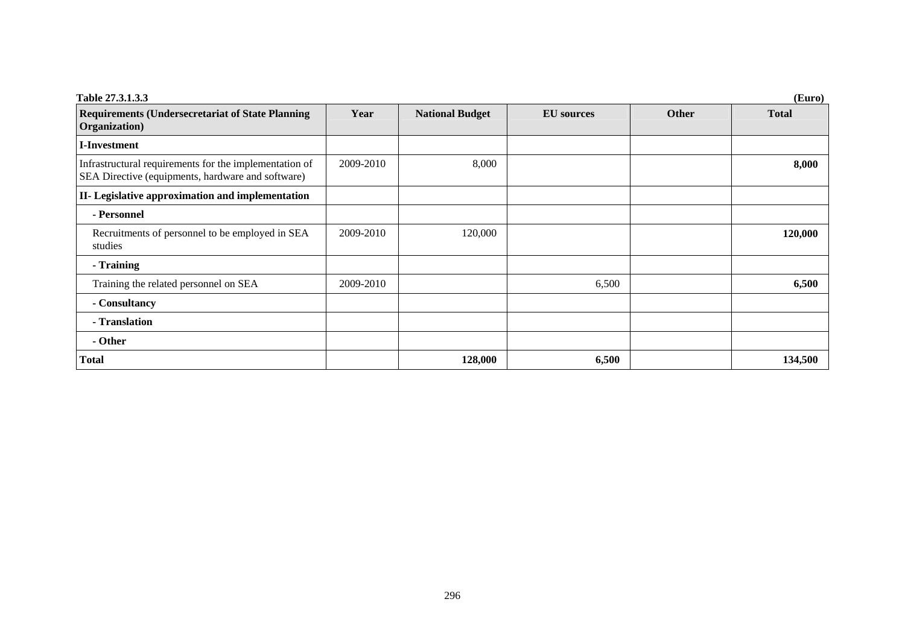**Table 27.3.1.3.3** **(Euro)**

| Requirements (Undersecretariat of State Planning Organization) | Year | National Budget | EU sources | Other | Total |
|---|---|---|---|---|---|
| **I-Investment** | | | | | |
| Infrastructural requirements for the implementation of SEA Directive (equipments, hardware and software) | 2009-2010 | 8,000 | | | **8,000** |
| **II- Legislative approximation and implementation** | | | | | |
| **- Personnel** | | | | | |
| Recruitments of personnel to be employed in SEA studies | 2009-2010 | 120,000 | | | **120,000** |
| **- Training** | | | | | |
| Training the related personnel on SEA | 2009-2010 | | 6,500 | | **6,500** |
| **- Consultancy** | | | | | |
| **- Translation** | | | | | |
| **- Other** | | | | | |
| **Total** | | **128,000** | **6,500** | | **134,500** |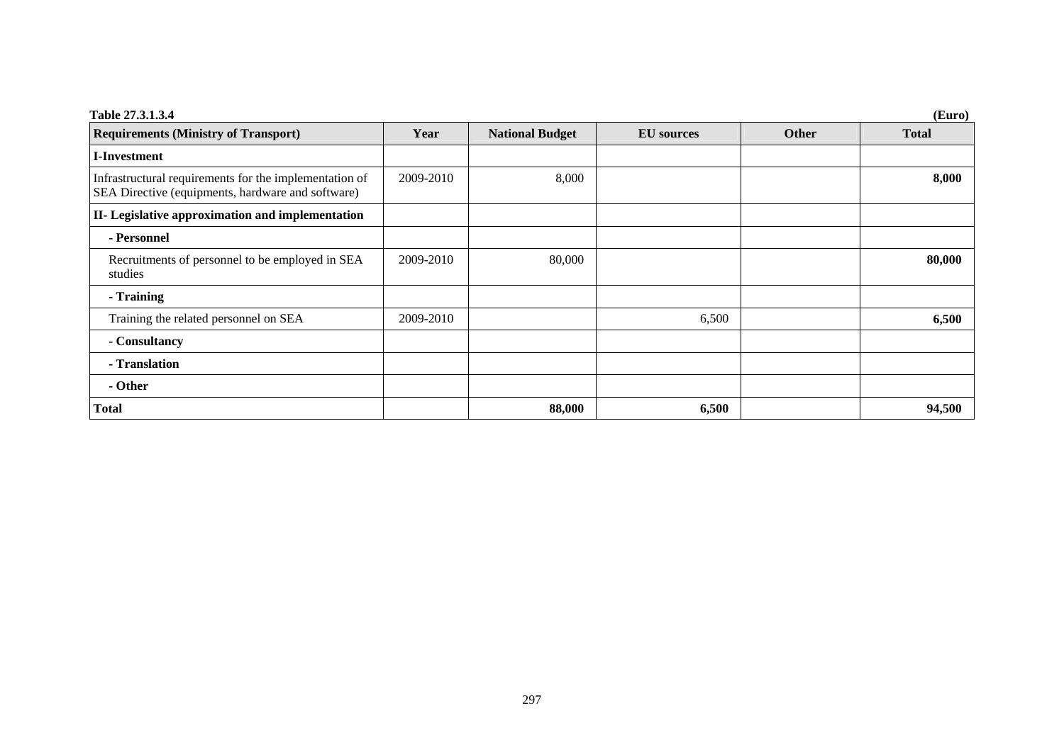**Table 27.3.1.3.4** **(Euro)**

| Requirements (Ministry of Transport) | Year | National Budget | EU sources | Other | Total |
|---|---|---|---|---|---|
| **I-Investment** | | | | | |
| Infrastructural requirements for the implementation of SEA Directive (equipments, hardware and software) | 2009-2010 | 8,000 | | | **8,000** |
| **II- Legislative approximation and implementation** | | | | | |
| **- Personnel** | | | | | |
| Recruitments of personnel to be employed in SEA studies | 2009-2010 | 80,000 | | | **80,000** |
| **- Training** | | | | | |
| Training the related personnel on SEA | 2009-2010 | | 6,500 | | **6,500** |
| **- Consultancy** | | | | | |
| **- Translation** | | | | | |
| **- Other** | | | | | |
| **Total** | | **88,000** | **6,500** | | **94,500** |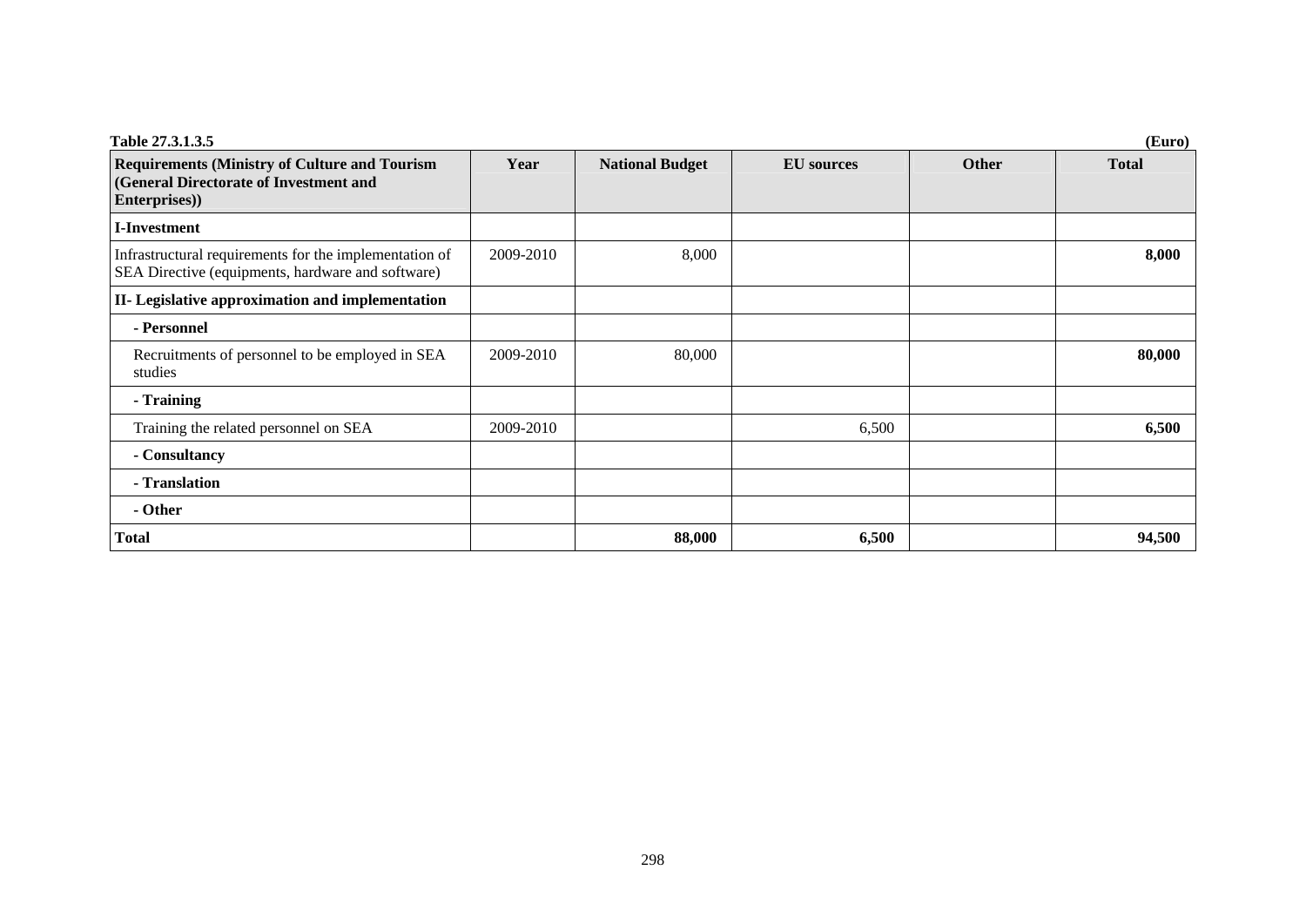**Table 27.3.1.3.5** **(Euro)**

| Requirements (Ministry of Culture and Tourism (General Directorate of Investment and Enterprises)) | Year | National Budget | EU sources | Other | Total |
|---|---|---|---|---|---|
| **I-Investment** | | | | | |
| Infrastructural requirements for the implementation of SEA Directive (equipments, hardware and software) | 2009-2010 | 8,000 | | | **8,000** |
| **II- Legislative approximation and implementation** | | | | | |
| **- Personnel** | | | | | |
| Recruitments of personnel to be employed in SEA studies | 2009-2010 | 80,000 | | | **80,000** |
| **- Training** | | | | | |
| Training the related personnel on SEA | 2009-2010 | | 6,500 | | **6,500** |
| **- Consultancy** | | | | | |
| **- Translation** | | | | | |
| **- Other** | | | | | |
| **Total** | | **88,000** | **6,500** | | **94,500** |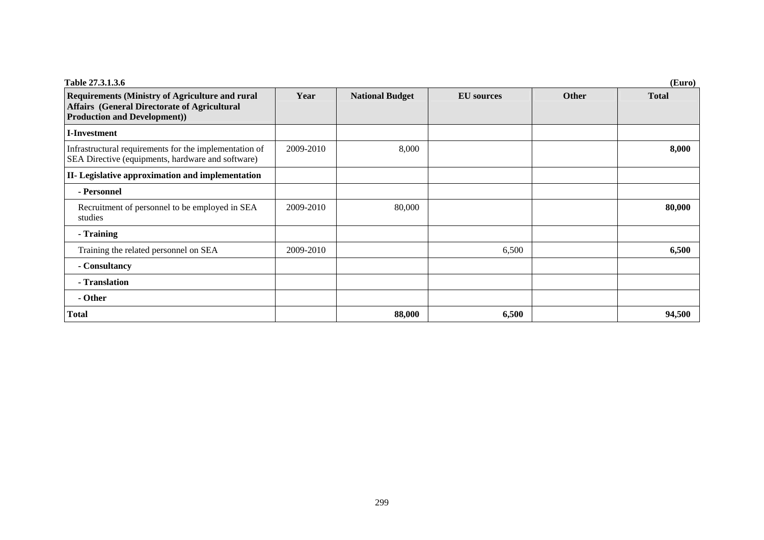**Table 27.3.1.3.6** **(Euro)**

| Requirements (Ministry of Agriculture and rural Affairs (General Directorate of Agricultural Production and Development)) | Year | National Budget | EU sources | Other | Total |
|---|---|---|---|---|---|
| **I-Investment** | | | | | |
| Infrastructural requirements for the implementation of SEA Directive (equipments, hardware and software) | 2009-2010 | 8,000 | | | **8,000** |
| **II- Legislative approximation and implementation** | | | | | |
| **- Personnel** | | | | | |
| Recruitment of personnel to be employed in SEA studies | 2009-2010 | 80,000 | | | **80,000** |
| **- Training** | | | | | |
| Training the related personnel on SEA | 2009-2010 | | 6,500 | | **6,500** |
| **- Consultancy** | | | | | |
| **- Translation** | | | | | |
| **- Other** | | | | | |
| **Total** | | **88,000** | **6,500** | | **94,500** |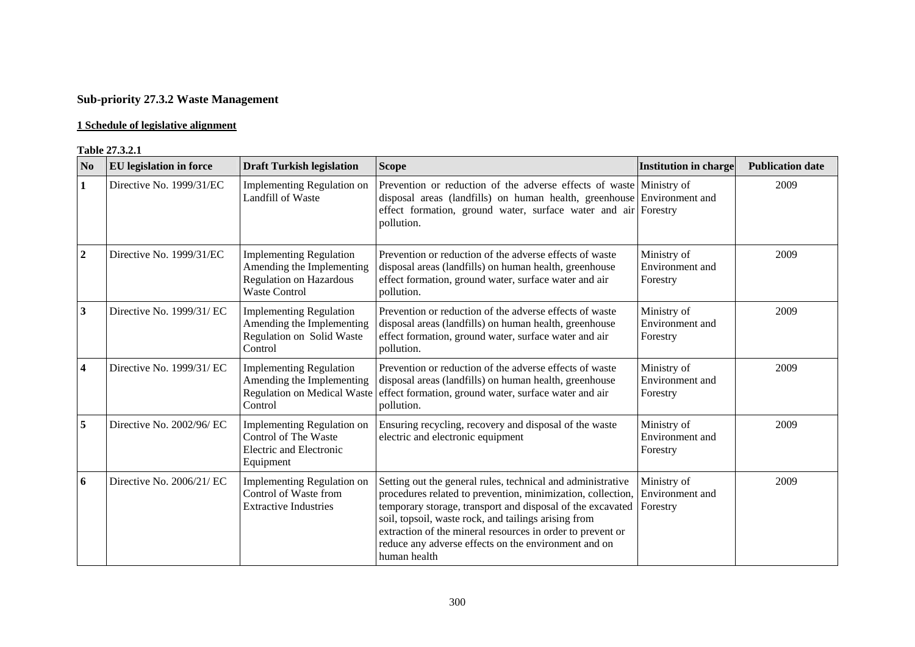## Sub-priority 27.3.2 Waste Management

### 1 Schedule of legislative alignment

**Table 27.3.2.1**

| No | EU legislation in force | Draft Turkish legislation | Scope | Institution in charge | Publication date |
|---|---|---|---|---|---|
| 1 | Directive No. 1999/31/EC | Implementing Regulation on Landfill of Waste | Prevention or reduction of the adverse effects of waste disposal areas (landfills) on human health, greenhouse effect formation, ground water, surface water and air pollution. | Ministry of Environment and Forestry | 2009 |
| 2 | Directive No. 1999/31/EC | Implementing Regulation Amending the Implementing Regulation on Hazardous Waste Control | Prevention or reduction of the adverse effects of waste disposal areas (landfills) on human health, greenhouse effect formation, ground water, surface water and air pollution. | Ministry of Environment and Forestry | 2009 |
| 3 | Directive No. 1999/31/ EC | Implementing Regulation Amending the Implementing Regulation on Solid Waste Control | Prevention or reduction of the adverse effects of waste disposal areas (landfills) on human health, greenhouse effect formation, ground water, surface water and air pollution. | Ministry of Environment and Forestry | 2009 |
| 4 | Directive No. 1999/31/ EC | Implementing Regulation Amending the Implementing Regulation on Medical Waste Control | Prevention or reduction of the adverse effects of waste disposal areas (landfills) on human health, greenhouse effect formation, ground water, surface water and air pollution. | Ministry of Environment and Forestry | 2009 |
| 5 | Directive No. 2002/96/ EC | Implementing Regulation on Control of The Waste Electric and Electronic Equipment | Ensuring recycling, recovery and disposal of the waste electric and electronic equipment | Ministry of Environment and Forestry | 2009 |
| 6 | Directive No. 2006/21/ EC | Implementing Regulation on Control of Waste from Extractive Industries | Setting out the general rules, technical and administrative procedures related to prevention, minimization, collection, temporary storage, transport and disposal of the excavated soil, topsoil, waste rock, and tailings arising from extraction of the mineral resources in order to prevent or reduce any adverse effects on the environment and on human health | Ministry of Environment and Forestry | 2009 |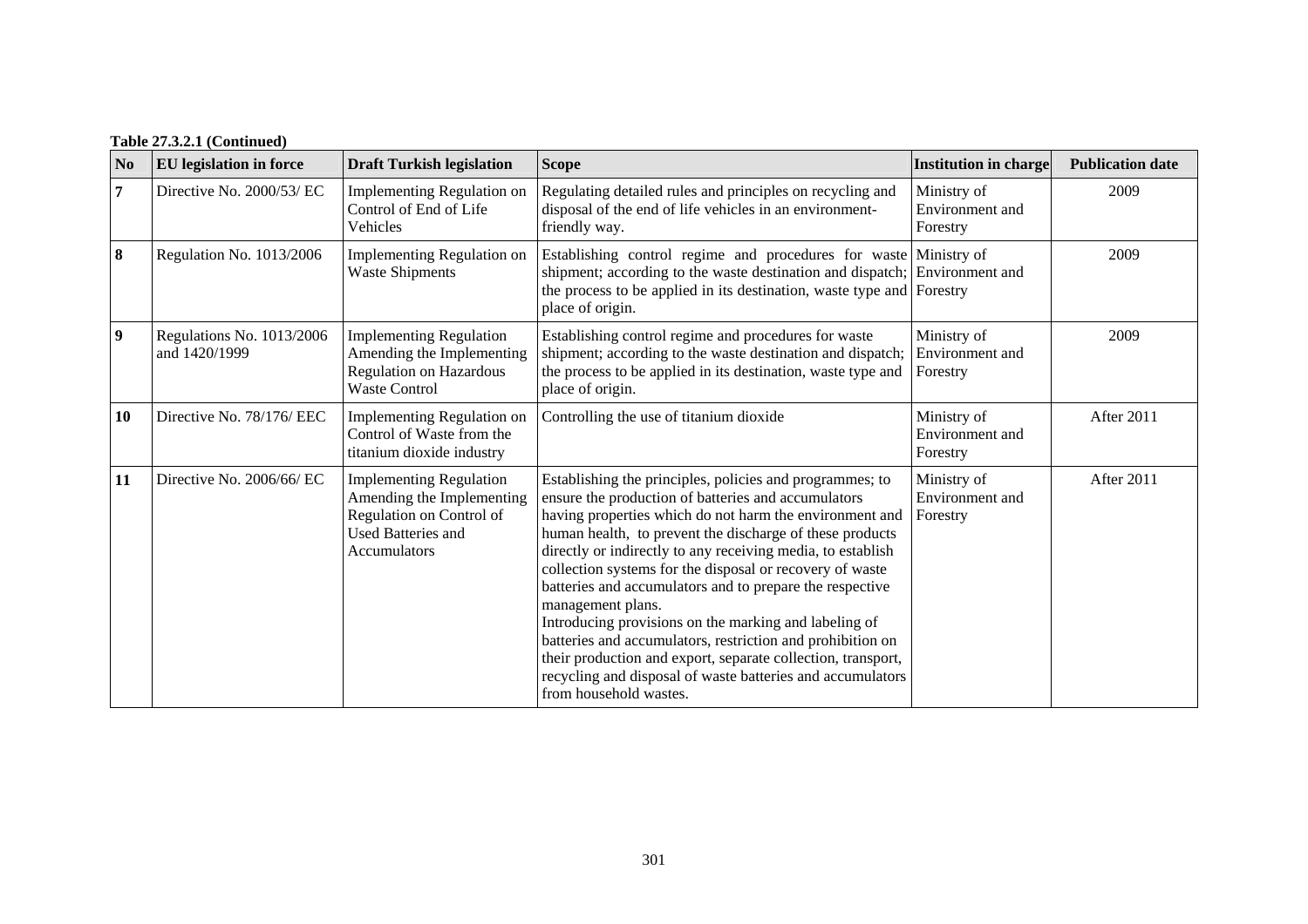**Table 27.3.2.1 (Continued)**

| No | EU legislation in force | Draft Turkish legislation | Scope | Institution in charge | Publication date |
|---|---|---|---|---|---|
| 7 | Directive No. 2000/53/ EC | Implementing Regulation on Control of End of Life Vehicles | Regulating detailed rules and principles on recycling and disposal of the end of life vehicles in an environment-friendly way. | Ministry of Environment and Forestry | 2009 |
| 8 | Regulation No. 1013/2006 | Implementing Regulation on Waste Shipments | Establishing control regime and procedures for waste shipment; according to the waste destination and dispatch; the process to be applied in its destination, waste type and place of origin. | Ministry of Environment and Forestry | 2009 |
| 9 | Regulations No. 1013/2006 and 1420/1999 | Implementing Regulation Amending the Implementing Regulation on Hazardous Waste Control | Establishing control regime and procedures for waste shipment; according to the waste destination and dispatch; the process to be applied in its destination, waste type and place of origin. | Ministry of Environment and Forestry | 2009 |
| 10 | Directive No. 78/176/ EEC | Implementing Regulation on Control of Waste from the titanium dioxide industry | Controlling the use of titanium dioxide | Ministry of Environment and Forestry | After 2011 |
| 11 | Directive No. 2006/66/ EC | Implementing Regulation Amending the Implementing Regulation on Control of Used Batteries and Accumulators | Establishing the principles, policies and programmes; to ensure the production of batteries and accumulators having properties which do not harm the environment and human health, to prevent the discharge of these products directly or indirectly to any receiving media, to establish collection systems for the disposal or recovery of waste batteries and accumulators and to prepare the respective management plans.<br>Introducing provisions on the marking and labeling of batteries and accumulators, restriction and prohibition on their production and export, separate collection, transport, recycling and disposal of waste batteries and accumulators from household wastes. | Ministry of Environment and Forestry | After 2011 |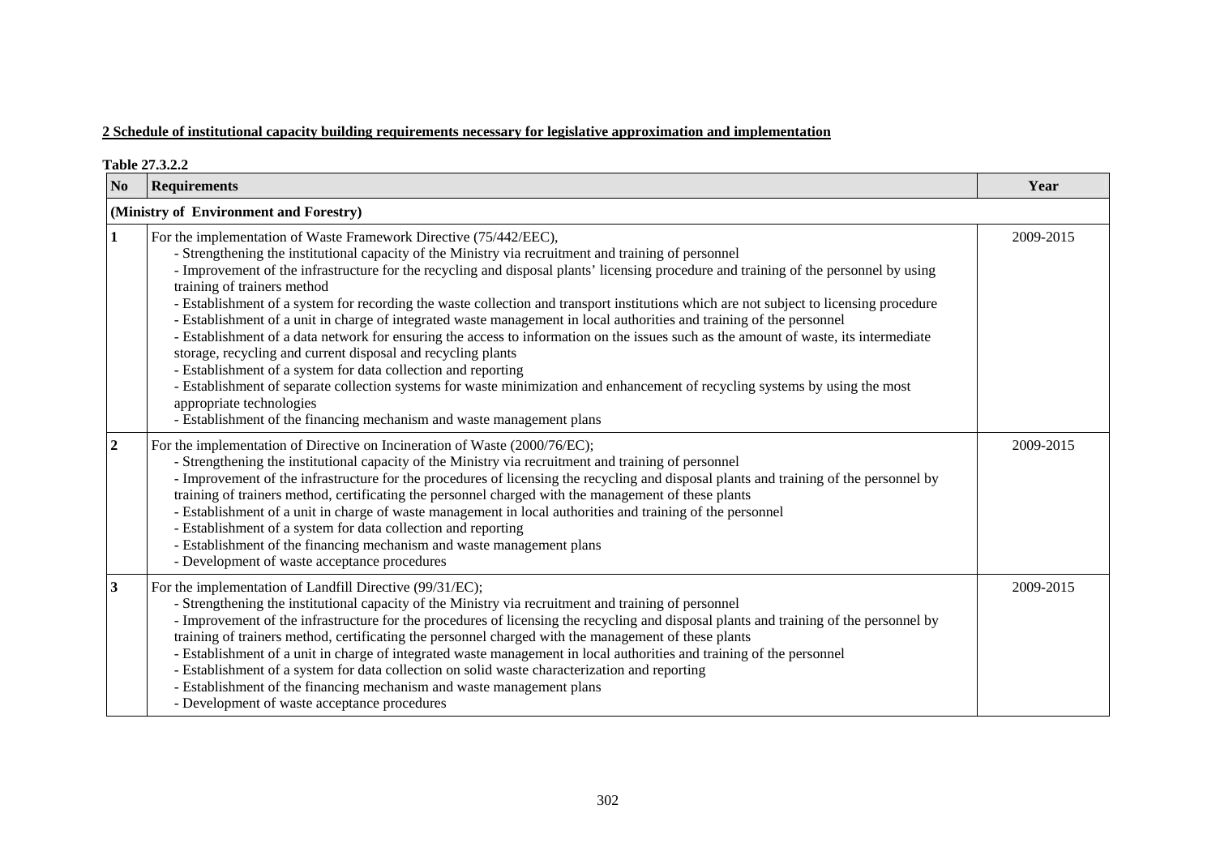**2 Schedule of institutional capacity building requirements necessary for legislative approximation and implementation**

**Table 27.3.2.2**

| No | Requirements | Year |
|---|---|---|
| **(Ministry of Environment and Forestry)** | | |
| **1** | For the implementation of Waste Framework Directive (75/442/EEC),<br>- Strengthening the institutional capacity of the Ministry via recruitment and training of personnel<br>- Improvement of the infrastructure for the recycling and disposal plants' licensing procedure and training of the personnel by using training of trainers method<br>- Establishment of a system for recording the waste collection and transport institutions which are not subject to licensing procedure<br>- Establishment of a unit in charge of integrated waste management in local authorities and training of the personnel<br>- Establishment of a data network for ensuring the access to information on the issues such as the amount of waste, its intermediate storage, recycling and current disposal and recycling plants<br>- Establishment of a system for data collection and reporting<br>- Establishment of separate collection systems for waste minimization and enhancement of recycling systems by using the most appropriate technologies<br>- Establishment of the financing mechanism and waste management plans | 2009-2015 |
| **2** | For the implementation of Directive on Incineration of Waste (2000/76/EC);<br>- Strengthening the institutional capacity of the Ministry via recruitment and training of personnel<br>- Improvement of the infrastructure for the procedures of licensing the recycling and disposal plants and training of the personnel by training of trainers method, certificating the personnel charged with the management of these plants<br>- Establishment of a unit in charge of waste management in local authorities and training of the personnel<br>- Establishment of a system for data collection and reporting<br>- Establishment of the financing mechanism and waste management plans<br>- Development of waste acceptance procedures | 2009-2015 |
| **3** | For the implementation of Landfill Directive (99/31/EC);<br>- Strengthening the institutional capacity of the Ministry via recruitment and training of personnel<br>- Improvement of the infrastructure for the procedures of licensing the recycling and disposal plants and training of the personnel by training of trainers method, certificating the personnel charged with the management of these plants<br>- Establishment of a unit in charge of integrated waste management in local authorities and training of the personnel<br>- Establishment of a system for data collection on solid waste characterization and reporting<br>- Establishment of the financing mechanism and waste management plans<br>- Development of waste acceptance procedures | 2009-2015 |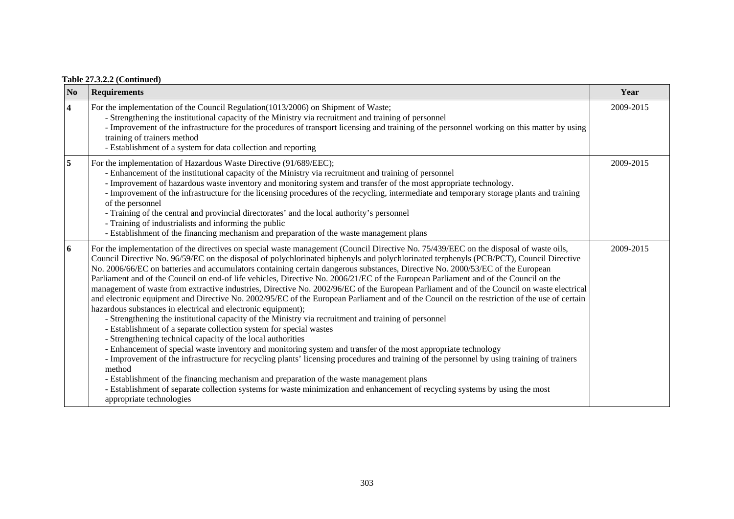**Table 27.3.2.2 (Continued)**

| No | Requirements | Year |
|---|---|---|
| **4** | For the implementation of the Council Regulation(1013/2006) on Shipment of Waste;<br>- Strengthening the institutional capacity of the Ministry via recruitment and training of personnel<br>- Improvement of the infrastructure for the procedures of transport licensing and training of the personnel working on this matter by using training of trainers method<br>- Establishment of a system for data collection and reporting | 2009-2015 |
| **5** | For the implementation of Hazardous Waste Directive (91/689/EEC);<br>- Enhancement of the institutional capacity of the Ministry via recruitment and training of personnel<br>- Improvement of hazardous waste inventory and monitoring system and transfer of the most appropriate technology.<br>- Improvement of the infrastructure for the licensing procedures of the recycling, intermediate and temporary storage plants and training of the personnel<br>- Training of the central and provincial directorates' and the local authority's personnel<br>- Training of industrialists and informing the public<br>- Establishment of the financing mechanism and preparation of the waste management plans | 2009-2015 |
| **6** | For the implementation of the directives on special waste management (Council Directive No. 75/439/EEC on the disposal of waste oils, Council Directive No. 96/59/EC on the disposal of polychlorinated biphenyls and polychlorinated terphenyls (PCB/PCT), Council Directive No. 2006/66/EC on batteries and accumulators containing certain dangerous substances, Directive No. 2000/53/EC of the European Parliament and of the Council on end-of life vehicles, Directive No. 2006/21/EC of the European Parliament and of the Council on the management of waste from extractive industries, Directive No. 2002/96/EC of the European Parliament and of the Council on waste electrical and electronic equipment and Directive No. 2002/95/EC of the European Parliament and of the Council on the restriction of the use of certain hazardous substances in electrical and electronic equipment);<br>- Strengthening the institutional capacity of the Ministry via recruitment and training of personnel<br>- Establishment of a separate collection system for special wastes<br>- Strengthening technical capacity of the local authorities<br>- Enhancement of special waste inventory and monitoring system and transfer of the most appropriate technology<br>- Improvement of the infrastructure for recycling plants' licensing procedures and training of the personnel by using training of trainers method<br>- Establishment of the financing mechanism and preparation of the waste management plans<br>- Establishment of separate collection systems for waste minimization and enhancement of recycling systems by using the most appropriate technologies | 2009-2015 |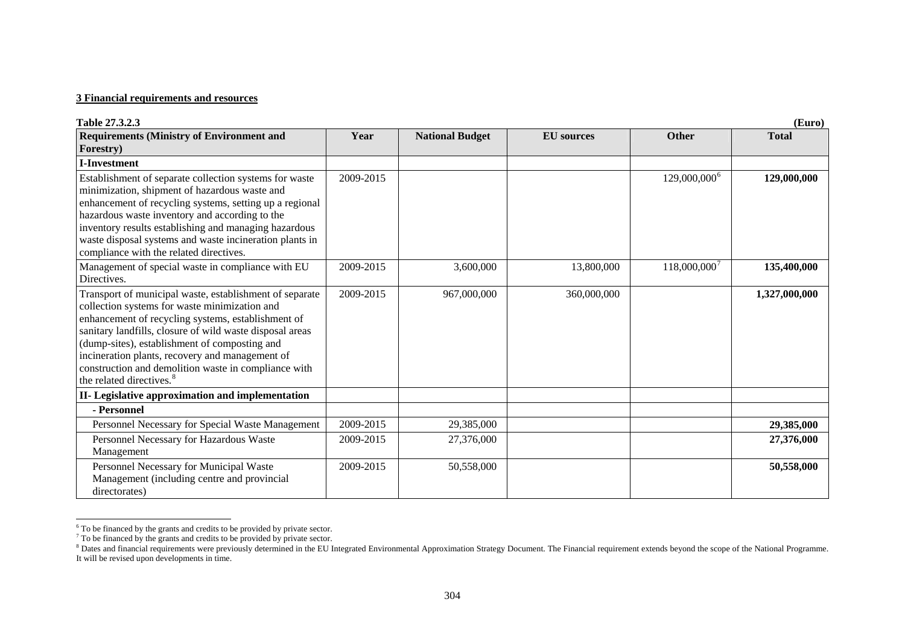**3 Financial requirements and resources**

**Table 27.3.2.3** **(Euro)**

| Requirements (Ministry of Environment and Forestry) | Year | National Budget | EU sources | Other | Total |
|---|---|---|---|---|---|
| **I-Investment** | | | | | |
| Establishment of separate collection systems for waste minimization, shipment of hazardous waste and enhancement of recycling systems, setting up a regional hazardous waste inventory and according to the inventory results establishing and managing hazardous waste disposal systems and waste incineration plants in compliance with the related directives. | 2009-2015 | | | 129,000,000[6] | **129,000,000** |
| Management of special waste in compliance with EU Directives. | 2009-2015 | 3,600,000 | 13,800,000 | 118,000,000[7] | **135,400,000** |
| Transport of municipal waste, establishment of separate collection systems for waste minimization and enhancement of recycling systems, establishment of sanitary landfills, closure of wild waste disposal areas (dump-sites), establishment of composting and incineration plants, recovery and management of construction and demolition waste in compliance with the related directives.[8] | 2009-2015 | 967,000,000 | 360,000,000 | | **1,327,000,000** |
| **II- Legislative approximation and implementation** | | | | | |
| **- Personnel** | | | | | |
| Personnel Necessary for Special Waste Management | 2009-2015 | 29,385,000 | | | **29,385,000** |
| Personnel Necessary for Hazardous Waste Management | 2009-2015 | 27,376,000 | | | **27,376,000** |
| Personnel Necessary for Municipal Waste Management (including centre and provincial directorates) | 2009-2015 | 50,558,000 | | | **50,558,000** |

[6] To be financed by the grants and credits to be provided by private sector.

[7] To be financed by the grants and credits to be provided by private sector.

[8] Dates and financial requirements were previously determined in the EU Integrated Environmental Approximation Strategy Document. The Financial requirement extends beyond the scope of the National Programme. It will be revised upon developments in time.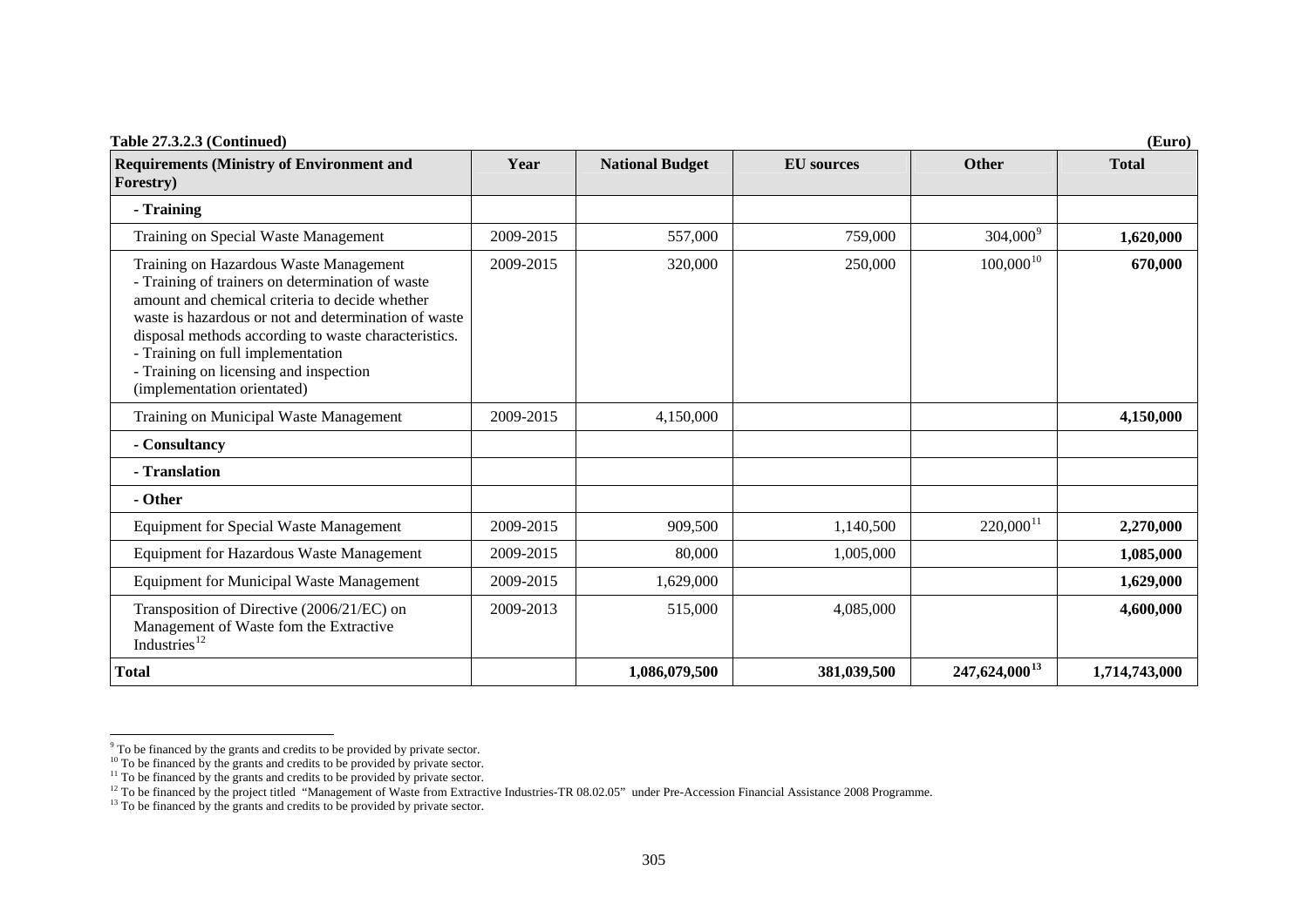**Table 27.3.2.3 (Continued)** **(Euro)**

| Requirements (Ministry of Environment and Forestry) | Year | National Budget | EU sources | Other | Total |
|---|---|---|---|---|---|
| **- Training** | | | | | |
| Training on Special Waste Management | 2009-2015 | 557,000 | 759,000 | 304,000[9] | **1,620,000** |
| Training on Hazardous Waste Management<br>- Training of trainers on determination of waste amount and chemical criteria to decide whether waste is hazardous or not and determination of waste disposal methods according to waste characteristics.<br>- Training on full implementation<br>- Training on licensing and inspection (implementation orientated) | 2009-2015 | 320,000 | 250,000 | 100,000[10] | **670,000** |
| Training on Municipal Waste Management | 2009-2015 | 4,150,000 | | | **4,150,000** |
| **- Consultancy** | | | | | |
| **- Translation** | | | | | |
| **- Other** | | | | | |
| Equipment for Special Waste Management | 2009-2015 | 909,500 | 1,140,500 | 220,000[11] | **2,270,000** |
| Equipment for Hazardous Waste Management | 2009-2015 | 80,000 | 1,005,000 | | **1,085,000** |
| Equipment for Municipal Waste Management | 2009-2015 | 1,629,000 | | | **1,629,000** |
| Transposition of Directive (2006/21/EC) on Management of Waste fom the Extractive Industries[12] | 2009-2013 | 515,000 | 4,085,000 | | **4,600,000** |
| **Total** | | **1,086,079,500** | **381,039,500** | **247,624,000[13]** | **1,714,743,000** |

[9] To be financed by the grants and credits to be provided by private sector.
[10] To be financed by the grants and credits to be provided by private sector.
[11] To be financed by the grants and credits to be provided by private sector.
[12] To be financed by the project titled "Management of Waste from Extractive Industries-TR 08.02.05" under Pre-Accession Financial Assistance 2008 Programme.
[13] To be financed by the grants and credits to be provided by private sector.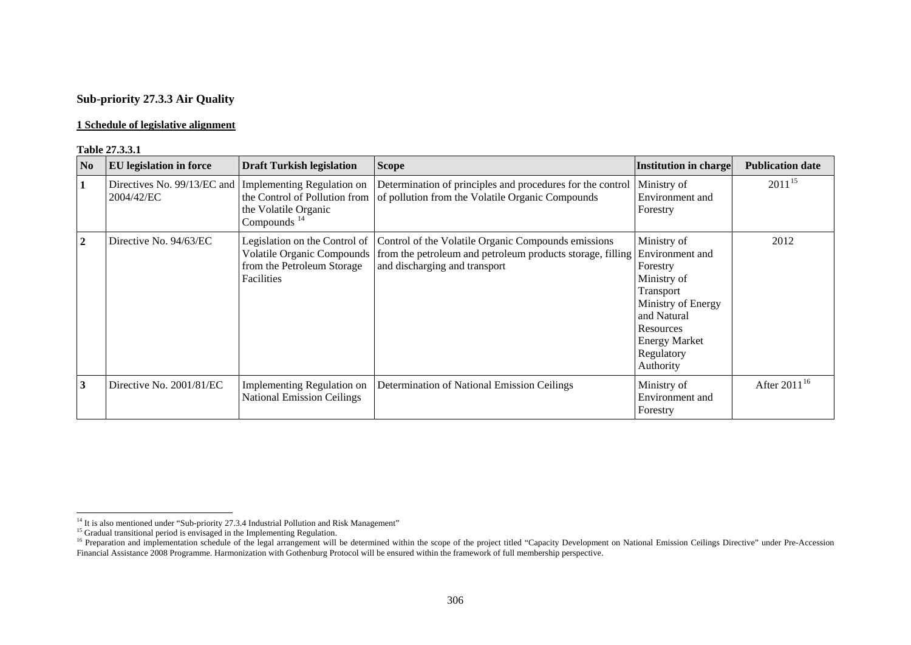### Sub-priority 27.3.3 Air Quality

**1 Schedule of legislative alignment**

**Table 27.3.3.1**

| No | EU legislation in force | Draft Turkish legislation | Scope | Institution in charge | Publication date |
|---|---|---|---|---|---|
| 1 | Directives No. 99/13/EC and 2004/42/EC | Implementing Regulation on the Control of Pollution from the Volatile Organic Compounds [14] | Determination of principles and procedures for the control of pollution from the Volatile Organic Compounds | Ministry of Environment and Forestry | 2011[15] |
| 2 | Directive No. 94/63/EC | Legislation on the Control of Volatile Organic Compounds from the Petroleum Storage Facilities | Control of the Volatile Organic Compounds emissions from the petroleum and petroleum products storage, filling and discharging and transport | Ministry of Environment and Forestry Ministry of Transport Ministry of Energy and Natural Resources Energy Market Regulatory Authority | 2012 |
| 3 | Directive No. 2001/81/EC | Implementing Regulation on National Emission Ceilings | Determination of National Emission Ceilings | Ministry of Environment and Forestry | After 2011[16] |

[14] It is also mentioned under "Sub-priority 27.3.4 Industrial Pollution and Risk Management"

[15] Gradual transitional period is envisaged in the Implementing Regulation.

[16] Preparation and implementation schedule of the legal arrangement will be determined within the scope of the project titled "Capacity Development on National Emission Ceilings Directive" under Pre-Accession Financial Assistance 2008 Programme. Harmonization with Gothenburg Protocol will be ensured within the framework of full membership perspective.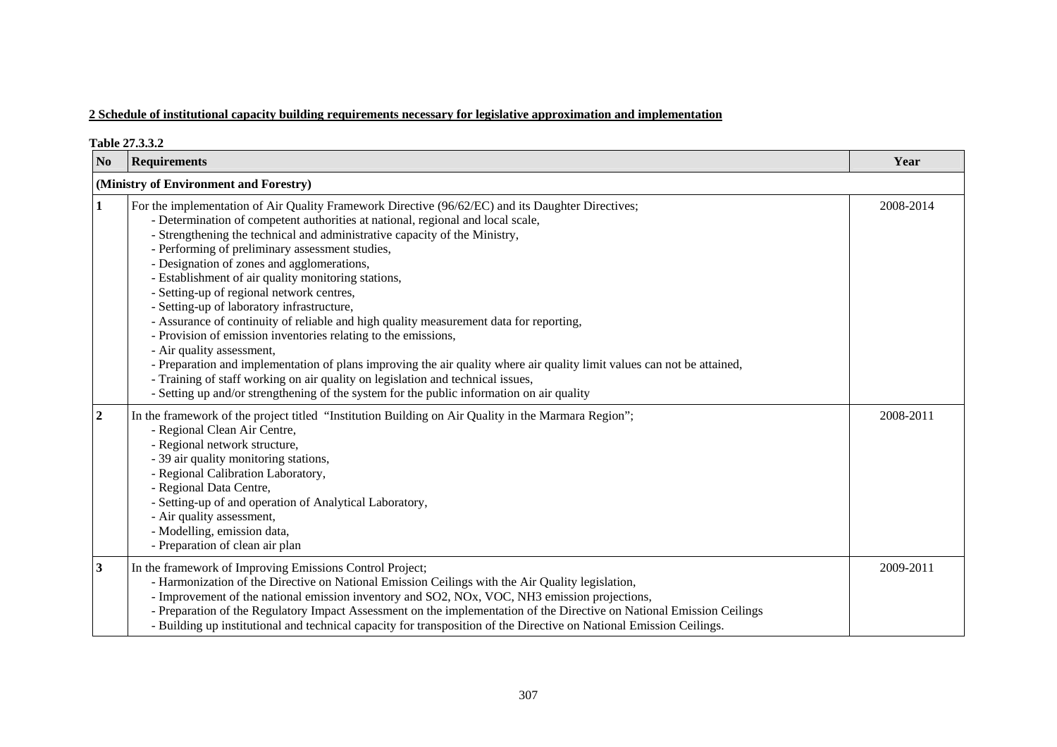**2 Schedule of institutional capacity building requirements necessary for legislative approximation and implementation**

**Table 27.3.3.2**

| No | Requirements | Year |
|---|---|---|
| **(Ministry of Environment and Forestry)** | | |
| 1 | For the implementation of Air Quality Framework Directive (96/62/EC) and its Daughter Directives;<br>- Determination of competent authorities at national, regional and local scale,<br>- Strengthening the technical and administrative capacity of the Ministry,<br>- Performing of preliminary assessment studies,<br>- Designation of zones and agglomerations,<br>- Establishment of air quality monitoring stations,<br>- Setting-up of regional network centres,<br>- Setting-up of laboratory infrastructure,<br>- Assurance of continuity of reliable and high quality measurement data for reporting,<br>- Provision of emission inventories relating to the emissions,<br>- Air quality assessment,<br>- Preparation and implementation of plans improving the air quality where air quality limit values can not be attained,<br>- Training of staff working on air quality on legislation and technical issues,<br>- Setting up and/or strengthening of the system for the public information on air quality | 2008-2014 |
| 2 | In the framework of the project titled "Institution Building on Air Quality in the Marmara Region";<br>- Regional Clean Air Centre,<br>- Regional network structure,<br>- 39 air quality monitoring stations,<br>- Regional Calibration Laboratory,<br>- Regional Data Centre,<br>- Setting-up of and operation of Analytical Laboratory,<br>- Air quality assessment,<br>- Modelling, emission data,<br>- Preparation of clean air plan | 2008-2011 |
| 3 | In the framework of Improving Emissions Control Project;<br>- Harmonization of the Directive on National Emission Ceilings with the Air Quality legislation,<br>- Improvement of the national emission inventory and $SO_2$, $NO_x$, VOC, $NH_3$ emission projections,<br>- Preparation of the Regulatory Impact Assessment on the implementation of the Directive on National Emission Ceilings<br>- Building up institutional and technical capacity for transposition of the Directive on National Emission Ceilings. | 2009-2011 |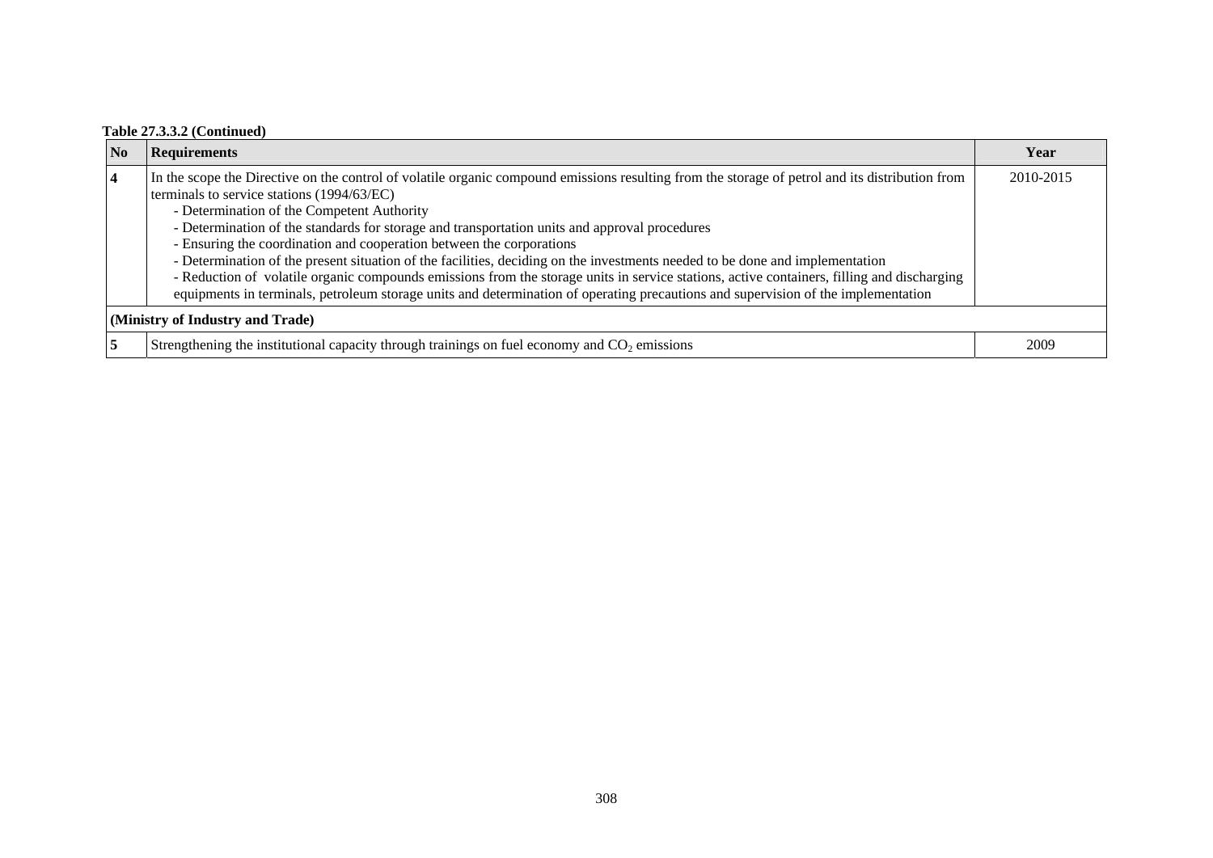**Table 27.3.3.2 (Continued)**

| No | Requirements | Year |
|---|---|---|
| **4** | In the scope the Directive on the control of volatile organic compound emissions resulting from the storage of petrol and its distribution from terminals to service stations (1994/63/EC)<br>- Determination of the Competent Authority<br>- Determination of the standards for storage and transportation units and approval procedures<br>- Ensuring the coordination and cooperation between the corporations<br>- Determination of the present situation of the facilities, deciding on the investments needed to be done and implementation<br>- Reduction of volatile organic compounds emissions from the storage units in service stations, active containers, filling and discharging equipments in terminals, petroleum storage units and determination of operating precautions and supervision of the implementation | 2010-2015 |
| **(Ministry of Industry and Trade)** | | |
| **5** | Strengthening the institutional capacity through trainings on fuel economy and $CO_2$ emissions | 2009 |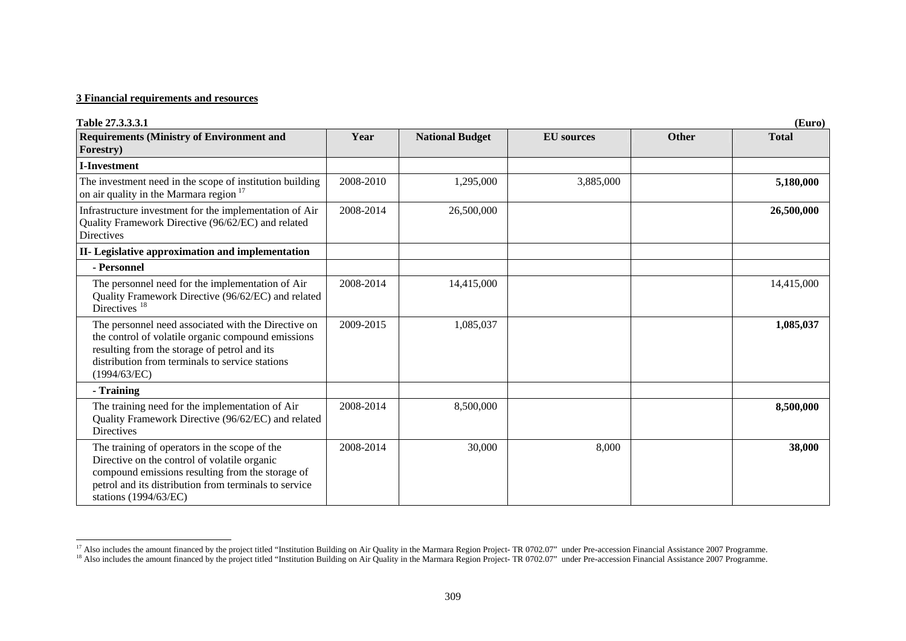**3 Financial requirements and resources**

**Table 27.3.3.3.1** **(Euro)**

| Requirements (Ministry of Environment and Forestry) | Year | National Budget | EU sources | Other | Total |
|---|---|---|---|---|---|
| **I-Investment** | | | | | |
| The investment need in the scope of institution building on air quality in the Marmara region [17] | 2008-2010 | 1,295,000 | 3,885,000 | | **5,180,000** |
| Infrastructure investment for the implementation of Air Quality Framework Directive (96/62/EC) and related Directives | 2008-2014 | 26,500,000 | | | **26,500,000** |
| **II- Legislative approximation and implementation** | | | | | |
| **- Personnel** | | | | | |
| The personnel need for the implementation of Air Quality Framework Directive (96/62/EC) and related Directives [18] | 2008-2014 | 14,415,000 | | | 14,415,000 |
| The personnel need associated with the Directive on the control of volatile organic compound emissions resulting from the storage of petrol and its distribution from terminals to service stations (1994/63/EC) | 2009-2015 | 1,085,037 | | | **1,085,037** |
| **- Training** | | | | | |
| The training need for the implementation of Air Quality Framework Directive (96/62/EC) and related Directives | 2008-2014 | 8,500,000 | | | **8,500,000** |
| The training of operators in the scope of the Directive on the control of volatile organic compound emissions resulting from the storage of petrol and its distribution from terminals to service stations (1994/63/EC) | 2008-2014 | 30,000 | 8,000 | | **38,000** |

[17] Also includes the amount financed by the project titled "Institution Building on Air Quality in the Marmara Region Project- TR 0702.07" under Pre-accession Financial Assistance 2007 Programme.

[18] Also includes the amount financed by the project titled "Institution Building on Air Quality in the Marmara Region Project- TR 0702.07" under Pre-accession Financial Assistance 2007 Programme.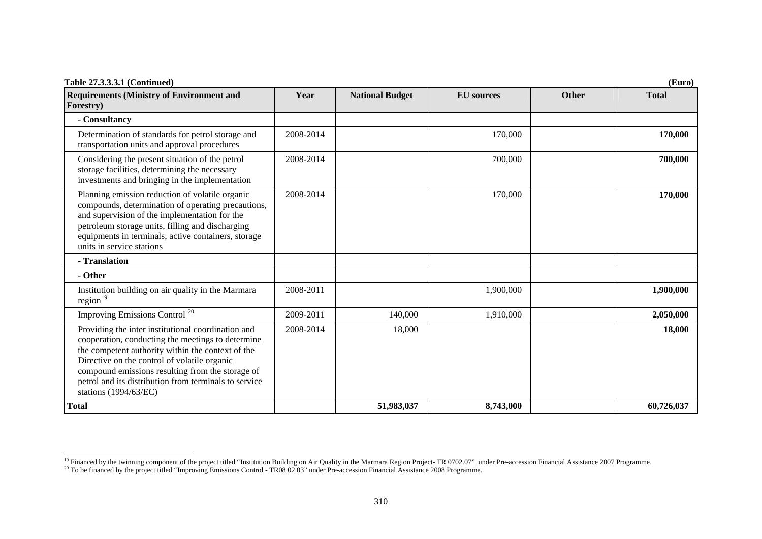**Table 27.3.3.3.1 (Continued)** **(Euro)**

| Requirements (Ministry of Environment and Forestry) | Year | National Budget | EU sources | Other | Total |
|---|---|---|---|---|---|
| **- Consultancy** | | | | | |
| Determination of standards for petrol storage and transportation units and approval procedures | 2008-2014 | | 170,000 | | **170,000** |
| Considering the present situation of the petrol storage facilities, determining the necessary investments and bringing in the implementation | 2008-2014 | | 700,000 | | **700,000** |
| Planning emission reduction of volatile organic compounds, determination of operating precautions, and supervision of the implementation for the petroleum storage units, filling and discharging equipments in terminals, active containers, storage units in service stations | 2008-2014 | | 170,000 | | **170,000** |
| **- Translation** | | | | | |
| **- Other** | | | | | |
| Institution building on air quality in the Marmara region[19] | 2008-2011 | | 1,900,000 | | **1,900,000** |
| Improving Emissions Control [20] | 2009-2011 | 140,000 | 1,910,000 | | **2,050,000** |
| Providing the inter institutional coordination and cooperation, conducting the meetings to determine the competent authority within the context of the Directive on the control of volatile organic compound emissions resulting from the storage of petrol and its distribution from terminals to service stations (1994/63/EC) | 2008-2014 | 18,000 | | | **18,000** |
| **Total** | | **51,983,037** | **8,743,000** | | **60,726,037** |

[19] Financed by the twinning component of the project titled "Institution Building on Air Quality in the Marmara Region Project- TR 0702.07" under Pre-accession Financial Assistance 2007 Programme.

[20] To be financed by the project titled "Improving Emissions Control - TR08 02 03" under Pre-accession Financial Assistance 2008 Programme.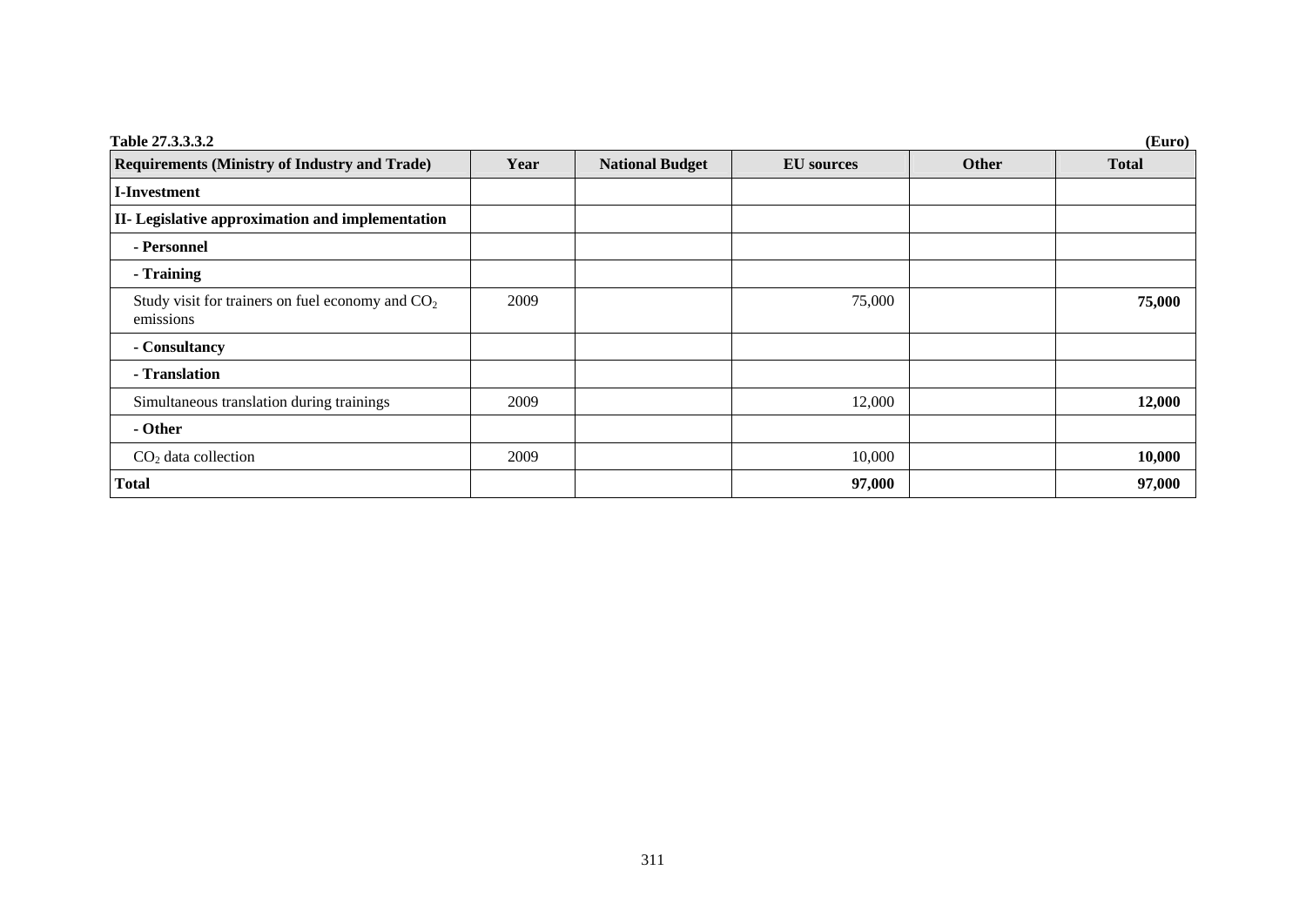**Table 27.3.3.3.2** **(Euro)**

| Requirements (Ministry of Industry and Trade) | Year | National Budget | EU sources | Other | Total |
|---|---|---|---|---|---|
| **I-Investment** | | | | | |
| **II- Legislative approximation and implementation** | | | | | |
| **- Personnel** | | | | | |
| **- Training** | | | | | |
| Study visit for trainers on fuel economy and $CO_2$ emissions | 2009 | | 75,000 | | **75,000** |
| **- Consultancy** | | | | | |
| **- Translation** | | | | | |
| Simultaneous translation during trainings | 2009 | | 12,000 | | **12,000** |
| **- Other** | | | | | |
| $CO_2$ data collection | 2009 | | 10,000 | | **10,000** |
| **Total** | | | **97,000** | | **97,000** |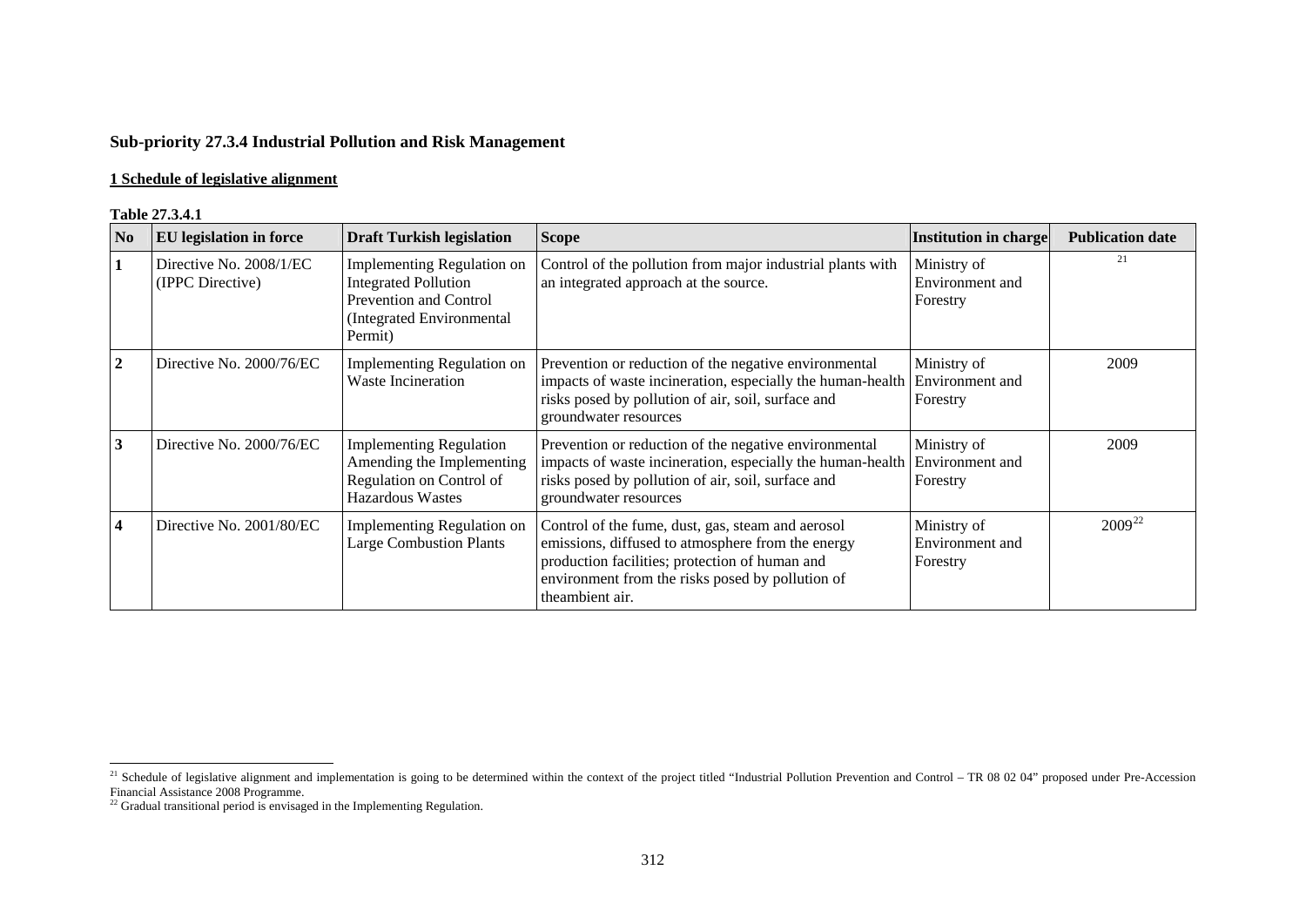### Sub-priority 27.3.4 Industrial Pollution and Risk Management

**1 Schedule of legislative alignment**

**Table 27.3.4.1**

| No | EU legislation in force | Draft Turkish legislation | Scope | Institution in charge | Publication date |
|---|---|---|---|---|---|
| **1** | Directive No. 2008/1/EC (IPPC Directive) | Implementing Regulation on Integrated Pollution Prevention and Control (Integrated Environmental Permit) | Control of the pollution from major industrial plants with an integrated approach at the source. | Ministry of Environment and Forestry | [21] |
| **2** | Directive No. 2000/76/EC | Implementing Regulation on Waste Incineration | Prevention or reduction of the negative environmental impacts of waste incineration, especially the human-health risks posed by pollution of air, soil, surface and groundwater resources | Ministry of Environment and Forestry | 2009 |
| **3** | Directive No. 2000/76/EC | Implementing Regulation Amending the Implementing Regulation on Control of Hazardous Wastes | Prevention or reduction of the negative environmental impacts of waste incineration, especially the human-health risks posed by pollution of air, soil, surface and groundwater resources | Ministry of Environment and Forestry | 2009 |
| **4** | Directive No. 2001/80/EC | Implementing Regulation on Large Combustion Plants | Control of the fume, dust, gas, steam and aerosol emissions, diffused to atmosphere from the energy production facilities; protection of human and environment from the risks posed by pollution of theambient air. | Ministry of Environment and Forestry | 2009[22] |

[21] Schedule of legislative alignment and implementation is going to be determined within the context of the project titled "Industrial Pollution Prevention and Control – TR 08 02 04" proposed under Pre-Accession Financial Assistance 2008 Programme.

[22] Gradual transitional period is envisaged in the Implementing Regulation.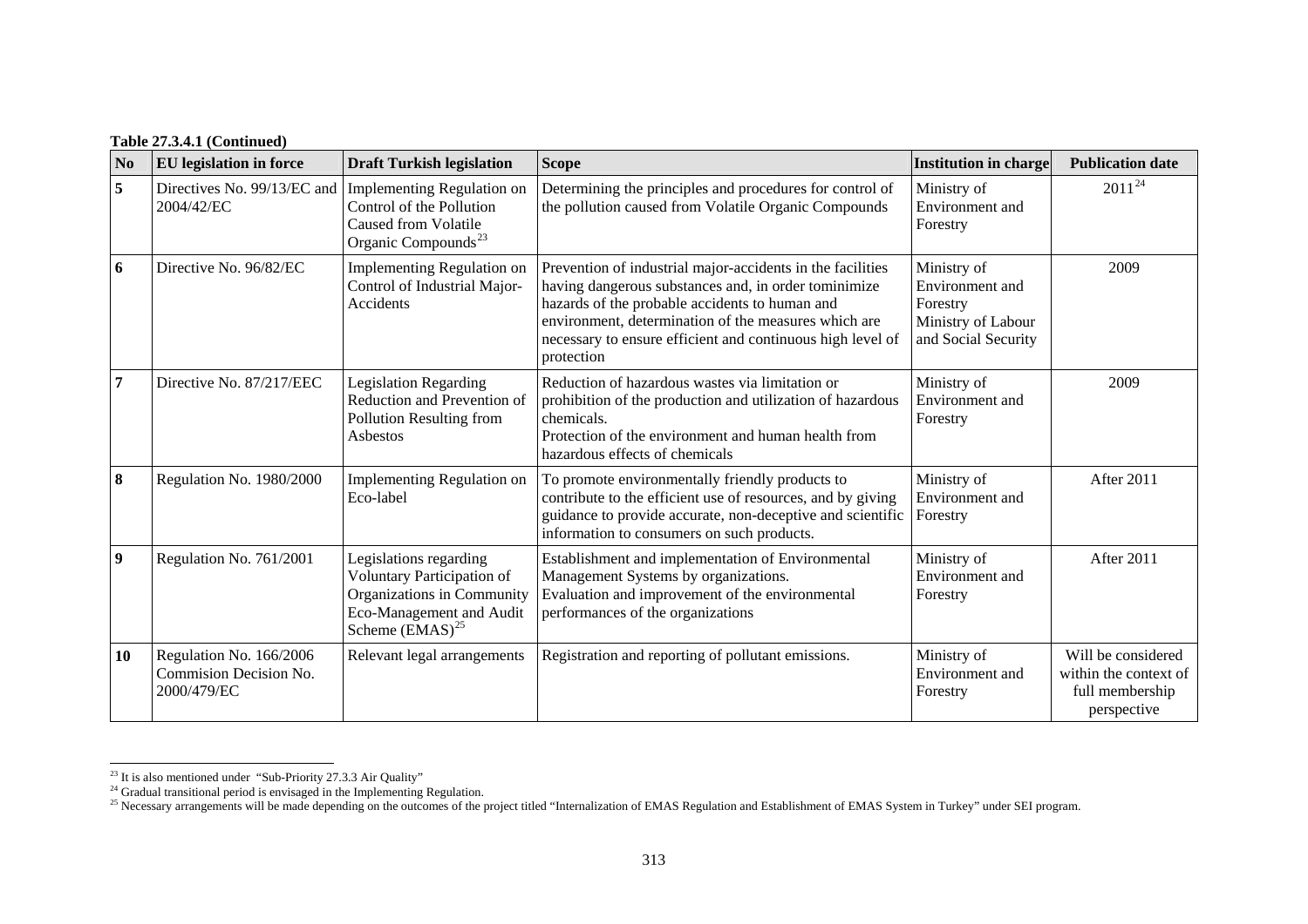**Table 27.3.4.1 (Continued)**

| No | EU legislation in force | Draft Turkish legislation | Scope | Institution in charge | Publication date |
|---|---|---|---|---|---|
| 5 | Directives No. 99/13/EC and 2004/42/EC | Implementing Regulation on Control of the Pollution Caused from Volatile Organic Compounds[23] | Determining the principles and procedures for control of the pollution caused from Volatile Organic Compounds | Ministry of Environment and Forestry | 2011[24] |
| 6 | Directive No. 96/82/EC | Implementing Regulation on Control of Industrial Major-Accidents | Prevention of industrial major-accidents in the facilities having dangerous substances and, in order tominimize hazards of the probable accidents to human and environment, determination of the measures which are necessary to ensure efficient and continuous high level of protection | Ministry of Environment and Forestry Ministry of Labour and Social Security | 2009 |
| 7 | Directive No. 87/217/EEC | Legislation Regarding Reduction and Prevention of Pollution Resulting from Asbestos | Reduction of hazardous wastes via limitation or prohibition of the production and utilization of hazardous chemicals. Protection of the environment and human health from hazardous effects of chemicals | Ministry of Environment and Forestry | 2009 |
| 8 | Regulation No. 1980/2000 | Implementing Regulation on Eco-label | To promote environmentally friendly products to contribute to the efficient use of resources, and by giving guidance to provide accurate, non-deceptive and scientific information to consumers on such products. | Ministry of Environment and Forestry | After 2011 |
| 9 | Regulation No. 761/2001 | Legislations regarding Voluntary Participation of Organizations in Community Eco-Management and Audit Scheme (EMAS)[25] | Establishment and implementation of Environmental Management Systems by organizations. Evaluation and improvement of the environmental performances of the organizations | Ministry of Environment and Forestry | After 2011 |
| 10 | Regulation No. 166/2006 Commision Decision No. 2000/479/EC | Relevant legal arrangements | Registration and reporting of pollutant emissions. | Ministry of Environment and Forestry | Will be considered within the context of full membership perspective |

[23] It is also mentioned under "Sub-Priority 27.3.3 Air Quality"

[24] Gradual transitional period is envisaged in the Implementing Regulation.

[25] Necessary arrangements will be made depending on the outcomes of the project titled "Internalization of EMAS Regulation and Establishment of EMAS System in Turkey" under SEI program.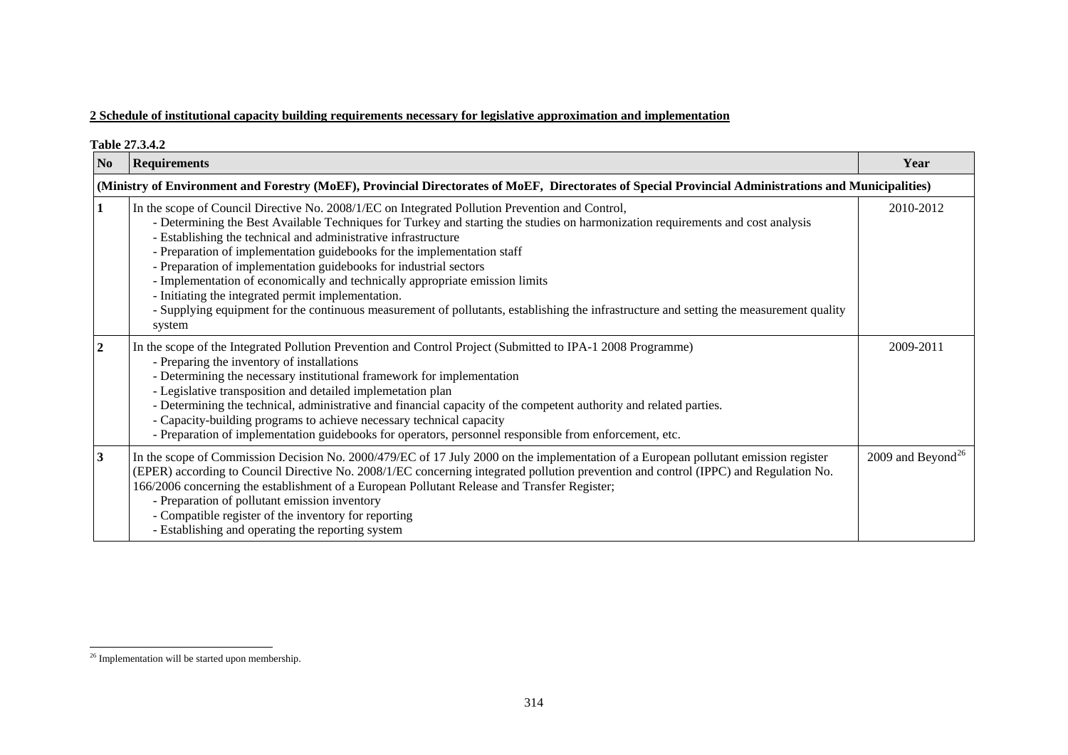**2 Schedule of institutional capacity building requirements necessary for legislative approximation and implementation**

**Table 27.3.4.2**

| No | Requirements | Year |
|---|---|---|
| **(Ministry of Environment and Forestry (MoEF), Provincial Directorates of MoEF, Directorates of Special Provincial Administrations and Municipalities)** | | |
| **1** | In the scope of Council Directive No. 2008/1/EC on Integrated Pollution Prevention and Control,<br>- Determining the Best Available Techniques for Turkey and starting the studies on harmonization requirements and cost analysis<br>- Establishing the technical and administrative infrastructure<br>- Preparation of implementation guidebooks for the implementation staff<br>- Preparation of implementation guidebooks for industrial sectors<br>- Implementation of economically and technically appropriate emission limits<br>- Initiating the integrated permit implementation.<br>- Supplying equipment for the continuous measurement of pollutants, establishing the infrastructure and setting the measurement quality system | 2010-2012 |
| **2** | In the scope of the Integrated Pollution Prevention and Control Project (Submitted to IPA-1 2008 Programme)<br>- Preparing the inventory of installations<br>- Determining the necessary institutional framework for implementation<br>- Legislative transposition and detailed implemetation plan<br>- Determining the technical, administrative and financial capacity of the competent authority and related parties.<br>- Capacity-building programs to achieve necessary technical capacity<br>- Preparation of implementation guidebooks for operators, personnel responsible from enforcement, etc. | 2009-2011 |
| **3** | In the scope of Commission Decision No. 2000/479/EC of 17 July 2000 on the implementation of a European pollutant emission register (EPER) according to Council Directive No. 2008/1/EC concerning integrated pollution prevention and control (IPPC) and Regulation No. 166/2006 concerning the establishment of a European Pollutant Release and Transfer Register;<br>- Preparation of pollutant emission inventory<br>- Compatible register of the inventory for reporting<br>- Establishing and operating the reporting system | 2009 and Beyond[26] |

[26] Implementation will be started upon membership.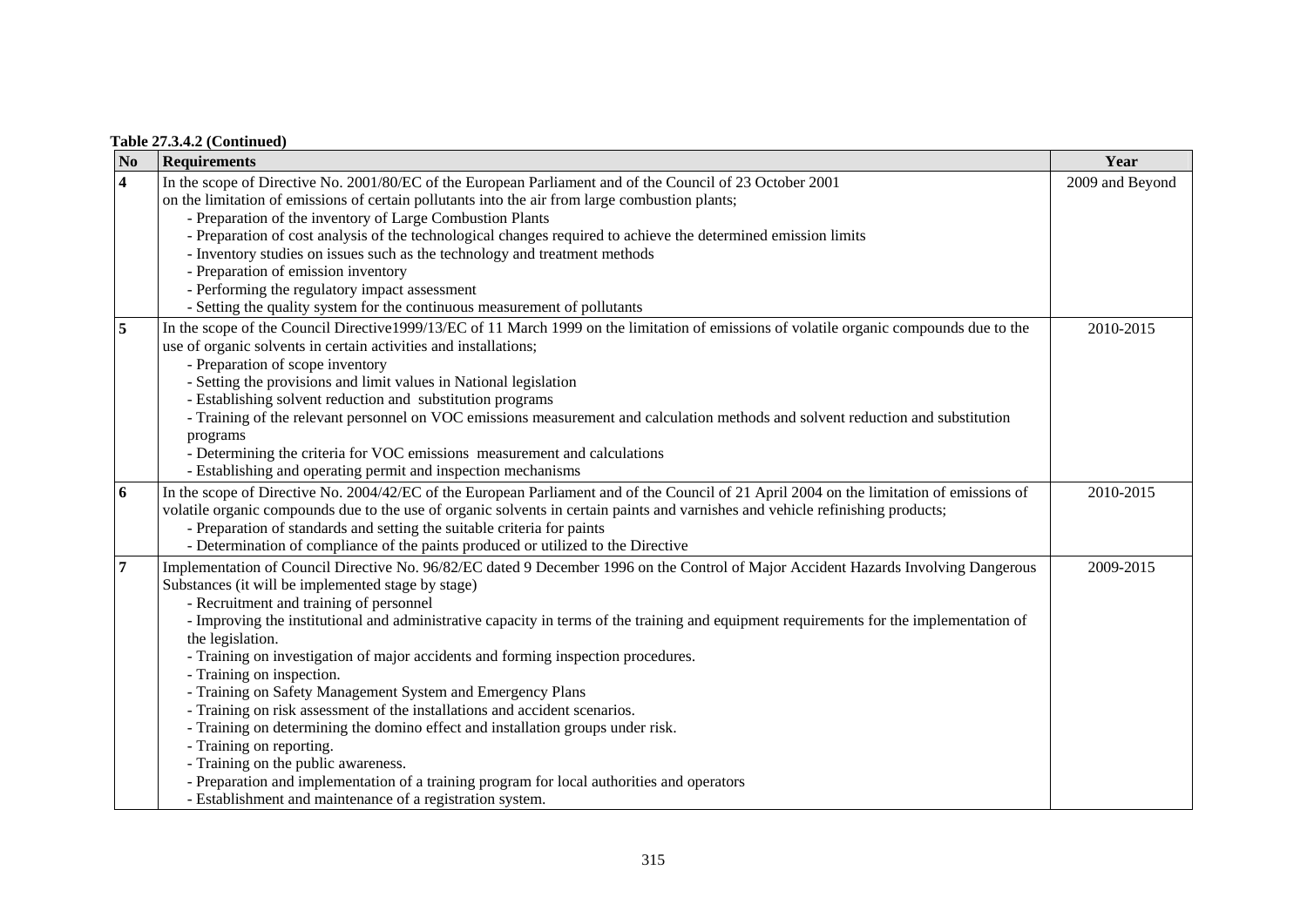**Table 27.3.4.2 (Continued)**

| No | Requirements | Year |
|---|---|---|
| 4 | In the scope of Directive No. 2001/80/EC of the European Parliament and of the Council of 23 October 2001 on the limitation of emissions of certain pollutants into the air from large combustion plants;<br>- Preparation of the inventory of Large Combustion Plants<br>- Preparation of cost analysis of the technological changes required to achieve the determined emission limits<br>- Inventory studies on issues such as the technology and treatment methods<br>- Preparation of emission inventory<br>- Performing the regulatory impact assessment<br>- Setting the quality system for the continuous measurement of pollutants | 2009 and Beyond |
| 5 | In the scope of the Council Directive1999/13/EC of 11 March 1999 on the limitation of emissions of volatile organic compounds due to the use of organic solvents in certain activities and installations;<br>- Preparation of scope inventory<br>- Setting the provisions and limit values in National legislation<br>- Establishing solvent reduction and substitution programs<br>- Training of the relevant personnel on VOC emissions measurement and calculation methods and solvent reduction and substitution programs<br>- Determining the criteria for VOC emissions measurement and calculations<br>- Establishing and operating permit and inspection mechanisms | 2010-2015 |
| 6 | In the scope of Directive No. 2004/42/EC of the European Parliament and of the Council of 21 April 2004 on the limitation of emissions of volatile organic compounds due to the use of organic solvents in certain paints and varnishes and vehicle refinishing products;<br>- Preparation of standards and setting the suitable criteria for paints<br>- Determination of compliance of the paints produced or utilized to the Directive | 2010-2015 |
| 7 | Implementation of Council Directive No. 96/82/EC dated 9 December 1996 on the Control of Major Accident Hazards Involving Dangerous Substances (it will be implemented stage by stage)<br>- Recruitment and training of personnel<br>- Improving the institutional and administrative capacity in terms of the training and equipment requirements for the implementation of the legislation.<br>- Training on investigation of major accidents and forming inspection procedures.<br>- Training on inspection.<br>- Training on Safety Management System and Emergency Plans<br>- Training on risk assessment of the installations and accident scenarios.<br>- Training on determining the domino effect and installation groups under risk.<br>- Training on reporting.<br>- Training on the public awareness.<br>- Preparation and implementation of a training program for local authorities and operators<br>- Establishment and maintenance of a registration system. | 2009-2015 |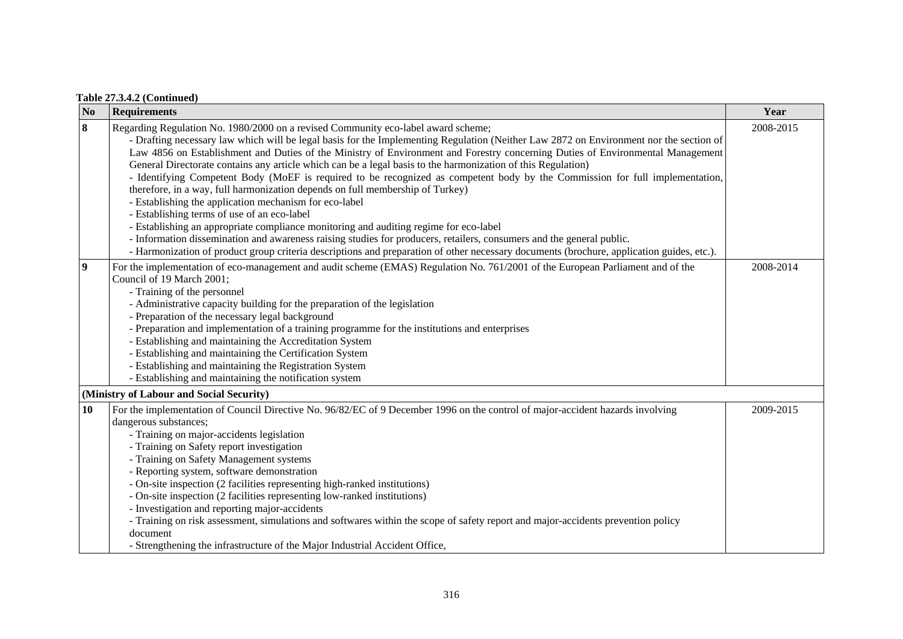**Table 27.3.4.2 (Continued)**

| No | Requirements | Year |
|---|---|---|
| 8 | Regarding Regulation No. 1980/2000 on a revised Community eco-label award scheme;<br>- Drafting necessary law which will be legal basis for the Implementing Regulation (Neither Law 2872 on Environment nor the section of Law 4856 on Establishment and Duties of the Ministry of Environment and Forestry concerning Duties of Environmental Management General Directorate contains any article which can be a legal basis to the harmonization of this Regulation)<br>- Identifying Competent Body (MoEF is required to be recognized as competent body by the Commission for full implementation, therefore, in a way, full harmonization depends on full membership of Turkey)<br>- Establishing the application mechanism for eco-label<br>- Establishing terms of use of an eco-label<br>- Establishing an appropriate compliance monitoring and auditing regime for eco-label<br>- Information dissemination and awareness raising studies for producers, retailers, consumers and the general public.<br>- Harmonization of product group criteria descriptions and preparation of other necessary documents (brochure, application guides, etc.). | 2008-2015 |
| 9 | For the implementation of eco-management and audit scheme (EMAS) Regulation No. 761/2001 of the European Parliament and of the Council of 19 March 2001;<br>- Training of the personnel<br>- Administrative capacity building for the preparation of the legislation<br>- Preparation of the necessary legal background<br>- Preparation and implementation of a training programme for the institutions and enterprises<br>- Establishing and maintaining the Accreditation System<br>- Establishing and maintaining the Certification System<br>- Establishing and maintaining the Registration System<br>- Establishing and maintaining the notification system | 2008-2014 |
| **(Ministry of Labour and Social Security)** | | |
| 10 | For the implementation of Council Directive No. 96/82/EC of 9 December 1996 on the control of major-accident hazards involving dangerous substances;<br>- Training on major-accidents legislation<br>- Training on Safety report investigation<br>- Training on Safety Management systems<br>- Reporting system, software demonstration<br>- On-site inspection (2 facilities representing high-ranked institutions)<br>- On-site inspection (2 facilities representing low-ranked institutions)<br>- Investigation and reporting major-accidents<br>- Training on risk assessment, simulations and softwares within the scope of safety report and major-accidents prevention policy document<br>- Strengthening the infrastructure of the Major Industrial Accident Office, | 2009-2015 |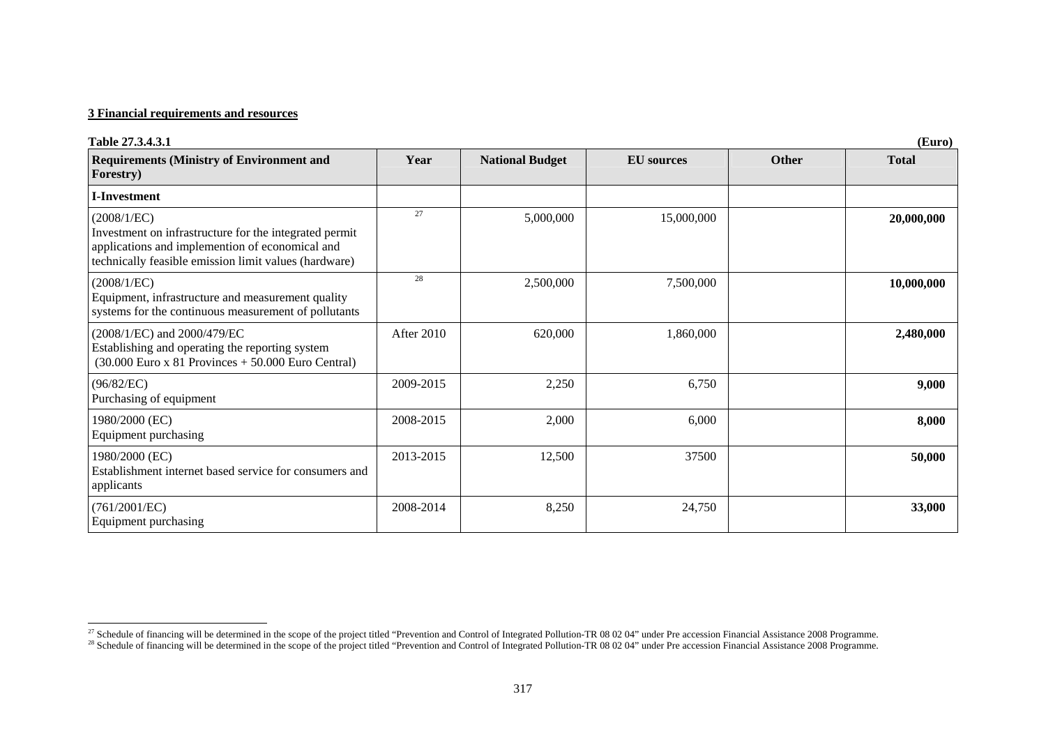**3 Financial requirements and resources**

**Table 27.3.4.3.1** **(Euro)**

| Requirements (Ministry of Environment and Forestry) | Year | National Budget | EU sources | Other | Total |
|---|---|---|---|---|---|
| **I-Investment** | | | | | |
| (2008/1/EC) Investment on infrastructure for the integrated permit applications and implemention of economical and technically feasible emission limit values (hardware) | [27] | 5,000,000 | 15,000,000 | | **20,000,000** |
| (2008/1/EC) Equipment, infrastructure and measurement quality systems for the continuous measurement of pollutants | [28] | 2,500,000 | 7,500,000 | | **10,000,000** |
| (2008/1/EC) and 2000/479/EC Establishing and operating the reporting system (30.000 Euro x 81 Provinces + 50.000 Euro Central) | After 2010 | 620,000 | 1,860,000 | | **2,480,000** |
| (96/82/EC) Purchasing of equipment | 2009-2015 | 2,250 | 6,750 | | **9,000** |
| 1980/2000 (EC) Equipment purchasing | 2008-2015 | 2,000 | 6,000 | | **8,000** |
| 1980/2000 (EC) Establishment internet based service for consumers and applicants | 2013-2015 | 12,500 | 37500 | | **50,000** |
| (761/2001/EC) Equipment purchasing | 2008-2014 | 8,250 | 24,750 | | **33,000** |

[27] Schedule of financing will be determined in the scope of the project titled "Prevention and Control of Integrated Pollution-TR 08 02 04" under Pre accession Financial Assistance 2008 Programme.

[28] Schedule of financing will be determined in the scope of the project titled "Prevention and Control of Integrated Pollution-TR 08 02 04" under Pre accession Financial Assistance 2008 Programme.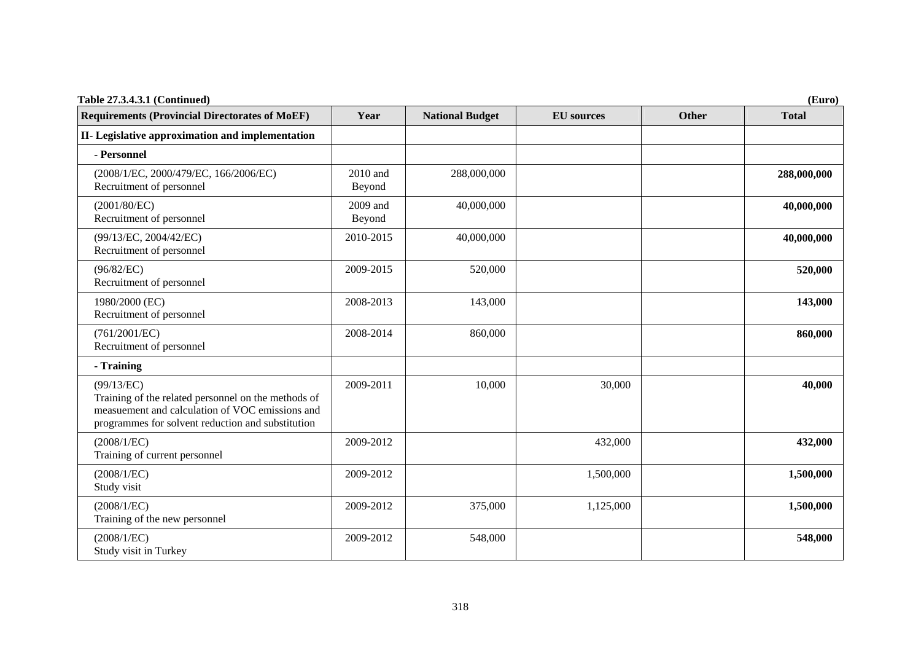**Table 27.3.4.3.1 (Continued)** **(Euro)**

| Requirements (Provincial Directorates of MoEF) | Year | National Budget | EU sources | Other | Total |
|---|---|---|---|---|---|
| **II- Legislative approximation and implementation** | | | | | |
| **- Personnel** | | | | | |
| (2008/1/EC, 2000/479/EC, 166/2006/EC) Recruitment of personnel | 2010 and Beyond | 288,000,000 | | | **288,000,000** |
| (2001/80/EC) Recruitment of personnel | 2009 and Beyond | 40,000,000 | | | **40,000,000** |
| (99/13/EC, 2004/42/EC) Recruitment of personnel | 2010-2015 | 40,000,000 | | | **40,000,000** |
| (96/82/EC) Recruitment of personnel | 2009-2015 | 520,000 | | | **520,000** |
| 1980/2000 (EC) Recruitment of personnel | 2008-2013 | 143,000 | | | **143,000** |
| (761/2001/EC) Recruitment of personnel | 2008-2014 | 860,000 | | | **860,000** |
| **- Training** | | | | | |
| (99/13/EC) Training of the related personnel on the methods of measuement and calculation of VOC emissions and programmes for solvent reduction and substitution | 2009-2011 | 10,000 | 30,000 | | **40,000** |
| (2008/1/EC) Training of current personnel | 2009-2012 | | 432,000 | | **432,000** |
| (2008/1/EC) Study visit | 2009-2012 | | 1,500,000 | | **1,500,000** |
| (2008/1/EC) Training of the new personnel | 2009-2012 | 375,000 | 1,125,000 | | **1,500,000** |
| (2008/1/EC) Study visit in Turkey | 2009-2012 | 548,000 | | | **548,000** |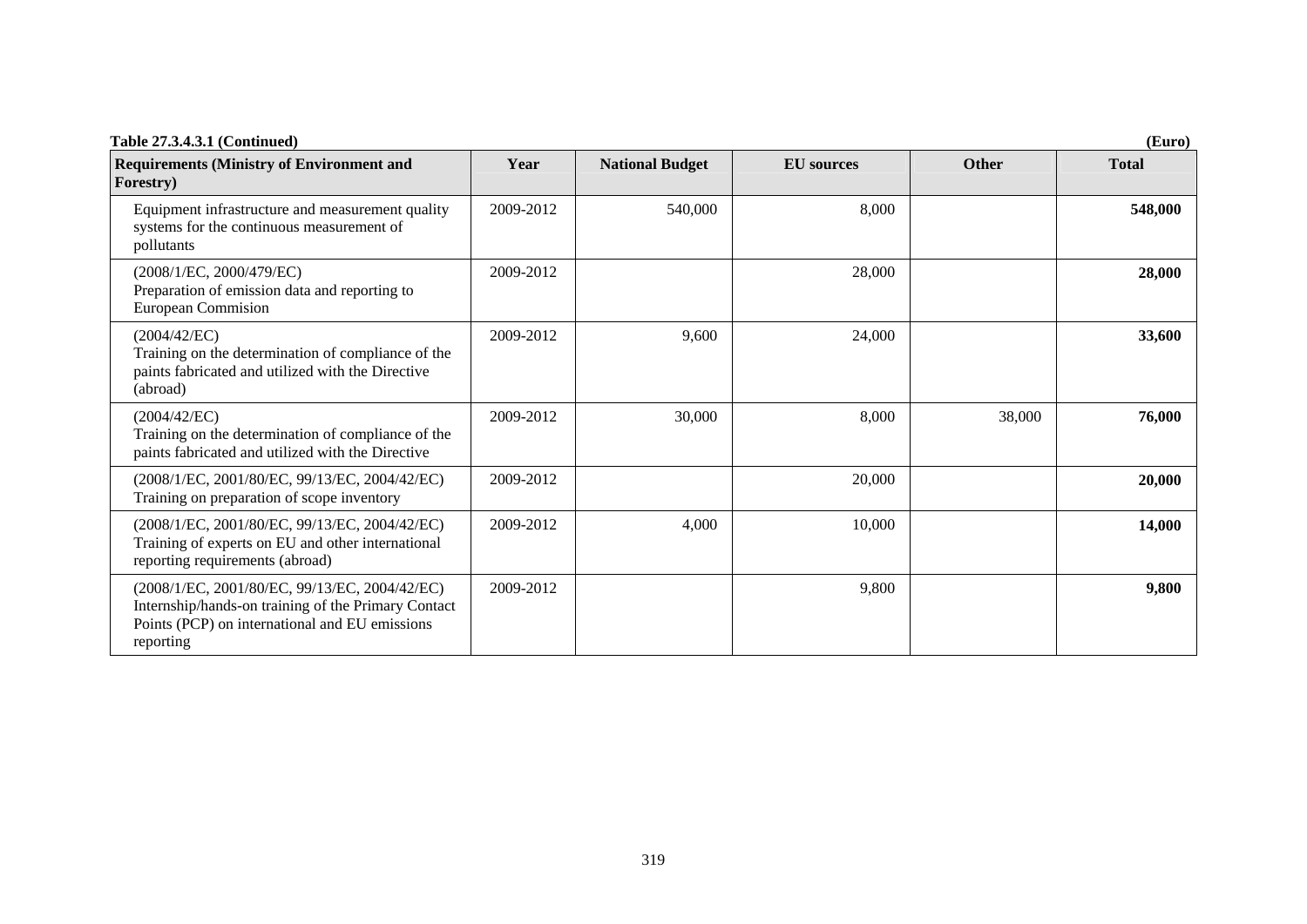**Table 27.3.4.3.1 (Continued)** **(Euro)**

| Requirements (Ministry of Environment and Forestry) | Year | National Budget | EU sources | Other | Total |
|---|---|---|---|---|---|
| Equipment infrastructure and measurement quality systems for the continuous measurement of pollutants | 2009-2012 | 540,000 | 8,000 | | **548,000** |
| (2008/1/EC, 2000/479/EC) Preparation of emission data and reporting to European Commision | 2009-2012 | | 28,000 | | **28,000** |
| (2004/42/EC) Training on the determination of compliance of the paints fabricated and utilized with the Directive (abroad) | 2009-2012 | 9,600 | 24,000 | | **33,600** |
| (2004/42/EC) Training on the determination of compliance of the paints fabricated and utilized with the Directive | 2009-2012 | 30,000 | 8,000 | 38,000 | **76,000** |
| (2008/1/EC, 2001/80/EC, 99/13/EC, 2004/42/EC) Training on preparation of scope inventory | 2009-2012 | | 20,000 | | **20,000** |
| (2008/1/EC, 2001/80/EC, 99/13/EC, 2004/42/EC) Training of experts on EU and other international reporting requirements (abroad) | 2009-2012 | 4,000 | 10,000 | | **14,000** |
| (2008/1/EC, 2001/80/EC, 99/13/EC, 2004/42/EC) Internship/hands-on training of the Primary Contact Points (PCP) on international and EU emissions reporting | 2009-2012 | | 9,800 | | **9,800** |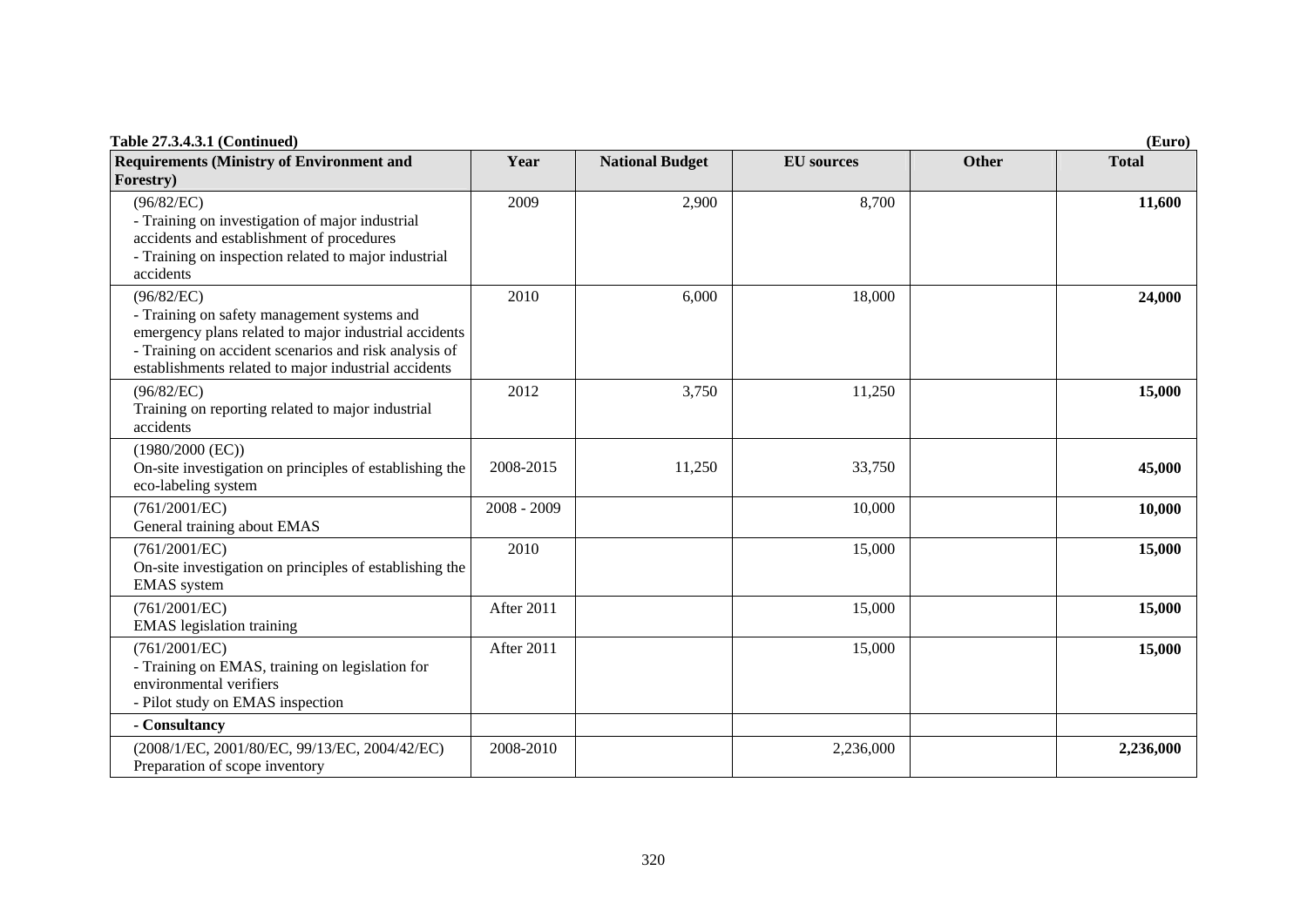**Table 27.3.4.3.1 (Continued)** **(Euro)**

| Requirements (Ministry of Environment and Forestry) | Year | National Budget | EU sources | Other | Total |
|---|---|---|---|---|---|
| (96/82/EC)<br>- Training on investigation of major industrial accidents and establishment of procedures<br>- Training on inspection related to major industrial accidents | 2009 | 2,900 | 8,700 | | **11,600** |
| (96/82/EC)<br>- Training on safety management systems and emergency plans related to major industrial accidents<br>- Training on accident scenarios and risk analysis of establishments related to major industrial accidents | 2010 | 6,000 | 18,000 | | **24,000** |
| (96/82/EC)<br>Training on reporting related to major industrial accidents | 2012 | 3,750 | 11,250 | | **15,000** |
| (1980/2000 (EC))<br>On-site investigation on principles of establishing the eco-labeling system | 2008-2015 | 11,250 | 33,750 | | **45,000** |
| (761/2001/EC)<br>General training about EMAS | 2008 - 2009 | | 10,000 | | **10,000** |
| (761/2001/EC)<br>On-site investigation on principles of establishing the EMAS system | 2010 | | 15,000 | | **15,000** |
| (761/2001/EC)<br>EMAS legislation training | After 2011 | | 15,000 | | **15,000** |
| (761/2001/EC)<br>- Training on EMAS, training on legislation for environmental verifiers<br>- Pilot study on EMAS inspection | After 2011 | | 15,000 | | **15,000** |
| **- Consultancy** | | | | | |
| (2008/1/EC, 2001/80/EC, 99/13/EC, 2004/42/EC)<br>Preparation of scope inventory | 2008-2010 | | 2,236,000 | | **2,236,000** |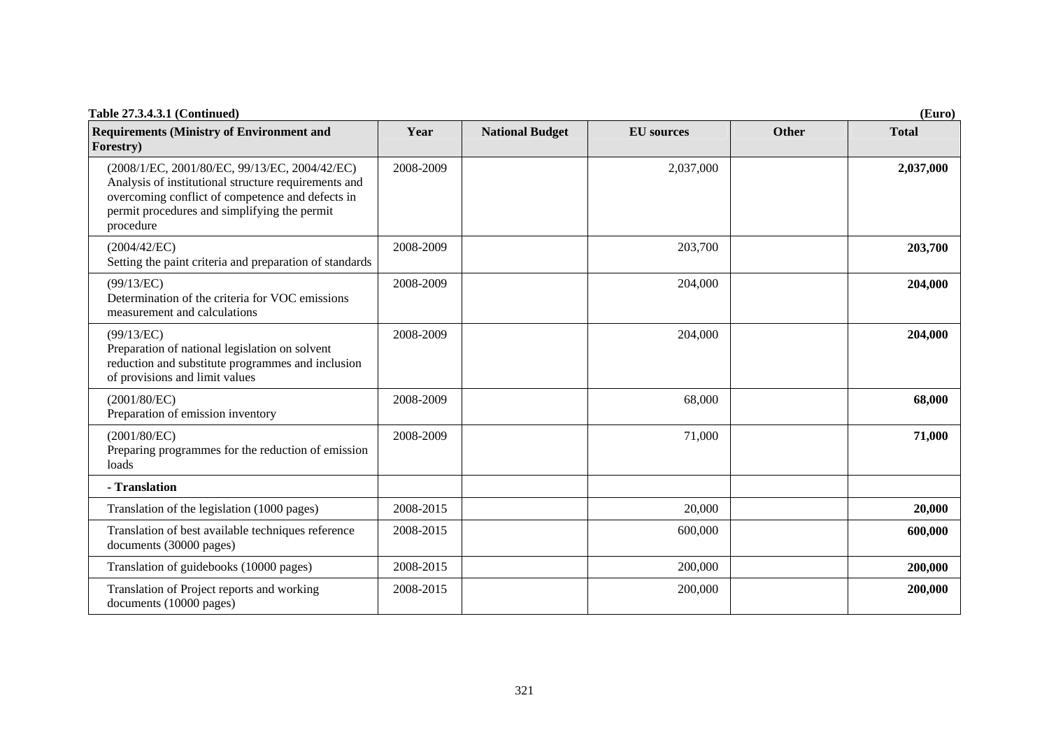**Table 27.3.4.3.1 (Continued)** **(Euro)**

| Requirements (Ministry of Environment and Forestry) | Year | National Budget | EU sources | Other | Total |
|---|---|---|---|---|---|
| (2008/1/EC, 2001/80/EC, 99/13/EC, 2004/42/EC) Analysis of institutional structure requirements and overcoming conflict of competence and defects in permit procedures and simplifying the permit procedure | 2008-2009 | | 2,037,000 | | **2,037,000** |
| (2004/42/EC) Setting the paint criteria and preparation of standards | 2008-2009 | | 203,700 | | **203,700** |
| (99/13/EC) Determination of the criteria for VOC emissions measurement and calculations | 2008-2009 | | 204,000 | | **204,000** |
| (99/13/EC) Preparation of national legislation on solvent reduction and substitute programmes and inclusion of provisions and limit values | 2008-2009 | | 204,000 | | **204,000** |
| (2001/80/EC) Preparation of emission inventory | 2008-2009 | | 68,000 | | **68,000** |
| (2001/80/EC) Preparing programmes for the reduction of emission loads | 2008-2009 | | 71,000 | | **71,000** |
| **- Translation** | | | | | |
| Translation of the legislation (1000 pages) | 2008-2015 | | 20,000 | | **20,000** |
| Translation of best available techniques reference documents (30000 pages) | 2008-2015 | | 600,000 | | **600,000** |
| Translation of guidebooks (10000 pages) | 2008-2015 | | 200,000 | | **200,000** |
| Translation of Project reports and working documents (10000 pages) | 2008-2015 | | 200,000 | | **200,000** |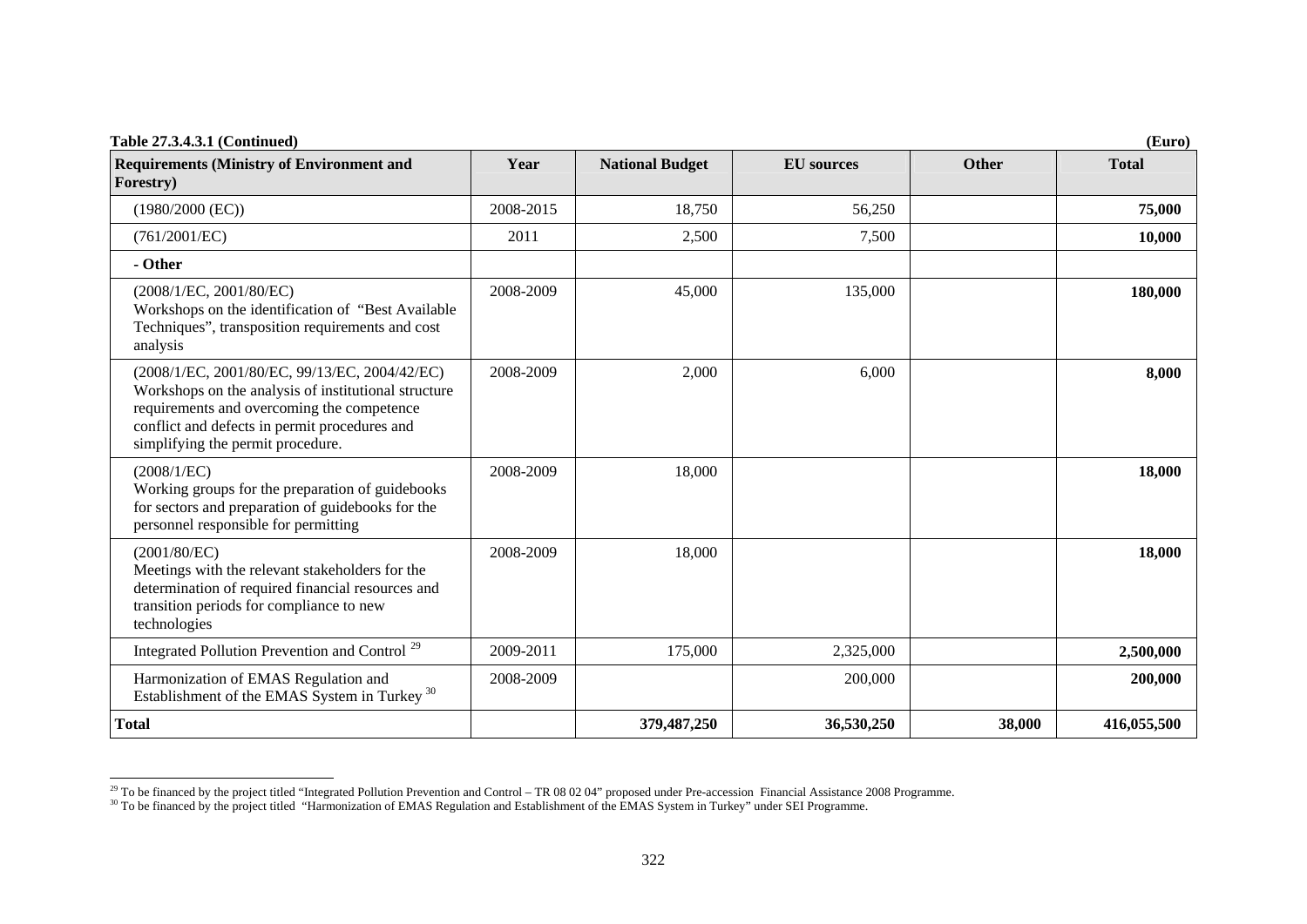**Table 27.3.4.3.1 (Continued)** **(Euro)**

| Requirements (Ministry of Environment and Forestry) | Year | National Budget | EU sources | Other | Total |
|---|---|---|---|---|---|
| (1980/2000 (EC)) | 2008-2015 | 18,750 | 56,250 | | **75,000** |
| (761/2001/EC) | 2011 | 2,500 | 7,500 | | **10,000** |
| **- Other** | | | | | |
| (2008/1/EC, 2001/80/EC) Workshops on the identification of "Best Available Techniques", transposition requirements and cost analysis | 2008-2009 | 45,000 | 135,000 | | **180,000** |
| (2008/1/EC, 2001/80/EC, 99/13/EC, 2004/42/EC) Workshops on the analysis of institutional structure requirements and overcoming the competence conflict and defects in permit procedures and simplifying the permit procedure. | 2008-2009 | 2,000 | 6,000 | | **8,000** |
| (2008/1/EC) Working groups for the preparation of guidebooks for sectors and preparation of guidebooks for the personnel responsible for permitting | 2008-2009 | 18,000 | | | **18,000** |
| (2001/80/EC) Meetings with the relevant stakeholders for the determination of required financial resources and transition periods for compliance to new technologies | 2008-2009 | 18,000 | | | **18,000** |
| Integrated Pollution Prevention and Control [29] | 2009-2011 | 175,000 | 2,325,000 | | **2,500,000** |
| Harmonization of EMAS Regulation and Establishment of the EMAS System in Turkey [30] | 2008-2009 | | 200,000 | | **200,000** |
| **Total** | | **379,487,250** | **36,530,250** | **38,000** | **416,055,500** |

[29] To be financed by the project titled "Integrated Pollution Prevention and Control – TR 08 02 04" proposed under Pre-accession Financial Assistance 2008 Programme.

[30] To be financed by the project titled "Harmonization of EMAS Regulation and Establishment of the EMAS System in Turkey" under SEI Programme.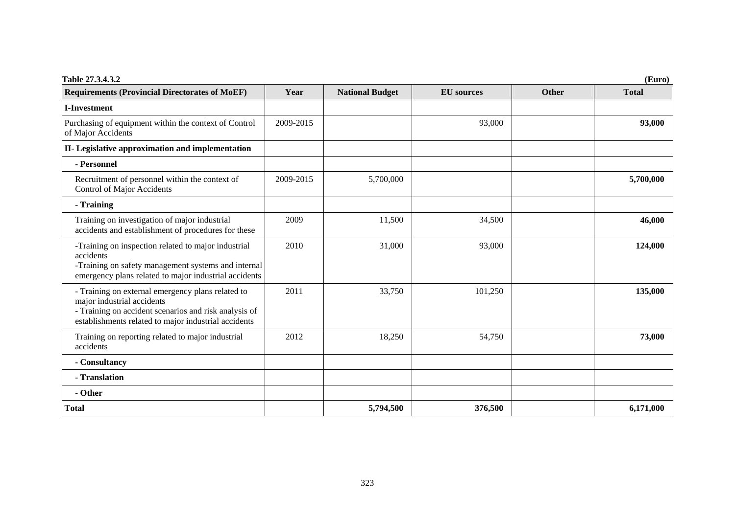**Table 27.3.4.3.2** **(Euro)**

| Requirements (Provincial Directorates of MoEF) | Year | National Budget | EU sources | Other | Total |
|---|---|---|---|---|---|
| **I-Investment** | | | | | |
| Purchasing of equipment within the context of Control of Major Accidents | 2009-2015 | | 93,000 | | **93,000** |
| **II- Legislative approximation and implementation** | | | | | |
| **- Personnel** | | | | | |
| Recruitment of personnel within the context of Control of Major Accidents | 2009-2015 | 5,700,000 | | | **5,700,000** |
| **- Training** | | | | | |
| Training on investigation of major industrial accidents and establishment of procedures for these | 2009 | 11,500 | 34,500 | | **46,000** |
| -Training on inspection related to major industrial accidents<br>-Training on safety management systems and internal emergency plans related to major industrial accidents | 2010 | 31,000 | 93,000 | | **124,000** |
| - Training on external emergency plans related to major industrial accidents<br>- Training on accident scenarios and risk analysis of establishments related to major industrial accidents | 2011 | 33,750 | 101,250 | | **135,000** |
| Training on reporting related to major industrial accidents | 2012 | 18,250 | 54,750 | | **73,000** |
| **- Consultancy** | | | | | |
| **- Translation** | | | | | |
| **- Other** | | | | | |
| **Total** | | **5,794,500** | **376,500** | | **6,171,000** |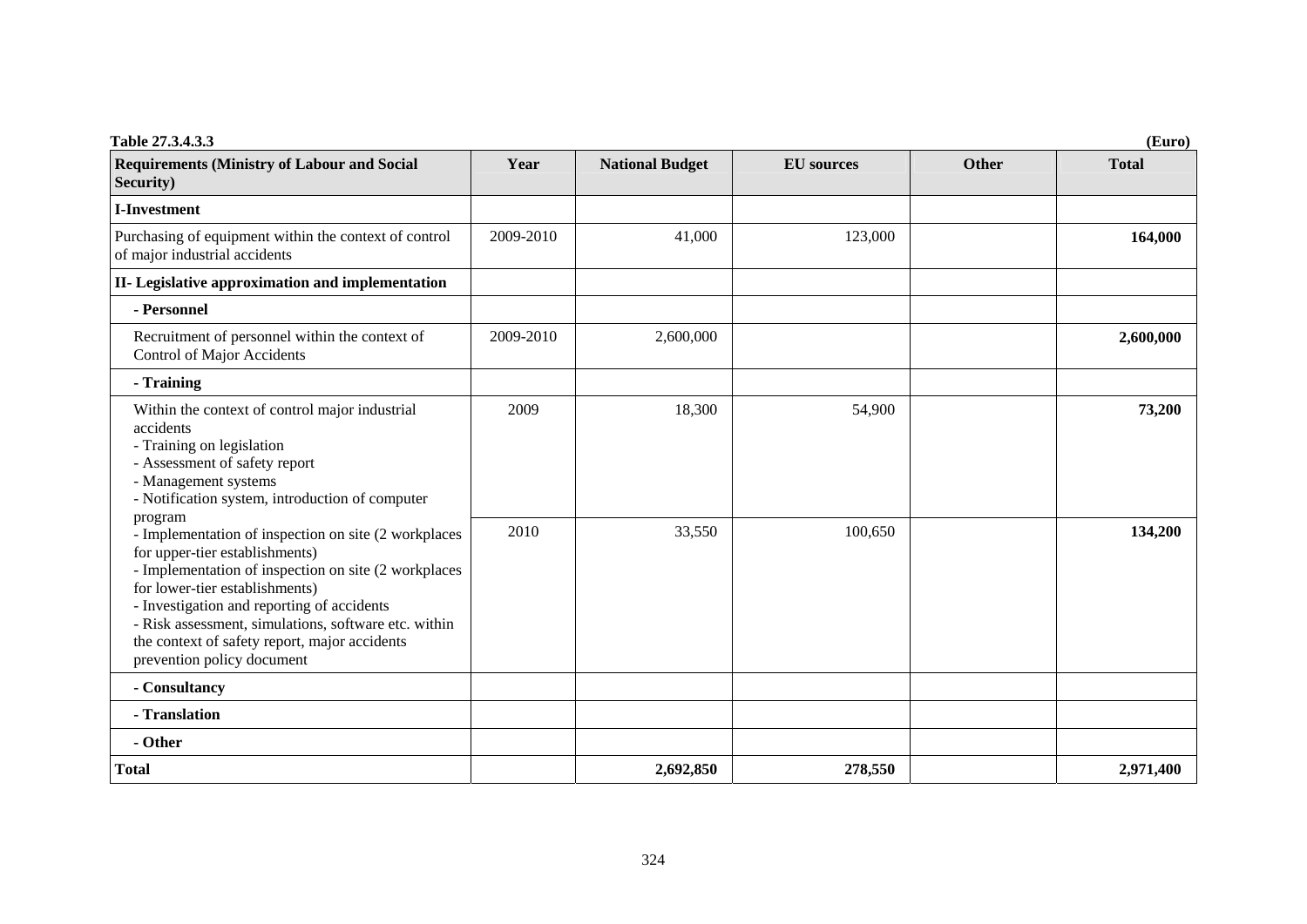**Table 27.3.4.3.3** **(Euro)**

| Requirements (Ministry of Labour and Social Security) | Year | National Budget | EU sources | Other | Total |
|---|---|---|---|---|---|
| **I-Investment** | | | | | |
| Purchasing of equipment within the context of control of major industrial accidents | 2009-2010 | 41,000 | 123,000 | | **164,000** |
| **II- Legislative approximation and implementation** | | | | | |
| **- Personnel** | | | | | |
| Recruitment of personnel within the context of Control of Major Accidents | 2009-2010 | 2,600,000 | | | **2,600,000** |
| **- Training** | | | | | |
| Within the context of control major industrial accidents<br>- Training on legislation<br>- Assessment of safety report<br>- Management systems<br>- Notification system, introduction of computer program<br>- Implementation of inspection on site (2 workplaces for upper-tier establishments)<br>- Implementation of inspection on site (2 workplaces for lower-tier establishments)<br>- Investigation and reporting of accidents<br>- Risk assessment, simulations, software etc. within the context of safety report, major accidents prevention policy document | 2009 | 18,300 | 54,900 | | **73,200** |
| | 2010 | 33,550 | 100,650 | | **134,200** |
| **- Consultancy** | | | | | |
| **- Translation** | | | | | |
| **- Other** | | | | | |
| **Total** | | **2,692,850** | **278,550** | | **2,971,400** |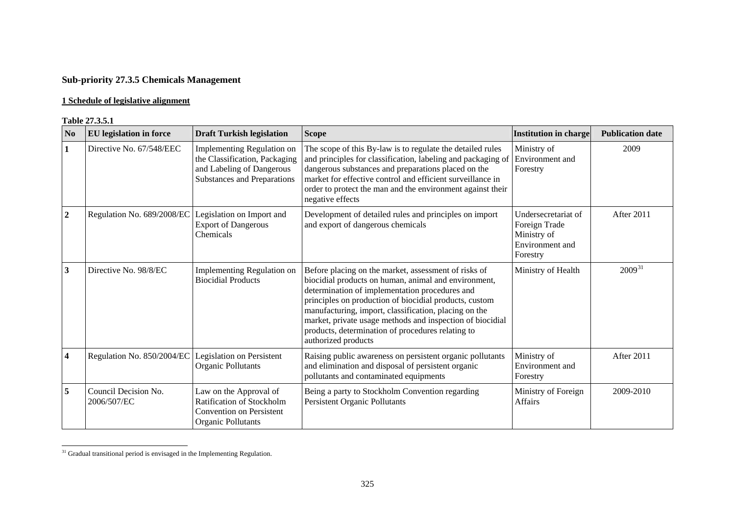### Sub-priority 27.3.5 Chemicals Management

**1 Schedule of legislative alignment**

**Table 27.3.5.1**

| No | EU legislation in force | Draft Turkish legislation | Scope | Institution in charge | Publication date |
|---|---|---|---|---|---|
| **1** | Directive No. 67/548/EEC | Implementing Regulation on the Classification, Packaging and Labeling of Dangerous Substances and Preparations | The scope of this By-law is to regulate the detailed rules and principles for classification, labeling and packaging of dangerous substances and preparations placed on the market for effective control and efficient surveillance in order to protect the man and the environment against their negative effects | Ministry of Environment and Forestry | 2009 |
| **2** | Regulation No. 689/2008/EC | Legislation on Import and Export of Dangerous Chemicals | Development of detailed rules and principles on import and export of dangerous chemicals | Undersecretariat of Foreign Trade Ministry of Environment and Forestry | After 2011 |
| **3** | Directive No. 98/8/EC | Implementing Regulation on Biocidial Products | Before placing on the market, assessment of risks of biocidial products on human, animal and environment, determination of implementation procedures and principles on production of biocidial products, custom manufacturing, import, classification, placing on the market, private usage methods and inspection of biocidial products, determination of procedures relating to authorized products | Ministry of Health | 2009[31] |
| **4** | Regulation No. 850/2004/EC | Legislation on Persistent Organic Pollutants | Raising public awareness on persistent organic pollutants and elimination and disposal of persistent organic pollutants and contaminated equipments | Ministry of Environment and Forestry | After 2011 |
| **5** | Council Decision No. 2006/507/EC | Law on the Approval of Ratification of Stockholm Convention on Persistent Organic Pollutants | Being a party to Stockholm Convention regarding Persistent Organic Pollutants | Ministry of Foreign Affairs | 2009-2010 |

[31] Gradual transitional period is envisaged in the Implementing Regulation.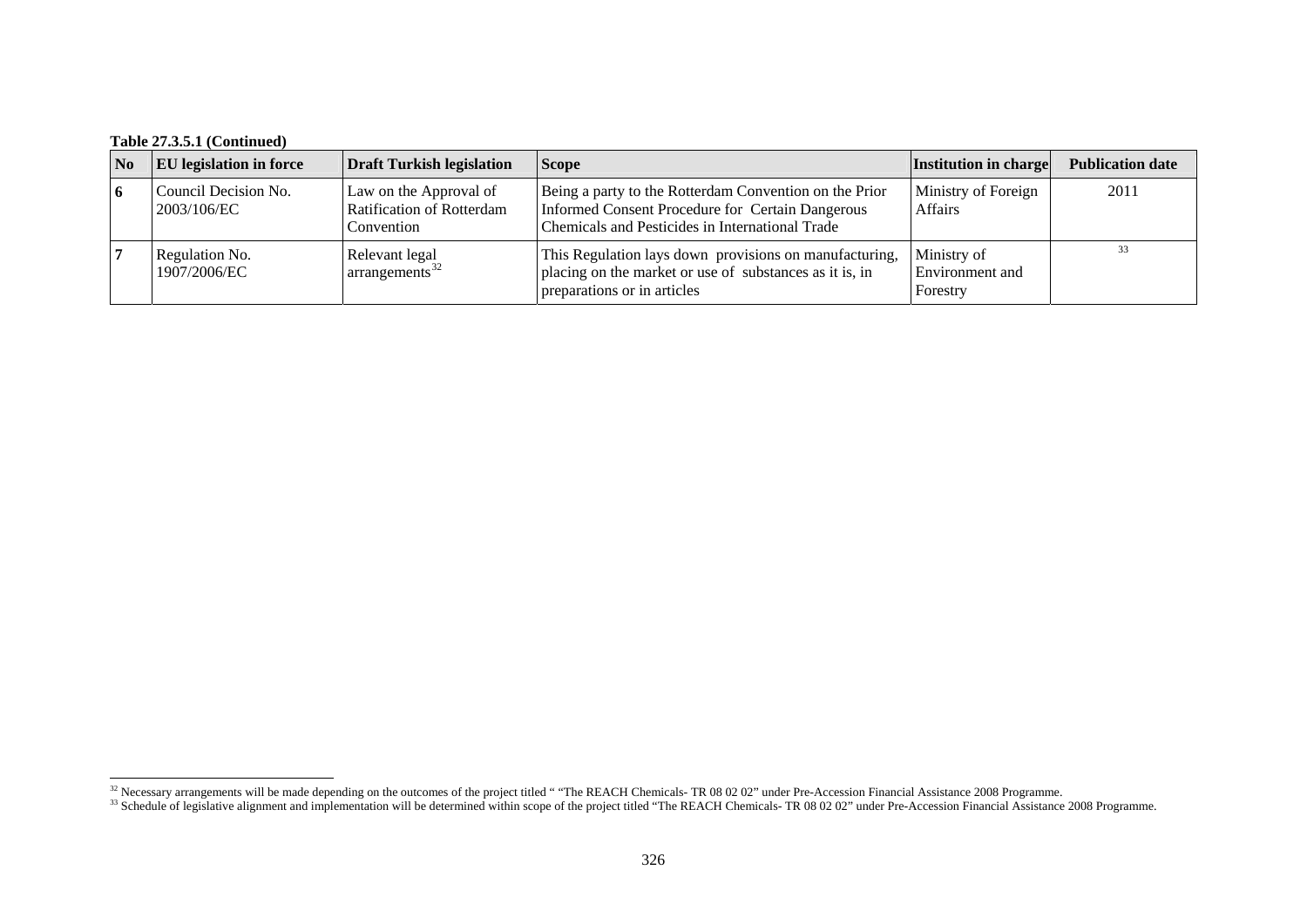**Table 27.3.5.1 (Continued)**

| No | EU legislation in force | Draft Turkish legislation | Scope | Institution in charge | Publication date |
|---|---|---|---|---|---|
| 6 | Council Decision No. 2003/106/EC | Law on the Approval of Ratification of Rotterdam Convention | Being a party to the Rotterdam Convention on the Prior Informed Consent Procedure for Certain Dangerous Chemicals and Pesticides in International Trade | Ministry of Foreign Affairs | 2011 |
| 7 | Regulation No. 1907/2006/EC | Relevant legal arrangements[32] | This Regulation lays down provisions on manufacturing, placing on the market or use of substances as it is, in preparations or in articles | Ministry of Environment and Forestry | [33] |

[32] Necessary arrangements will be made depending on the outcomes of the project titled " "The REACH Chemicals- TR 08 02 02" under Pre-Accession Financial Assistance 2008 Programme.

[33] Schedule of legislative alignment and implementation will be determined within scope of the project titled "The REACH Chemicals- TR 08 02 02" under Pre-Accession Financial Assistance 2008 Programme.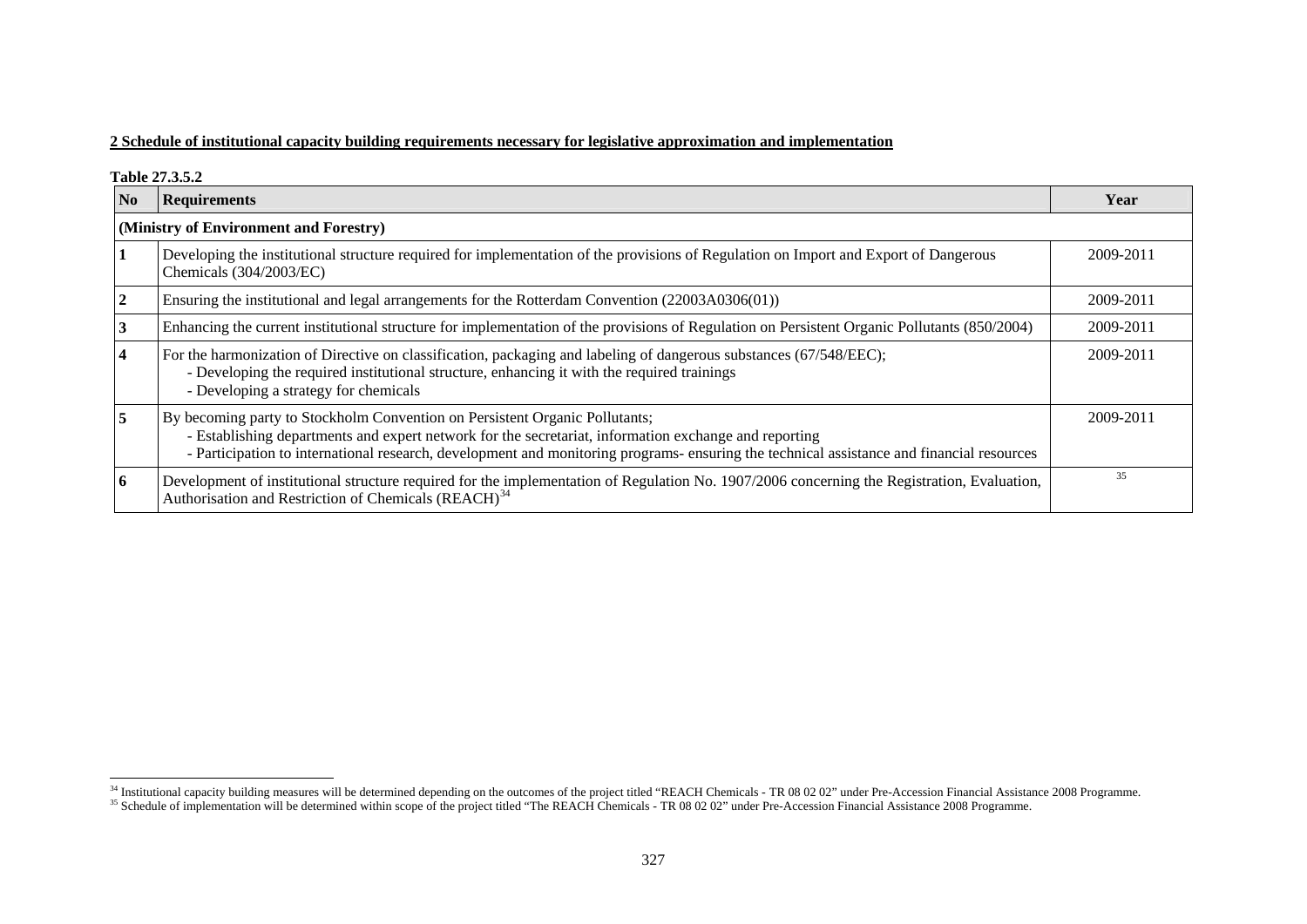**2 Schedule of institutional capacity building requirements necessary for legislative approximation and implementation**

**Table 27.3.5.2**

| No | Requirements | Year |
|---|---|---|
| **(Ministry of Environment and Forestry)** | | |
| **1** | Developing the institutional structure required for implementation of the provisions of Regulation on Import and Export of Dangerous Chemicals (304/2003/EC) | 2009-2011 |
| **2** | Ensuring the institutional and legal arrangements for the Rotterdam Convention (22003A0306(01)) | 2009-2011 |
| **3** | Enhancing the current institutional structure for implementation of the provisions of Regulation on Persistent Organic Pollutants (850/2004) | 2009-2011 |
| **4** | For the harmonization of Directive on classification, packaging and labeling of dangerous substances (67/548/EEC);<br>- Developing the required institutional structure, enhancing it with the required trainings<br>- Developing a strategy for chemicals | 2009-2011 |
| **5** | By becoming party to Stockholm Convention on Persistent Organic Pollutants;<br>- Establishing departments and expert network for the secretariat, information exchange and reporting<br>- Participation to international research, development and monitoring programs- ensuring the technical assistance and financial resources | 2009-2011 |
| **6** | Development of institutional structure required for the implementation of Regulation No. 1907/2006 concerning the Registration, Evaluation, Authorisation and Restriction of Chemicals (REACH)[34] | [35] |

[34] Institutional capacity building measures will be determined depending on the outcomes of the project titled "REACH Chemicals - TR 08 02 02" under Pre-Accession Financial Assistance 2008 Programme.

[35] Schedule of implementation will be determined within scope of the project titled "The REACH Chemicals - TR 08 02 02" under Pre-Accession Financial Assistance 2008 Programme.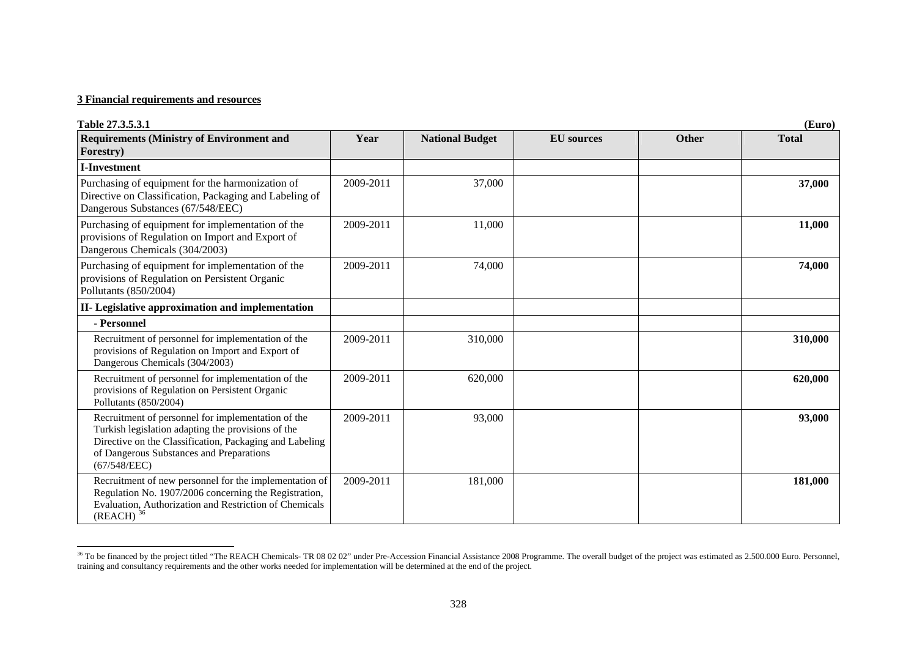**3 Financial requirements and resources**

**Table 27.3.5.3.1** **(Euro)**

| Requirements (Ministry of Environment and Forestry) | Year | National Budget | EU sources | Other | Total |
|---|---|---|---|---|---|
| **I-Investment** | | | | | |
| Purchasing of equipment for the harmonization of Directive on Classification, Packaging and Labeling of Dangerous Substances (67/548/EEC) | 2009-2011 | 37,000 | | | **37,000** |
| Purchasing of equipment for implementation of the provisions of Regulation on Import and Export of Dangerous Chemicals (304/2003) | 2009-2011 | 11,000 | | | **11,000** |
| Purchasing of equipment for implementation of the provisions of Regulation on Persistent Organic Pollutants (850/2004) | 2009-2011 | 74,000 | | | **74,000** |
| **II- Legislative approximation and implementation** | | | | | |
| **- Personnel** | | | | | |
| Recruitment of personnel for implementation of the provisions of Regulation on Import and Export of Dangerous Chemicals (304/2003) | 2009-2011 | 310,000 | | | **310,000** |
| Recruitment of personnel for implementation of the provisions of Regulation on Persistent Organic Pollutants (850/2004) | 2009-2011 | 620,000 | | | **620,000** |
| Recruitment of personnel for implementation of the Turkish legislation adapting the provisions of the Directive on the Classification, Packaging and Labeling of Dangerous Substances and Preparations (67/548/EEC) | 2009-2011 | 93,000 | | | **93,000** |
| Recruitment of new personnel for the implementation of Regulation No. 1907/2006 concerning the Registration, Evaluation, Authorization and Restriction of Chemicals (REACH) [36] | 2009-2011 | 181,000 | | | **181,000** |

[36] To be financed by the project titled "The REACH Chemicals- TR 08 02 02" under Pre-Accession Financial Assistance 2008 Programme. The overall budget of the project was estimated as 2.500.000 Euro. Personnel, training and consultancy requirements and the other works needed for implementation will be determined at the end of the project.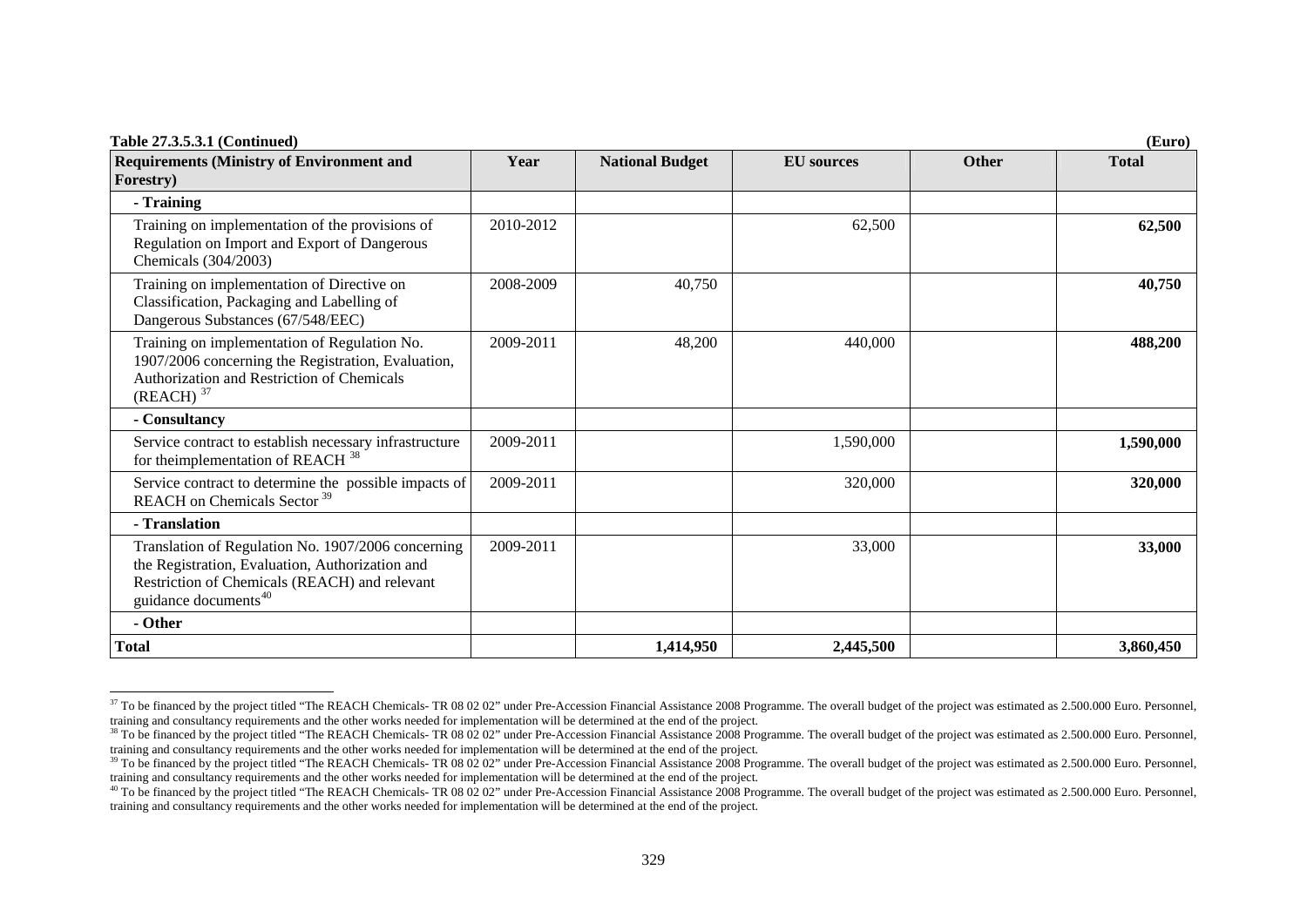**Table 27.3.5.3.1 (Continued)** **(Euro)**

| Requirements (Ministry of Environment and Forestry) | Year | National Budget | EU sources | Other | Total |
|---|---|---|---|---|---|
| **- Training** | | | | | |
| Training on implementation of the provisions of Regulation on Import and Export of Dangerous Chemicals (304/2003) | 2010-2012 | | 62,500 | | **62,500** |
| Training on implementation of Directive on Classification, Packaging and Labelling of Dangerous Substances (67/548/EEC) | 2008-2009 | 40,750 | | | **40,750** |
| Training on implementation of Regulation No. 1907/2006 concerning the Registration, Evaluation, Authorization and Restriction of Chemicals (REACH) [37] | 2009-2011 | 48,200 | 440,000 | | **488,200** |
| **- Consultancy** | | | | | |
| Service contract to establish necessary infrastructure for theimplementation of REACH [38] | 2009-2011 | | 1,590,000 | | **1,590,000** |
| Service contract to determine the possible impacts of REACH on Chemicals Sector [39] | 2009-2011 | | 320,000 | | **320,000** |
| **- Translation** | | | | | |
| Translation of Regulation No. 1907/2006 concerning the Registration, Evaluation, Authorization and Restriction of Chemicals (REACH) and relevant guidance documents[40] | 2009-2011 | | 33,000 | | **33,000** |
| **- Other** | | | | | |
| **Total** | | **1,414,950** | **2,445,500** | | **3,860,450** |

[37] To be financed by the project titled "The REACH Chemicals- TR 08 02 02" under Pre-Accession Financial Assistance 2008 Programme. The overall budget of the project was estimated as 2.500.000 Euro. Personnel, training and consultancy requirements and the other works needed for implementation will be determined at the end of the project.

[38] To be financed by the project titled "The REACH Chemicals- TR 08 02 02" under Pre-Accession Financial Assistance 2008 Programme. The overall budget of the project was estimated as 2.500.000 Euro. Personnel, training and consultancy requirements and the other works needed for implementation will be determined at the end of the project.

[39] To be financed by the project titled "The REACH Chemicals- TR 08 02 02" under Pre-Accession Financial Assistance 2008 Programme. The overall budget of the project was estimated as 2.500.000 Euro. Personnel, training and consultancy requirements and the other works needed for implementation will be determined at the end of the project.

[40] To be financed by the project titled "The REACH Chemicals- TR 08 02 02" under Pre-Accession Financial Assistance 2008 Programme. The overall budget of the project was estimated as 2.500.000 Euro. Personnel, training and consultancy requirements and the other works needed for implementation will be determined at the end of the project.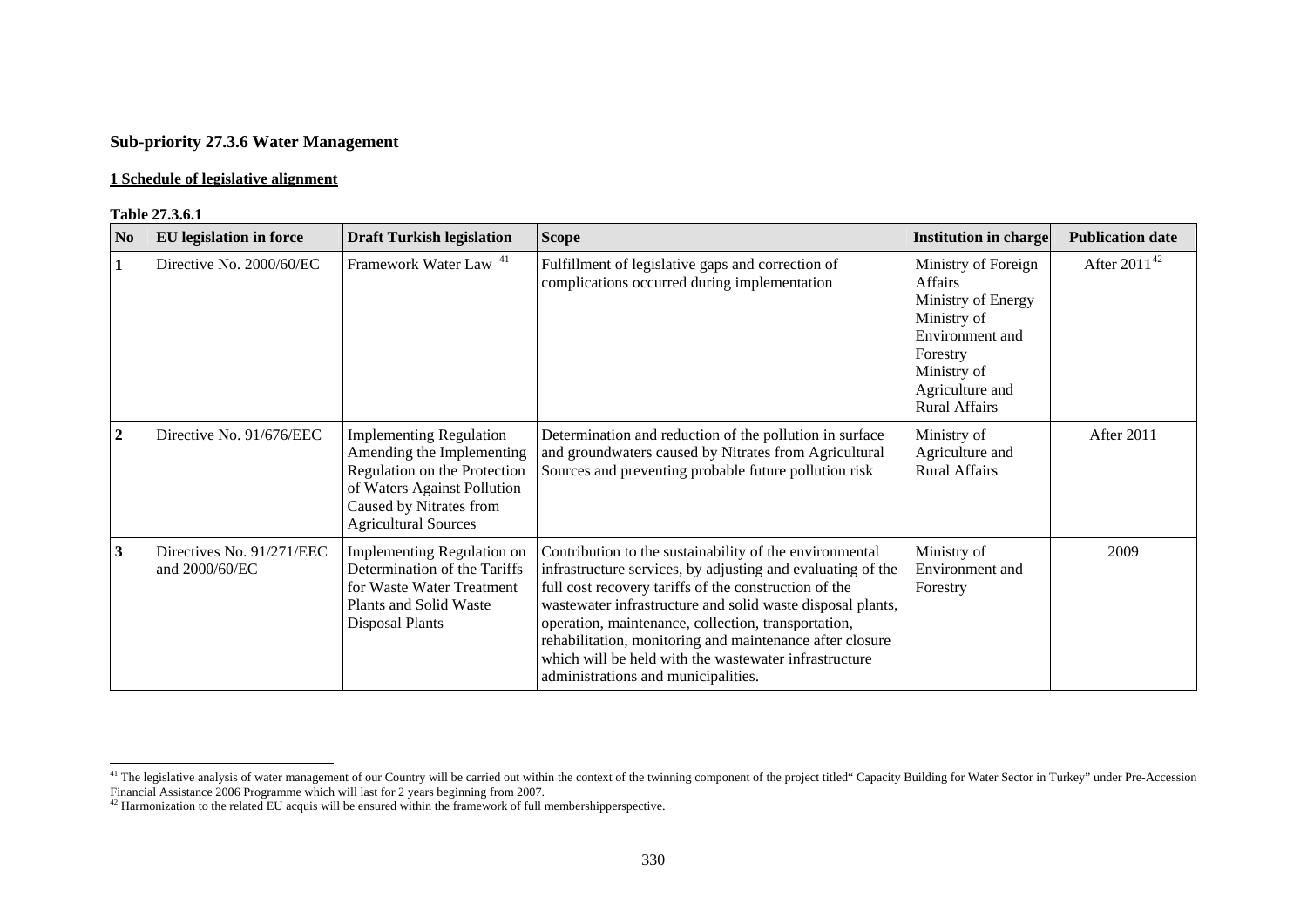## Sub-priority 27.3.6 Water Management

**1 Schedule of legislative alignment**

**Table 27.3.6.1**

| No | EU legislation in force | Draft Turkish legislation | Scope | Institution in charge | Publication date |
|---|---|---|---|---|---|
| 1 | Directive No. 2000/60/EC | Framework Water Law [41] | Fulfillment of legislative gaps and correction of complications occurred during implementation | Ministry of Foreign Affairs<br>Ministry of Energy<br>Ministry of Environment and Forestry<br>Ministry of Agriculture and Rural Affairs | After 2011[42] |
| 2 | Directive No. 91/676/EEC | Implementing Regulation Amending the Implementing Regulation on the Protection of Waters Against Pollution Caused by Nitrates from Agricultural Sources | Determination and reduction of the pollution in surface and groundwaters caused by Nitrates from Agricultural Sources and preventing probable future pollution risk | Ministry of Agriculture and Rural Affairs | After 2011 |
| 3 | Directives No. 91/271/EEC and 2000/60/EC | Implementing Regulation on Determination of the Tariffs for Waste Water Treatment Plants and Solid Waste Disposal Plants | Contribution to the sustainability of the environmental infrastructure services, by adjusting and evaluating of the full cost recovery tariffs of the construction of the wastewater infrastructure and solid waste disposal plants, operation, maintenance, collection, transportation, rehabilitation, monitoring and maintenance after closure which will be held with the wastewater infrastructure administrations and municipalities. | Ministry of Environment and Forestry | 2009 |

[41] The legislative analysis of water management of our Country will be carried out within the context of the twinning component of the project titled" Capacity Building for Water Sector in Turkey" under Pre-Accession Financial Assistance 2006 Programme which will last for 2 years beginning from 2007.

[42] Harmonization to the related EU acquis will be ensured within the framework of full membershipperspective.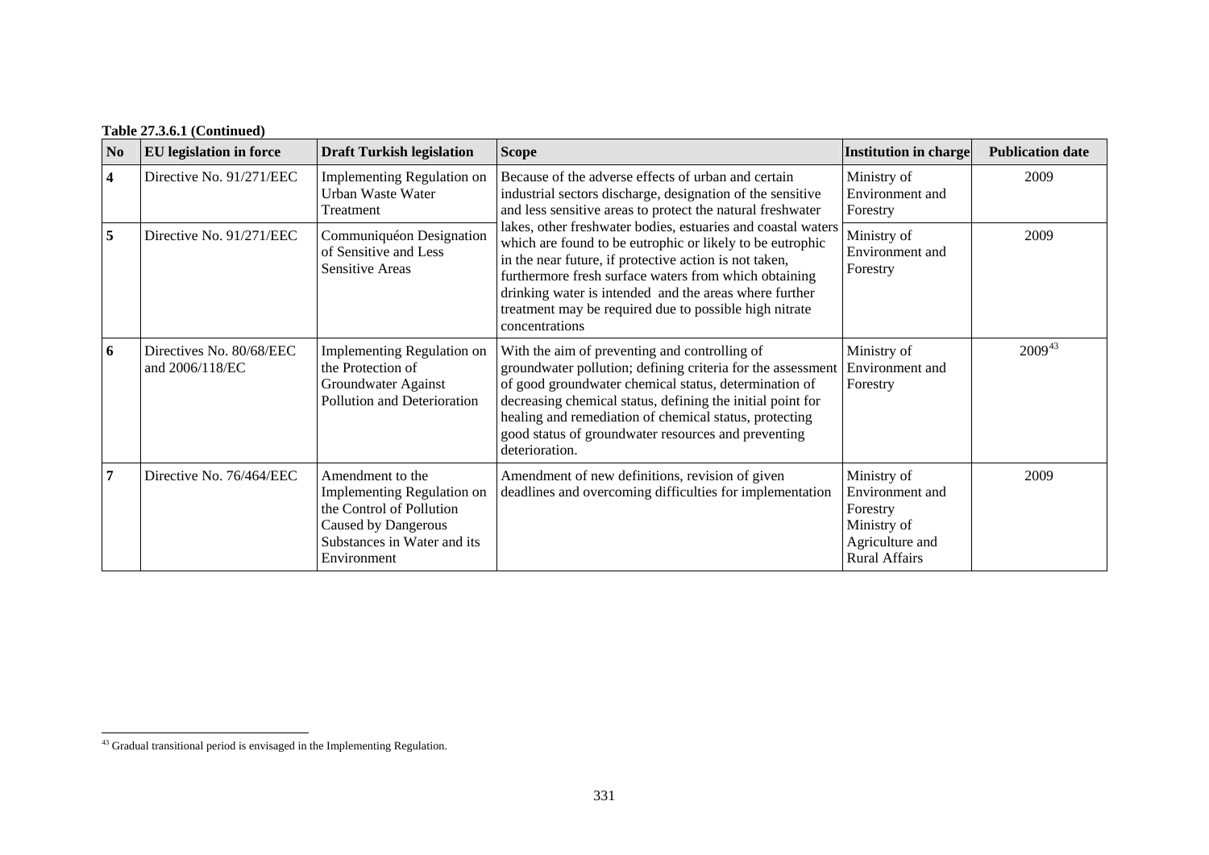**Table 27.3.6.1 (Continued)**

| No | EU legislation in force | Draft Turkish legislation | Scope | Institution in charge | Publication date |
|---|---|---|---|---|---|
| **4** | Directive No. 91/271/EEC | Implementing Regulation on Urban Waste Water Treatment | Because of the adverse effects of urban and certain industrial sectors discharge, designation of the sensitive and less sensitive areas to protect the natural freshwater lakes, other freshwater bodies, estuaries and coastal waters which are found to be eutrophic or likely to be eutrophic in the near future, if protective action is not taken, furthermore fresh surface waters from which obtaining drinking water is intended and the areas where further treatment may be required due to possible high nitrate concentrations | Ministry of Environment and Forestry | 2009 |
| **5** | Directive No. 91/271/EEC | Communiquéon Designation of Sensitive and Less Sensitive Areas | | Ministry of Environment and Forestry | 2009 |
| **6** | Directives No. 80/68/EEC and 2006/118/EC | Implementing Regulation on the Protection of Groundwater Against Pollution and Deterioration | With the aim of preventing and controlling of groundwater pollution; defining criteria for the assessment of good groundwater chemical status, determination of decreasing chemical status, defining the initial point for healing and remediation of chemical status, protecting good status of groundwater resources and preventing deterioration. | Ministry of Environment and Forestry | 2009[43] |
| **7** | Directive No. 76/464/EEC | Amendment to the Implementing Regulation on the Control of Pollution Caused by Dangerous Substances in Water and its Environment | Amendment of new definitions, revision of given deadlines and overcoming difficulties for implementation | Ministry of Environment and Forestry Ministry of Agriculture and Rural Affairs | 2009 |

[43] Gradual transitional period is envisaged in the Implementing Regulation.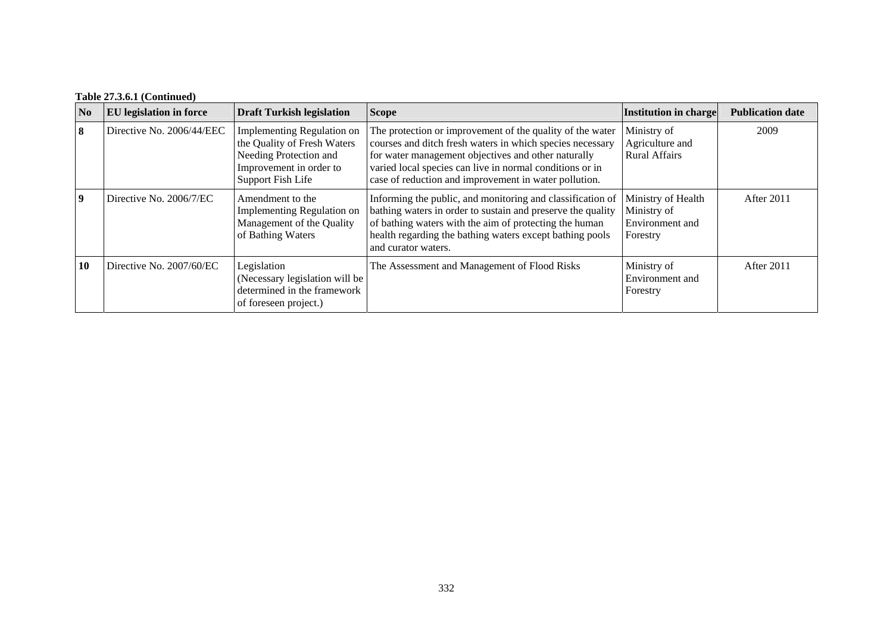**Table 27.3.6.1 (Continued)**

| No | EU legislation in force | Draft Turkish legislation | Scope | Institution in charge | Publication date |
|---|---|---|---|---|---|
| **8** | Directive No. 2006/44/EEC | Implementing Regulation on the Quality of Fresh Waters Needing Protection and Improvement in order to Support Fish Life | The protection or improvement of the quality of the water courses and ditch fresh waters in which species necessary for water management objectives and other naturally varied local species can live in normal conditions or in case of reduction and improvement in water pollution. | Ministry of Agriculture and Rural Affairs | 2009 |
| **9** | Directive No. 2006/7/EC | Amendment to the Implementing Regulation on Management of the Quality of Bathing Waters | Informing the public, and monitoring and classification of bathing waters in order to sustain and preserve the quality of bathing waters with the aim of protecting the human health regarding the bathing waters except bathing pools and curator waters. | Ministry of Health Ministry of Environment and Forestry | After 2011 |
| **10** | Directive No. 2007/60/EC | Legislation (Necessary legislation will be determined in the framework of foreseen project.) | The Assessment and Management of Flood Risks | Ministry of Environment and Forestry | After 2011 |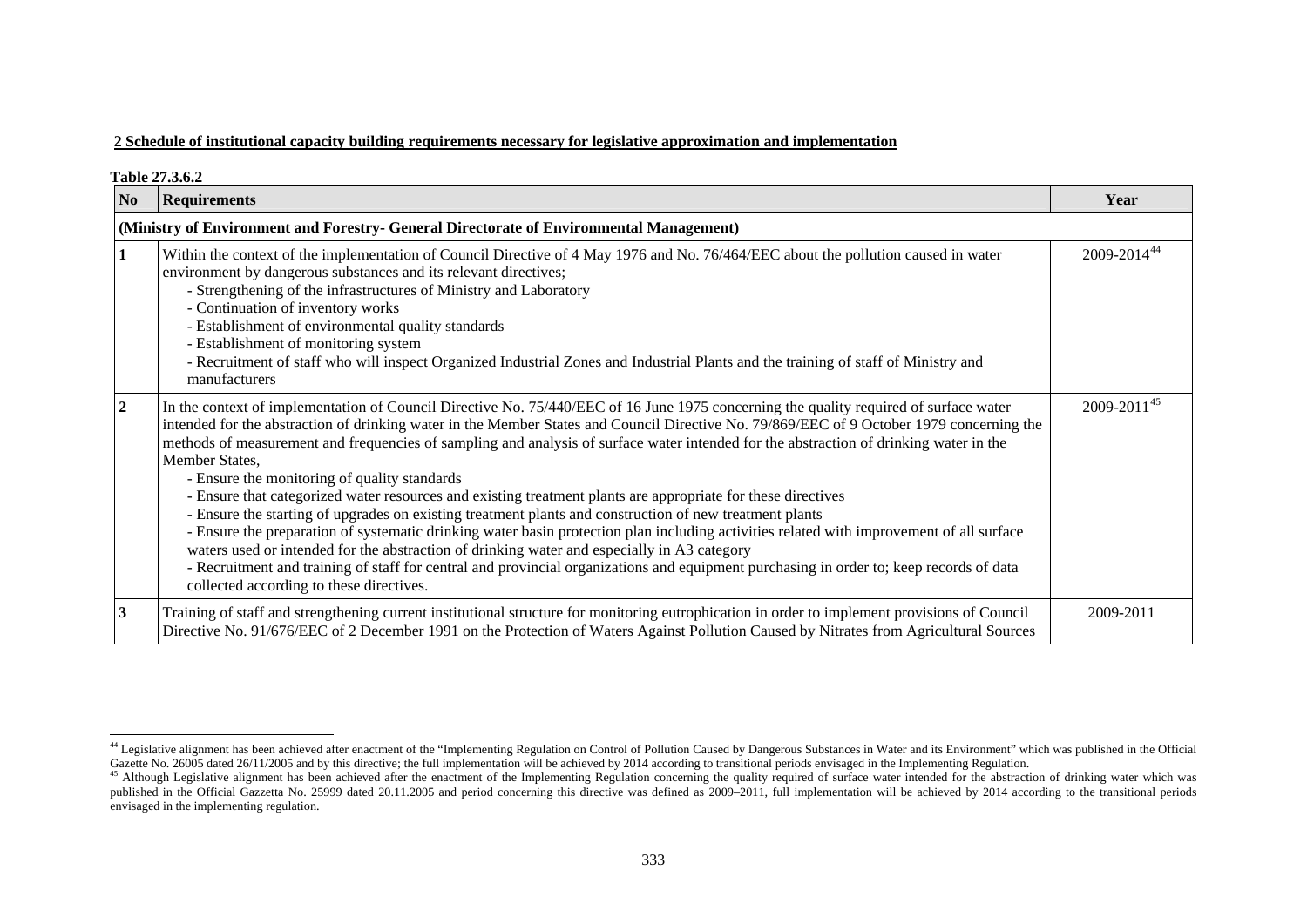**2 Schedule of institutional capacity building requirements necessary for legislative approximation and implementation**

**Table 27.3.6.2**

| No | Requirements | Year |
|---|---|---|
| **(Ministry of Environment and Forestry- General Directorate of Environmental Management)** | | |
| **1** | Within the context of the implementation of Council Directive of 4 May 1976 and No. 76/464/EEC about the pollution caused in water environment by dangerous substances and its relevant directives;<br>- Strengthening of the infrastructures of Ministry and Laboratory<br>- Continuation of inventory works<br>- Establishment of environmental quality standards<br>- Establishment of monitoring system<br>- Recruitment of staff who will inspect Organized Industrial Zones and Industrial Plants and the training of staff of Ministry and manufacturers | 2009-2014[44] |
| **2** | In the context of implementation of Council Directive No. 75/440/EEC of 16 June 1975 concerning the quality required of surface water intended for the abstraction of drinking water in the Member States and Council Directive No. 79/869/EEC of 9 October 1979 concerning the methods of measurement and frequencies of sampling and analysis of surface water intended for the abstraction of drinking water in the Member States,<br>- Ensure the monitoring of quality standards<br>- Ensure that categorized water resources and existing treatment plants are appropriate for these directives<br>- Ensure the starting of upgrades on existing treatment plants and construction of new treatment plants<br>- Ensure the preparation of systematic drinking water basin protection plan including activities related with improvement of all surface waters used or intended for the abstraction of drinking water and especially in A3 category<br>- Recruitment and training of staff for central and provincial organizations and equipment purchasing in order to; keep records of data collected according to these directives. | 2009-2011[45] |
| **3** | Training of staff and strengthening current institutional structure for monitoring eutrophication in order to implement provisions of Council Directive No. 91/676/EEC of 2 December 1991 on the Protection of Waters Against Pollution Caused by Nitrates from Agricultural Sources | 2009-2011 |

[44] Legislative alignment has been achieved after enactment of the "Implementing Regulation on Control of Pollution Caused by Dangerous Substances in Water and its Environment" which was published in the Official Gazette No. 26005 dated 26/11/2005 and by this directive; the full implementation will be achieved by 2014 according to transitional periods envisaged in the Implementing Regulation.

[45] Although Legislative alignment has been achieved after the enactment of the Implementing Regulation concerning the quality required of surface water intended for the abstraction of drinking water which was published in the Official Gazzetta No. 25999 dated 20.11.2005 and period concerning this directive was defined as 2009–2011, full implementation will be achieved by 2014 according to the transitional periods envisaged in the implementing regulation.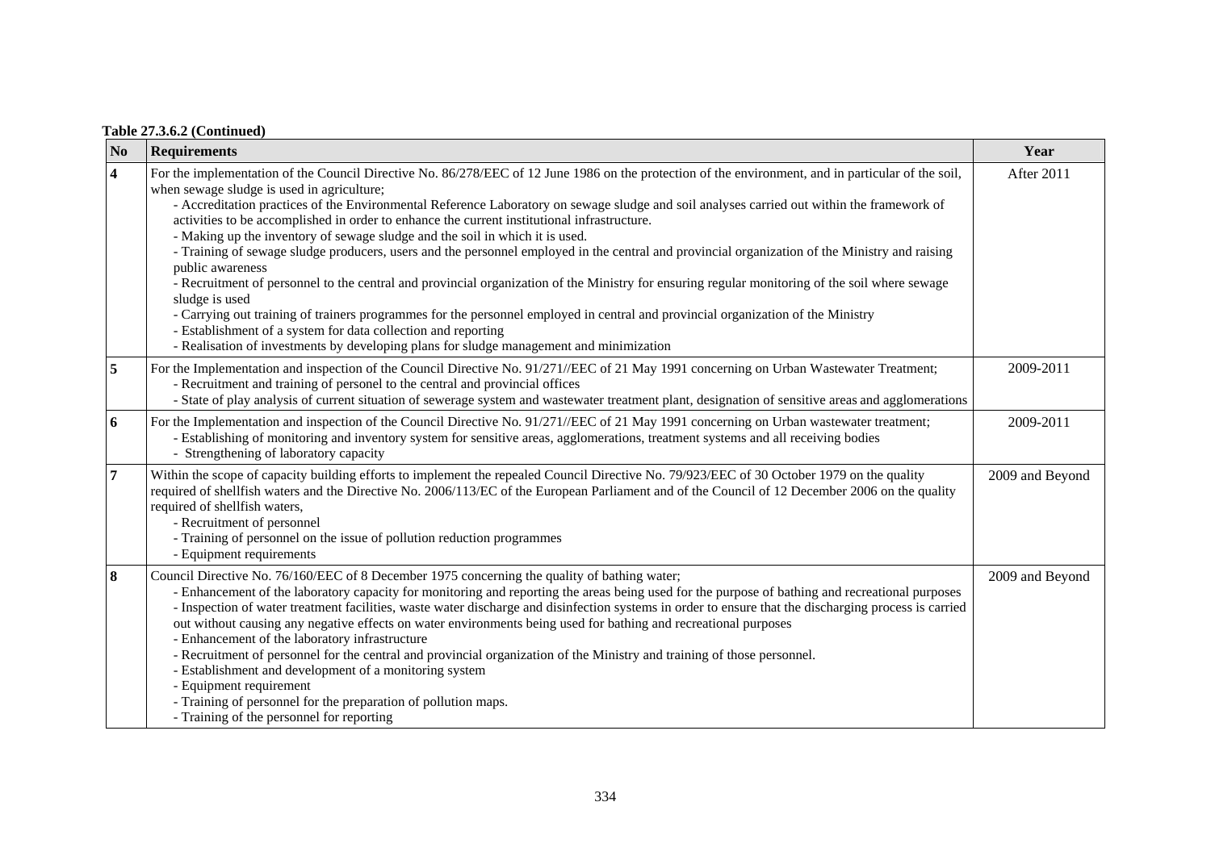**Table 27.3.6.2 (Continued)**

| No | Requirements | Year |
|---|---|---|
| **4** | For the implementation of the Council Directive No. 86/278/EEC of 12 June 1986 on the protection of the environment, and in particular of the soil, when sewage sludge is used in agriculture;<br>- Accreditation practices of the Environmental Reference Laboratory on sewage sludge and soil analyses carried out within the framework of activities to be accomplished in order to enhance the current institutional infrastructure.<br>- Making up the inventory of sewage sludge and the soil in which it is used.<br>- Training of sewage sludge producers, users and the personnel employed in the central and provincial organization of the Ministry and raising public awareness<br>- Recruitment of personnel to the central and provincial organization of the Ministry for ensuring regular monitoring of the soil where sewage sludge is used<br>- Carrying out training of trainers programmes for the personnel employed in central and provincial organization of the Ministry<br>- Establishment of a system for data collection and reporting<br>- Realisation of investments by developing plans for sludge management and minimization | After 2011 |
| **5** | For the Implementation and inspection of the Council Directive No. 91/271//EEC of 21 May 1991 concerning on Urban Wastewater Treatment;<br>- Recruitment and training of personel to the central and provincial offices<br>- State of play analysis of current situation of sewerage system and wastewater treatment plant, designation of sensitive areas and agglomerations | 2009-2011 |
| **6** | For the Implementation and inspection of the Council Directive No. 91/271//EEC of 21 May 1991 concerning on Urban wastewater treatment;<br>- Establishing of monitoring and inventory system for sensitive areas, agglomerations, treatment systems and all receiving bodies<br>- Strengthening of laboratory capacity | 2009-2011 |
| **7** | Within the scope of capacity building efforts to implement the repealed Council Directive No. 79/923/EEC of 30 October 1979 on the quality required of shellfish waters and the Directive No. 2006/113/EC of the European Parliament and of the Council of 12 December 2006 on the quality required of shellfish waters,<br>- Recruitment of personnel<br>- Training of personnel on the issue of pollution reduction programmes<br>- Equipment requirements | 2009 and Beyond |
| **8** | Council Directive No. 76/160/EEC of 8 December 1975 concerning the quality of bathing water;<br>- Enhancement of the laboratory capacity for monitoring and reporting the areas being used for the purpose of bathing and recreational purposes<br>- Inspection of water treatment facilities, waste water discharge and disinfection systems in order to ensure that the discharging process is carried out without causing any negative effects on water environments being used for bathing and recreational purposes<br>- Enhancement of the laboratory infrastructure<br>- Recruitment of personnel for the central and provincial organization of the Ministry and training of those personnel.<br>- Establishment and development of a monitoring system<br>- Equipment requirement<br>- Training of personnel for the preparation of pollution maps.<br>- Training of the personnel for reporting | 2009 and Beyond |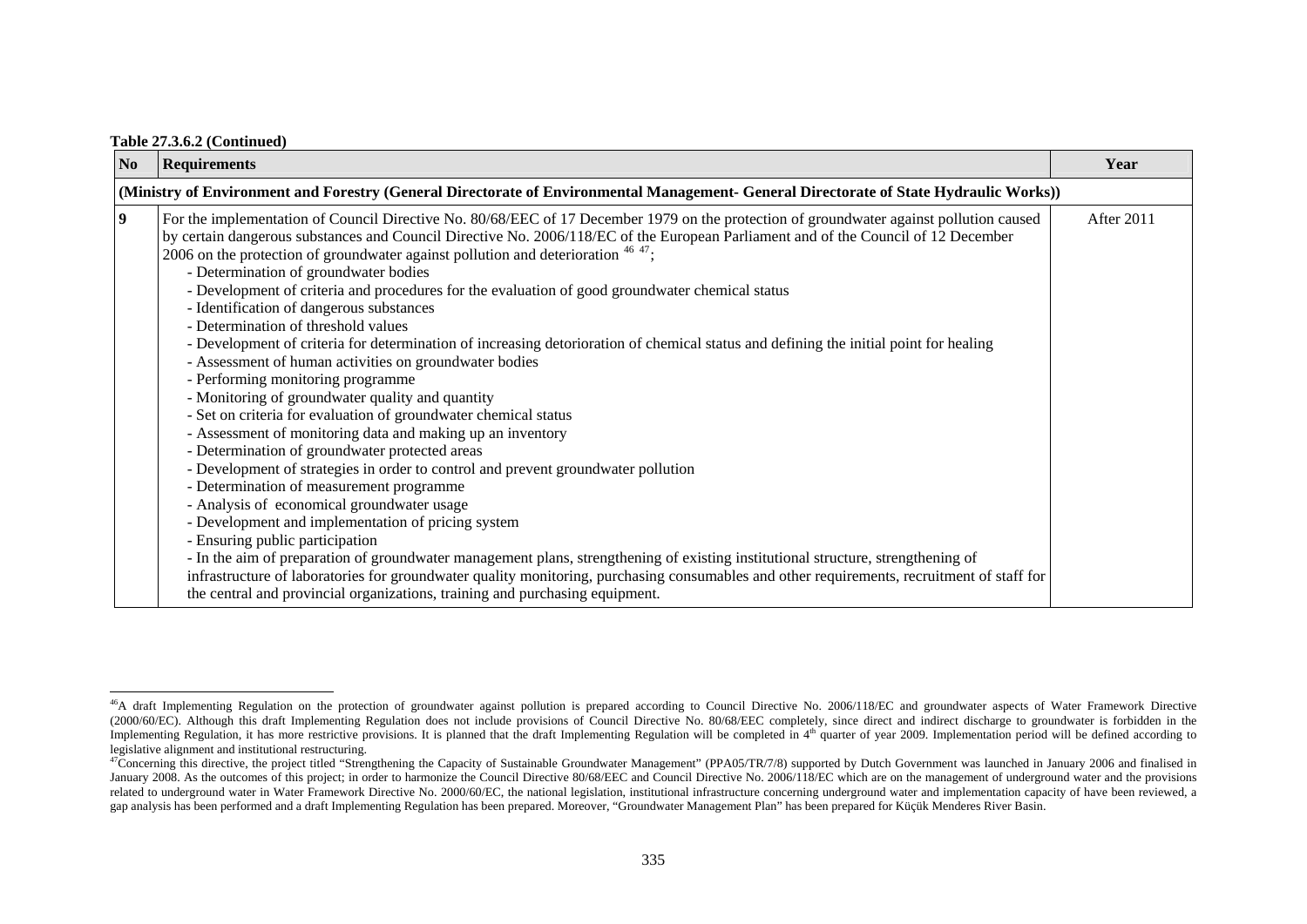**Table 27.3.6.2 (Continued)**

| No | Requirements | Year |
|---|---|---|
| **(Ministry of Environment and Forestry (General Directorate of Environmental Management- General Directorate of State Hydraulic Works))** | | |
| **9** | For the implementation of Council Directive No. 80/68/EEC of 17 December 1979 on the protection of groundwater against pollution caused by certain dangerous substances and Council Directive No. 2006/118/EC of the European Parliament and of the Council of 12 December 2006 on the protection of groundwater against pollution and deterioration [46] [47];<br>- Determination of groundwater bodies<br>- Development of criteria and procedures for the evaluation of good groundwater chemical status<br>- Identification of dangerous substances<br>- Determination of threshold values<br>- Development of criteria for determination of increasing detorioration of chemical status and defining the initial point for healing<br>- Assessment of human activities on groundwater bodies<br>- Performing monitoring programme<br>- Monitoring of groundwater quality and quantity<br>- Set on criteria for evaluation of groundwater chemical status<br>- Assessment of monitoring data and making up an inventory<br>- Determination of groundwater protected areas<br>- Development of strategies in order to control and prevent groundwater pollution<br>- Determination of measurement programme<br>- Analysis of economical groundwater usage<br>- Development and implementation of pricing system<br>- Ensuring public participation<br>- In the aim of preparation of groundwater management plans, strengthening of existing institutional structure, strengthening of infrastructure of laboratories for groundwater quality monitoring, purchasing consumables and other requirements, recruitment of staff for the central and provincial organizations, training and purchasing equipment. | After 2011 |

[46] A draft Implementing Regulation on the protection of groundwater against pollution is prepared according to Council Directive No. 2006/118/EC and groundwater aspects of Water Framework Directive (2000/60/EC). Although this draft Implementing Regulation does not include provisions of Council Directive No. 80/68/EEC completely, since direct and indirect discharge to groundwater is forbidden in the Implementing Regulation, it has more restrictive provisions. It is planned that the draft Implementing Regulation will be completed in 4th quarter of year 2009. Implementation period will be defined according to legislative alignment and institutional restructuring.

[47] Concerning this directive, the project titled "Strengthening the Capacity of Sustainable Groundwater Management" (PPA05/TR/7/8) supported by Dutch Government was launched in January 2006 and finalised in January 2008. As the outcomes of this project; in order to harmonize the Council Directive 80/68/EEC and Council Directive No. 2006/118/EC which are on the management of underground water and the provisions related to underground water in Water Framework Directive No. 2000/60/EC, the national legislation, institutional infrastructure concerning underground water and implementation capacity of have been reviewed, a gap analysis has been performed and a draft Implementing Regulation has been prepared. Moreover, "Groundwater Management Plan" has been prepared for Küçük Menderes River Basin.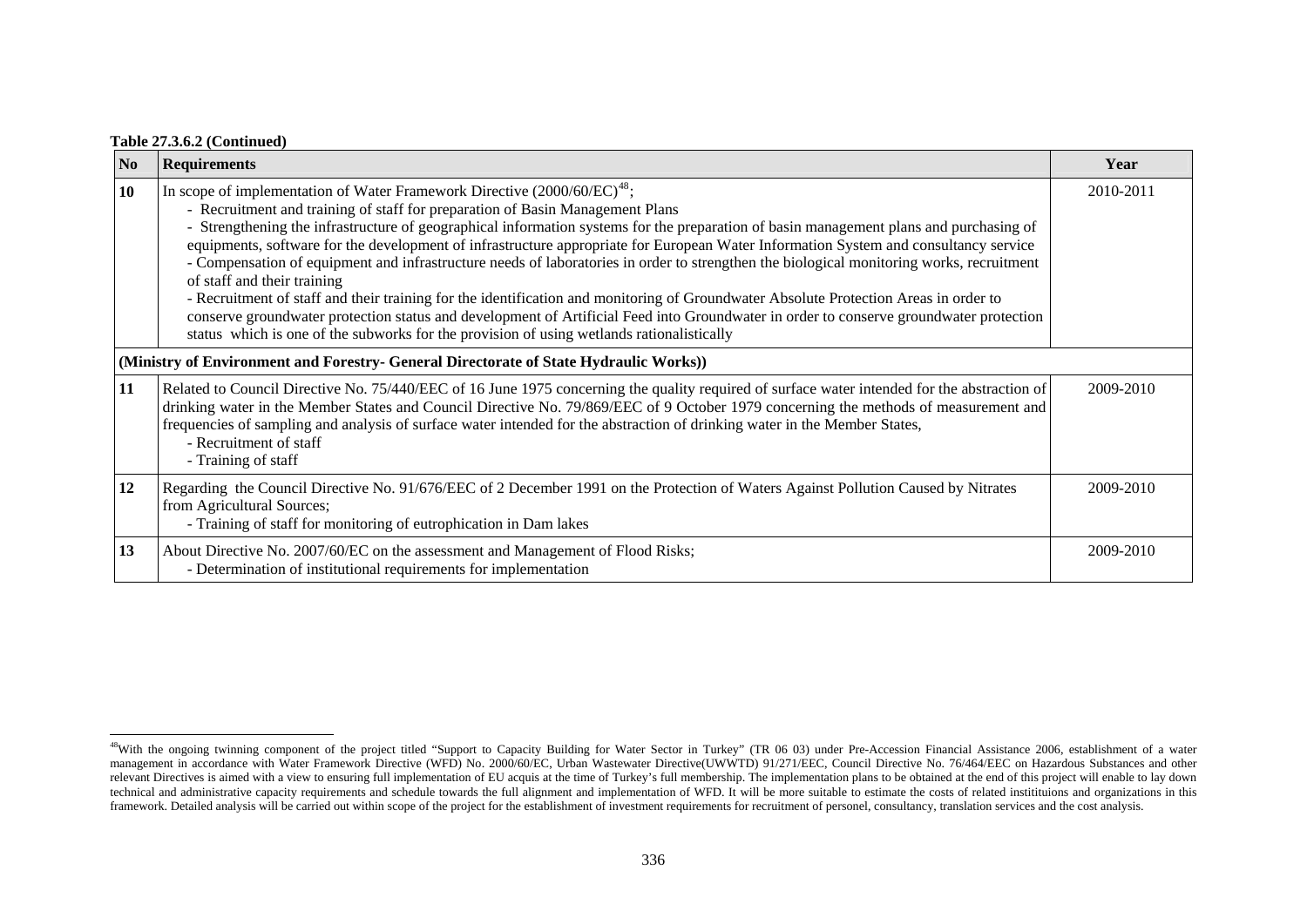**Table 27.3.6.2 (Continued)**

| No | Requirements | Year |
|---|---|---|
| **10** | In scope of implementation of Water Framework Directive (2000/60/EC)[48];<br>- Recruitment and training of staff for preparation of Basin Management Plans<br>- Strengthening the infrastructure of geographical information systems for the preparation of basin management plans and purchasing of equipments, software for the development of infrastructure appropriate for European Water Information System and consultancy service<br>- Compensation of equipment and infrastructure needs of laboratories in order to strengthen the biological monitoring works, recruitment of staff and their training<br>- Recruitment of staff and their training for the identification and monitoring of Groundwater Absolute Protection Areas in order to conserve groundwater protection status and development of Artificial Feed into Groundwater in order to conserve groundwater protection status which is one of the subworks for the provision of using wetlands rationalistically | 2010-2011 |
| **(Ministry of Environment and Forestry- General Directorate of State Hydraulic Works))** | | |
| **11** | Related to Council Directive No. 75/440/EEC of 16 June 1975 concerning the quality required of surface water intended for the abstraction of drinking water in the Member States and Council Directive No. 79/869/EEC of 9 October 1979 concerning the methods of measurement and frequencies of sampling and analysis of surface water intended for the abstraction of drinking water in the Member States,<br>- Recruitment of staff<br>- Training of staff | 2009-2010 |
| **12** | Regarding the Council Directive No. 91/676/EEC of 2 December 1991 on the Protection of Waters Against Pollution Caused by Nitrates from Agricultural Sources;<br>- Training of staff for monitoring of eutrophication in Dam lakes | 2009-2010 |
| **13** | About Directive No. 2007/60/EC on the assessment and Management of Flood Risks;<br>- Determination of institutional requirements for implementation | 2009-2010 |

[48]With the ongoing twinning component of the project titled "Support to Capacity Building for Water Sector in Turkey" (TR 06 03) under Pre-Accession Financial Assistance 2006, establishment of a water management in accordance with Water Framework Directive (WFD) No. 2000/60/EC, Urban Wastewater Directive(UWWTD) 91/271/EEC, Council Directive No. 76/464/EEC on Hazardous Substances and other relevant Directives is aimed with a view to ensuring full implementation of EU acquis at the time of Turkey's full membership. The implementation plans to be obtained at the end of this project will enable to lay down technical and administrative capacity requirements and schedule towards the full alignment and implementation of WFD. It will be more suitable to estimate the costs of related instititutions and organizations in this framework. Detailed analysis will be carried out within scope of the project for the establishment of investment requirements for recruitment of personel, consultancy, translation services and the cost analysis.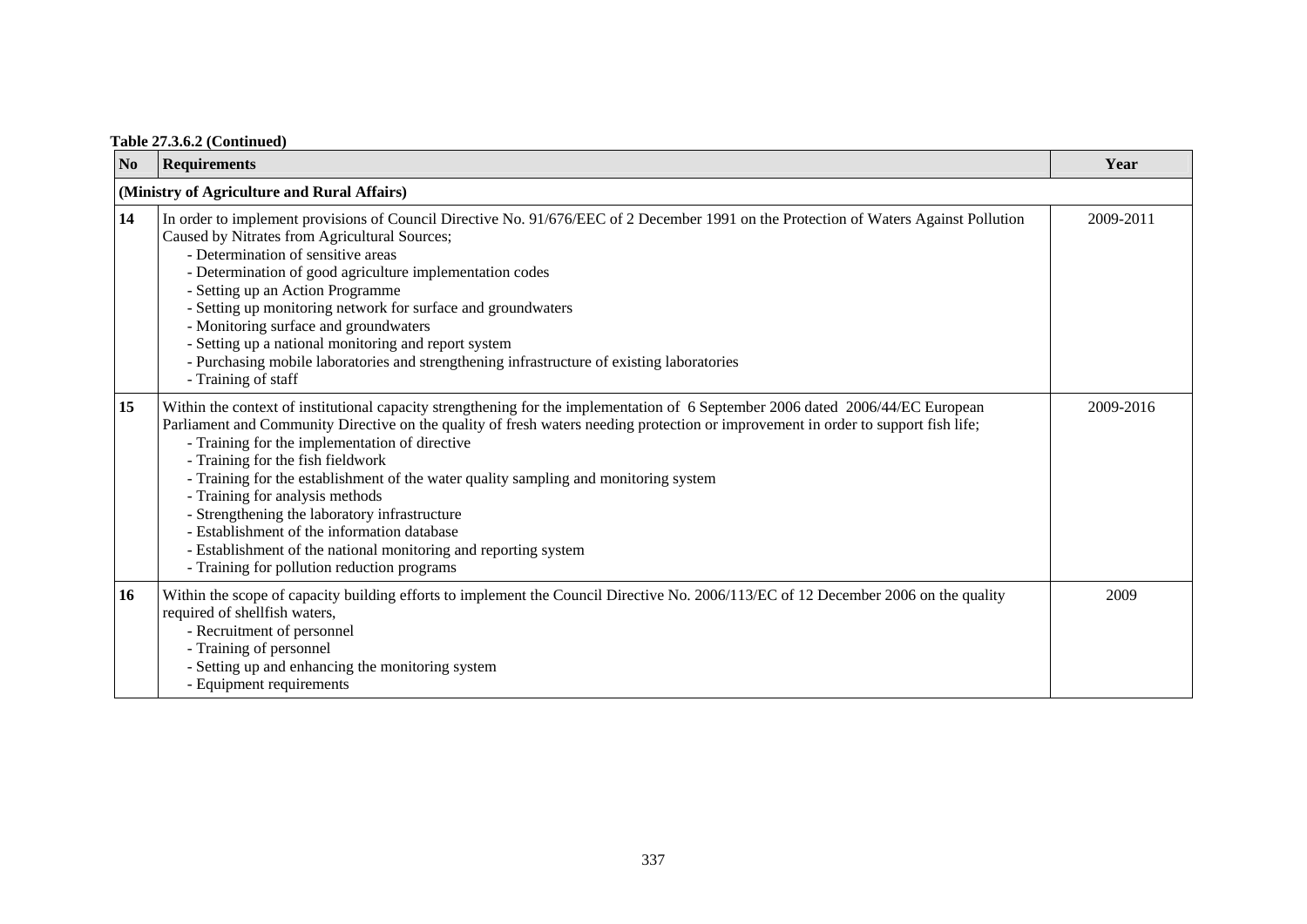**Table 27.3.6.2 (Continued)**

| No | Requirements | Year |
|---|---|---|
| **(Ministry of Agriculture and Rural Affairs)** | | |
| **14** | In order to implement provisions of Council Directive No. 91/676/EEC of 2 December 1991 on the Protection of Waters Against Pollution Caused by Nitrates from Agricultural Sources;<br>- Determination of sensitive areas<br>- Determination of good agriculture implementation codes<br>- Setting up an Action Programme<br>- Setting up monitoring network for surface and groundwaters<br>- Monitoring surface and groundwaters<br>- Setting up a national monitoring and report system<br>- Purchasing mobile laboratories and strengthening infrastructure of existing laboratories<br>- Training of staff | 2009-2011 |
| **15** | Within the context of institutional capacity strengthening for the implementation of 6 September 2006 dated 2006/44/EC European Parliament and Community Directive on the quality of fresh waters needing protection or improvement in order to support fish life;<br>- Training for the implementation of directive<br>- Training for the fish fieldwork<br>- Training for the establishment of the water quality sampling and monitoring system<br>- Training for analysis methods<br>- Strengthening the laboratory infrastructure<br>- Establishment of the information database<br>- Establishment of the national monitoring and reporting system<br>- Training for pollution reduction programs | 2009-2016 |
| **16** | Within the scope of capacity building efforts to implement the Council Directive No. 2006/113/EC of 12 December 2006 on the quality required of shellfish waters,<br>- Recruitment of personnel<br>- Training of personnel<br>- Setting up and enhancing the monitoring system<br>- Equipment requirements | 2009 |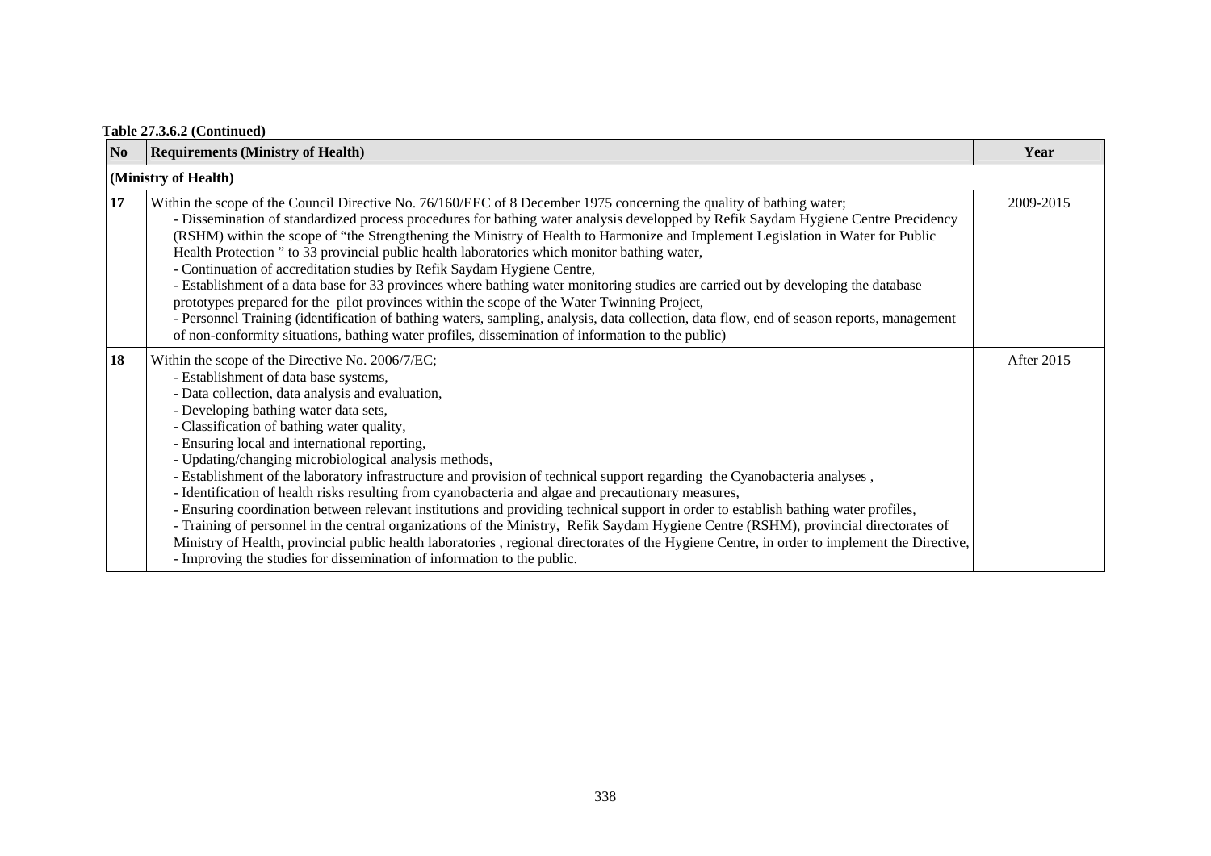**Table 27.3.6.2 (Continued)**

| No | Requirements (Ministry of Health) | Year |
|---|---|---|
| **(Ministry of Health)** | | |
| **17** | Within the scope of the Council Directive No. 76/160/EEC of 8 December 1975 concerning the quality of bathing water;<br>- Dissemination of standardized process procedures for bathing water analysis developped by Refik Saydam Hygiene Centre Precidency (RSHM) within the scope of "the Strengthening the Ministry of Health to Harmonize and Implement Legislation in Water for Public Health Protection " to 33 provincial public health laboratories which monitor bathing water,<br>- Continuation of accreditation studies by Refik Saydam Hygiene Centre,<br>- Establishment of a data base for 33 provinces where bathing water monitoring studies are carried out by developing the database prototypes prepared for the pilot provinces within the scope of the Water Twinning Project,<br>- Personnel Training (identification of bathing waters, sampling, analysis, data collection, data flow, end of season reports, management of non-conformity situations, bathing water profiles, dissemination of information to the public) | 2009-2015 |
| **18** | Within the scope of the Directive No. 2006/7/EC;<br>- Establishment of data base systems,<br>- Data collection, data analysis and evaluation,<br>- Developing bathing water data sets,<br>- Classification of bathing water quality,<br>- Ensuring local and international reporting,<br>- Updating/changing microbiological analysis methods,<br>- Establishment of the laboratory infrastructure and provision of technical support regarding the Cyanobacteria analyses ,<br>- Identification of health risks resulting from cyanobacteria and algae and precautionary measures,<br>- Ensuring coordination between relevant institutions and providing technical support in order to establish bathing water profiles,<br>- Training of personnel in the central organizations of the Ministry, Refik Saydam Hygiene Centre (RSHM), provincial directorates of Ministry of Health, provincial public health laboratories , regional directorates of the Hygiene Centre, in order to implement the Directive,<br>- Improving the studies for dissemination of information to the public. | After 2015 |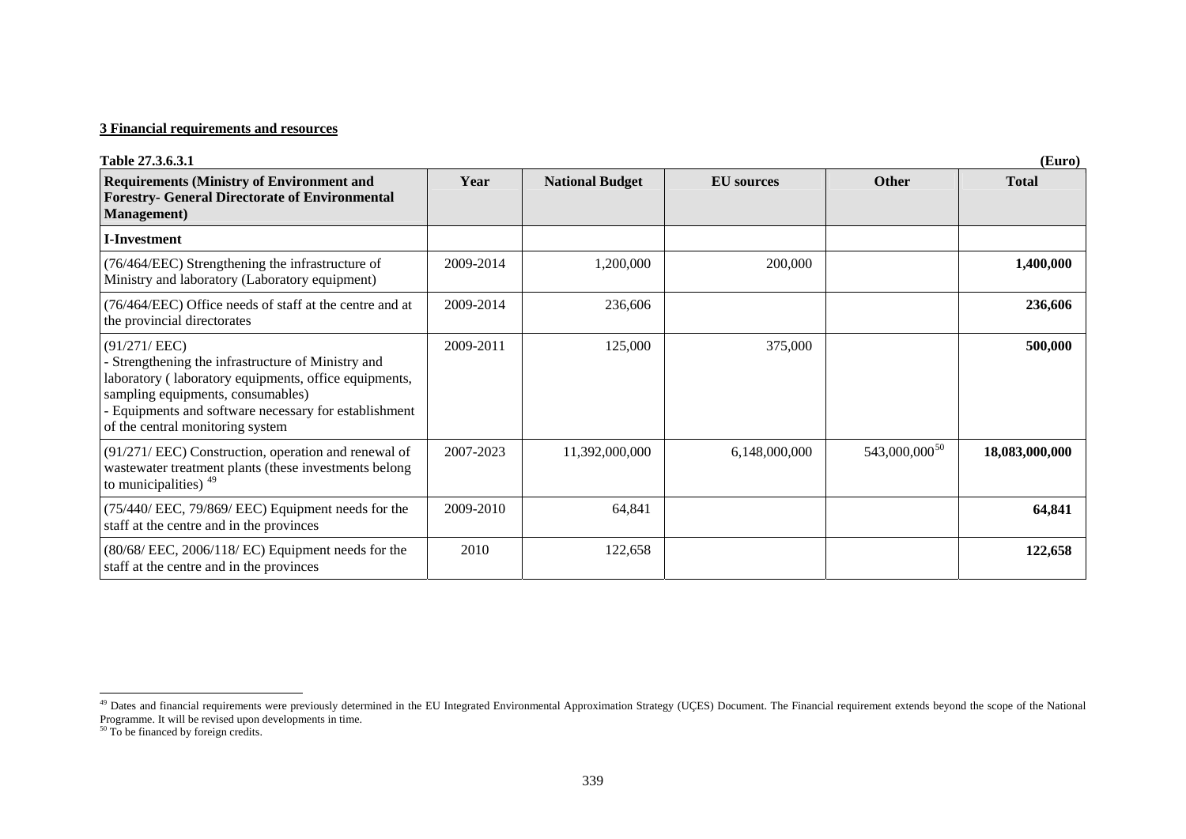**3 Financial requirements and resources**

**Table 27.3.6.3.1** **(Euro)**

| Requirements (Ministry of Environment and Forestry- General Directorate of Environmental Management) | Year | National Budget | EU sources | Other | Total |
|---|---|---|---|---|---|
| **I-Investment** | | | | | |
| (76/464/EEC) Strengthening the infrastructure of Ministry and laboratory (Laboratory equipment) | 2009-2014 | 1,200,000 | 200,000 | | **1,400,000** |
| (76/464/EEC) Office needs of staff at the centre and at the provincial directorates | 2009-2014 | 236,606 | | | **236,606** |
| (91/271/ EEC)<br>- Strengthening the infrastructure of Ministry and laboratory ( laboratory equipments, office equipments, sampling equipments, consumables)<br>- Equipments and software necessary for establishment of the central monitoring system | 2009-2011 | 125,000 | 375,000 | | **500,000** |
| (91/271/ EEC) Construction, operation and renewal of wastewater treatment plants (these investments belong to municipalities) [49] | 2007-2023 | 11,392,000,000 | 6,148,000,000 | 543,000,000[50] | **18,083,000,000** |
| (75/440/ EEC, 79/869/ EEC) Equipment needs for the staff at the centre and in the provinces | 2009-2010 | 64,841 | | | **64,841** |
| (80/68/ EEC, 2006/118/ EC) Equipment needs for the staff at the centre and in the provinces | 2010 | 122,658 | | | **122,658** |

[49] Dates and financial requirements were previously determined in the EU Integrated Environmental Approximation Strategy (UÇES) Document. The Financial requirement extends beyond the scope of the National Programme. It will be revised upon developments in time.

[50] To be financed by foreign credits.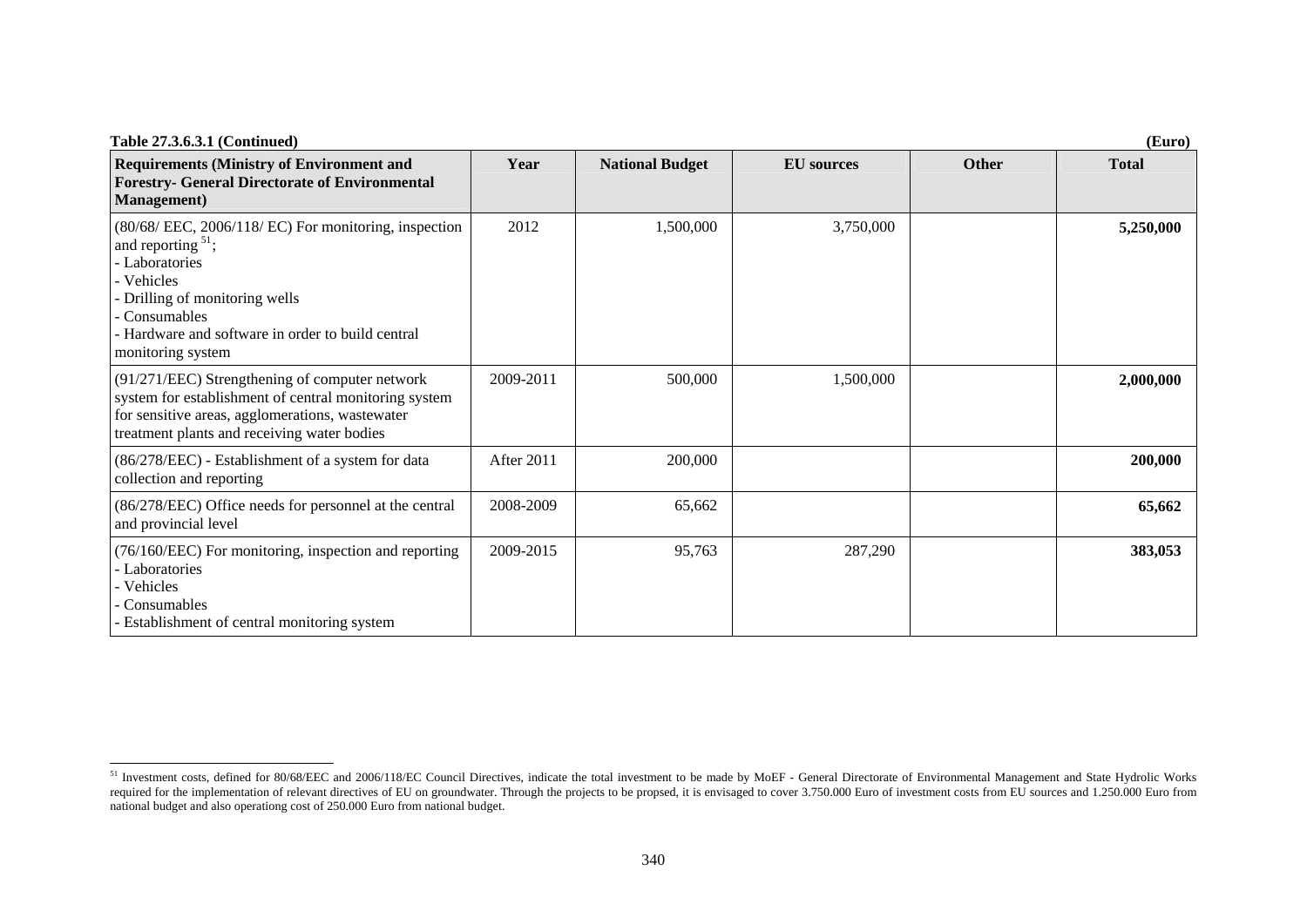**Table 27.3.6.3.1 (Continued)** **(Euro)**

| Requirements (Ministry of Environment and Forestry- General Directorate of Environmental Management) | Year | National Budget | EU sources | Other | Total |
|---|---|---|---|---|---|
| (80/68/ EEC, 2006/118/ EC) For monitoring, inspection and reporting [51]; <br>- Laboratories <br>- Vehicles <br>- Drilling of monitoring wells <br>- Consumables <br>- Hardware and software in order to build central monitoring system | 2012 | 1,500,000 | 3,750,000 | | **5,250,000** |
| (91/271/EEC) Strengthening of computer network system for establishment of central monitoring system for sensitive areas, agglomerations, wastewater treatment plants and receiving water bodies | 2009-2011 | 500,000 | 1,500,000 | | **2,000,000** |
| (86/278/EEC) - Establishment of a system for data collection and reporting | After 2011 | 200,000 | | | **200,000** |
| (86/278/EEC) Office needs for personnel at the central and provincial level | 2008-2009 | 65,662 | | | **65,662** |
| (76/160/EEC) For monitoring, inspection and reporting <br>- Laboratories <br>- Vehicles <br>- Consumables <br>- Establishment of central monitoring system | 2009-2015 | 95,763 | 287,290 | | **383,053** |

[51] Investment costs, defined for 80/68/EEC and 2006/118/EC Council Directives, indicate the total investment to be made by MoEF - General Directorate of Environmental Management and State Hydrolic Works required for the implementation of relevant directives of EU on groundwater. Through the projects to be propsed, it is envisaged to cover 3.750.000 Euro of investment costs from EU sources and 1.250.000 Euro from national budget and also operationg cost of 250.000 Euro from national budget.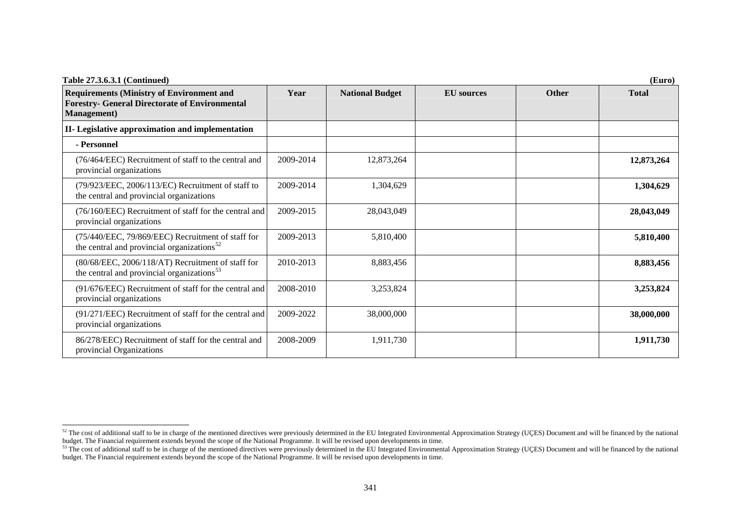**Table 27.3.6.3.1 (Continued)** **(Euro)**

| Requirements (Ministry of Environment and Forestry- General Directorate of Environmental Management) | Year | National Budget | EU sources | Other | Total |
|---|---|---|---|---|---|
| **II- Legislative approximation and implementation** | | | | | |
| **- Personnel** | | | | | |
| (76/464/EEC) Recruitment of staff to the central and provincial organizations | 2009-2014 | 12,873,264 | | | **12,873,264** |
| (79/923/EEC, 2006/113/EC) Recruitment of staff to the central and provincial organizations | 2009-2014 | 1,304,629 | | | **1,304,629** |
| (76/160/EEC) Recruitment of staff for the central and provincial organizations | 2009-2015 | 28,043,049 | | | **28,043,049** |
| (75/440/EEC, 79/869/EEC) Recruitment of staff for the central and provincial organizations[52] | 2009-2013 | 5,810,400 | | | **5,810,400** |
| (80/68/EEC, 2006/118/AT) Recruitment of staff for the central and provincial organizations[53] | 2010-2013 | 8,883,456 | | | **8,883,456** |
| (91/676/EEC) Recruitment of staff for the central and provincial organizations | 2008-2010 | 3,253,824 | | | **3,253,824** |
| (91/271/EEC) Recruitment of staff for the central and provincial organizations | 2009-2022 | 38,000,000 | | | **38,000,000** |
| 86/278/EEC) Recruitment of staff for the central and provincial Organizations | 2008-2009 | 1,911,730 | | | **1,911,730** |

[52] The cost of additional staff to be in charge of the mentioned directives were previously determined in the EU Integrated Environmental Approximation Strategy (UÇES) Document and will be financed by the national budget. The Financial requirement extends beyond the scope of the National Programme. It will be revised upon developments in time.

[53] The cost of additional staff to be in charge of the mentioned directives were previously determined in the EU Integrated Environmental Approximation Strategy (UÇES) Document and will be financed by the national budget. The Financial requirement extends beyond the scope of the National Programme. It will be revised upon developments in time.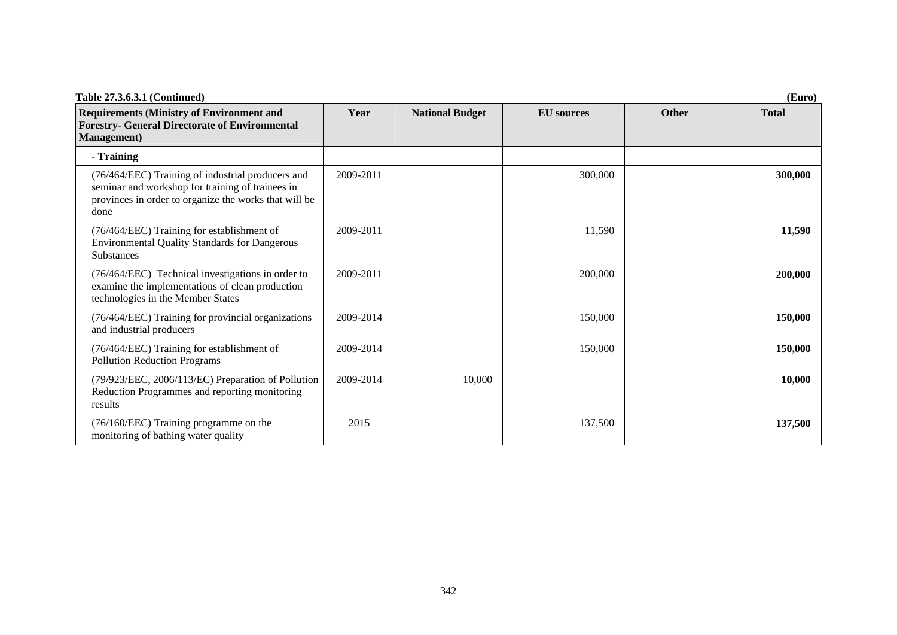**Table 27.3.6.3.1 (Continued)** **(Euro)**

| Requirements (Ministry of Environment and Forestry- General Directorate of Environmental Management) | Year | National Budget | EU sources | Other | Total |
|---|---|---|---|---|---|
| **- Training** | | | | | |
| (76/464/EEC) Training of industrial producers and seminar and workshop for training of trainees in provinces in order to organize the works that will be done | 2009-2011 | | 300,000 | | **300,000** |
| (76/464/EEC) Training for establishment of Environmental Quality Standards for Dangerous Substances | 2009-2011 | | 11,590 | | **11,590** |
| (76/464/EEC) Technical investigations in order to examine the implementations of clean production technologies in the Member States | 2009-2011 | | 200,000 | | **200,000** |
| (76/464/EEC) Training for provincial organizations and industrial producers | 2009-2014 | | 150,000 | | **150,000** |
| (76/464/EEC) Training for establishment of Pollution Reduction Programs | 2009-2014 | | 150,000 | | **150,000** |
| (79/923/EEC, 2006/113/EC) Preparation of Pollution Reduction Programmes and reporting monitoring results | 2009-2014 | 10,000 | | | **10,000** |
| (76/160/EEC) Training programme on the monitoring of bathing water quality | 2015 | | 137,500 | | **137,500** |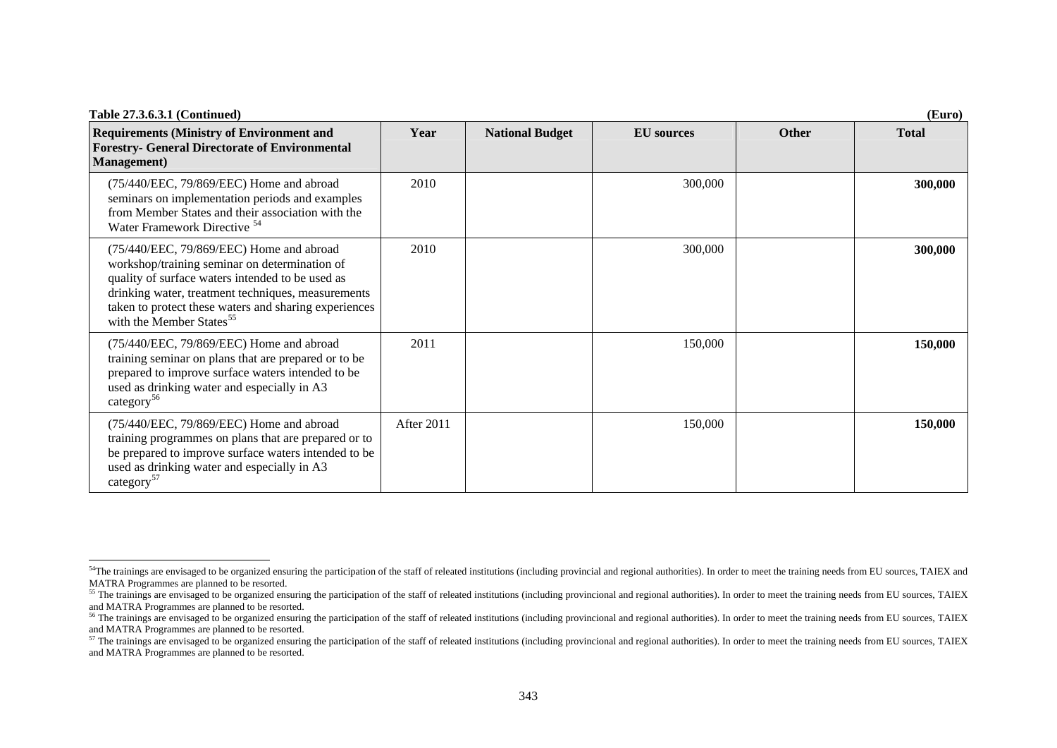**Table 27.3.6.3.1 (Continued)** **(Euro)**

| Requirements (Ministry of Environment and Forestry- General Directorate of Environmental Management) | Year | National Budget | EU sources | Other | Total |
|---|---|---|---|---|---|
| (75/440/EEC, 79/869/EEC) Home and abroad seminars on implementation periods and examples from Member States and their association with the Water Framework Directive [54] | 2010 | | 300,000 | | **300,000** |
| (75/440/EEC, 79/869/EEC) Home and abroad workshop/training seminar on determination of quality of surface waters intended to be used as drinking water, treatment techniques, measurements taken to protect these waters and sharing experiences with the Member States[55] | 2010 | | 300,000 | | **300,000** |
| (75/440/EEC, 79/869/EEC) Home and abroad training seminar on plans that are prepared or to be prepared to improve surface waters intended to be used as drinking water and especially in A3 category[56] | 2011 | | 150,000 | | **150,000** |
| (75/440/EEC, 79/869/EEC) Home and abroad training programmes on plans that are prepared or to be prepared to improve surface waters intended to be used as drinking water and especially in A3 category[57] | After 2011 | | 150,000 | | **150,000** |

[54] The trainings are envisaged to be organized ensuring the participation of the staff of releated institutions (including provincial and regional authorities). In order to meet the training needs from EU sources, TAIEX and MATRA Programmes are planned to be resorted.

[55] The trainings are envisaged to be organized ensuring the participation of the staff of releated institutions (including provincional and regional authorities). In order to meet the training needs from EU sources, TAIEX and MATRA Programmes are planned to be resorted.

[56] The trainings are envisaged to be organized ensuring the participation of the staff of releated institutions (including provincional and regional authorities). In order to meet the training needs from EU sources, TAIEX and MATRA Programmes are planned to be resorted.

[57] The trainings are envisaged to be organized ensuring the participation of the staff of releated institutions (including provincional and regional authorities). In order to meet the training needs from EU sources, TAIEX and MATRA Programmes are planned to be resorted.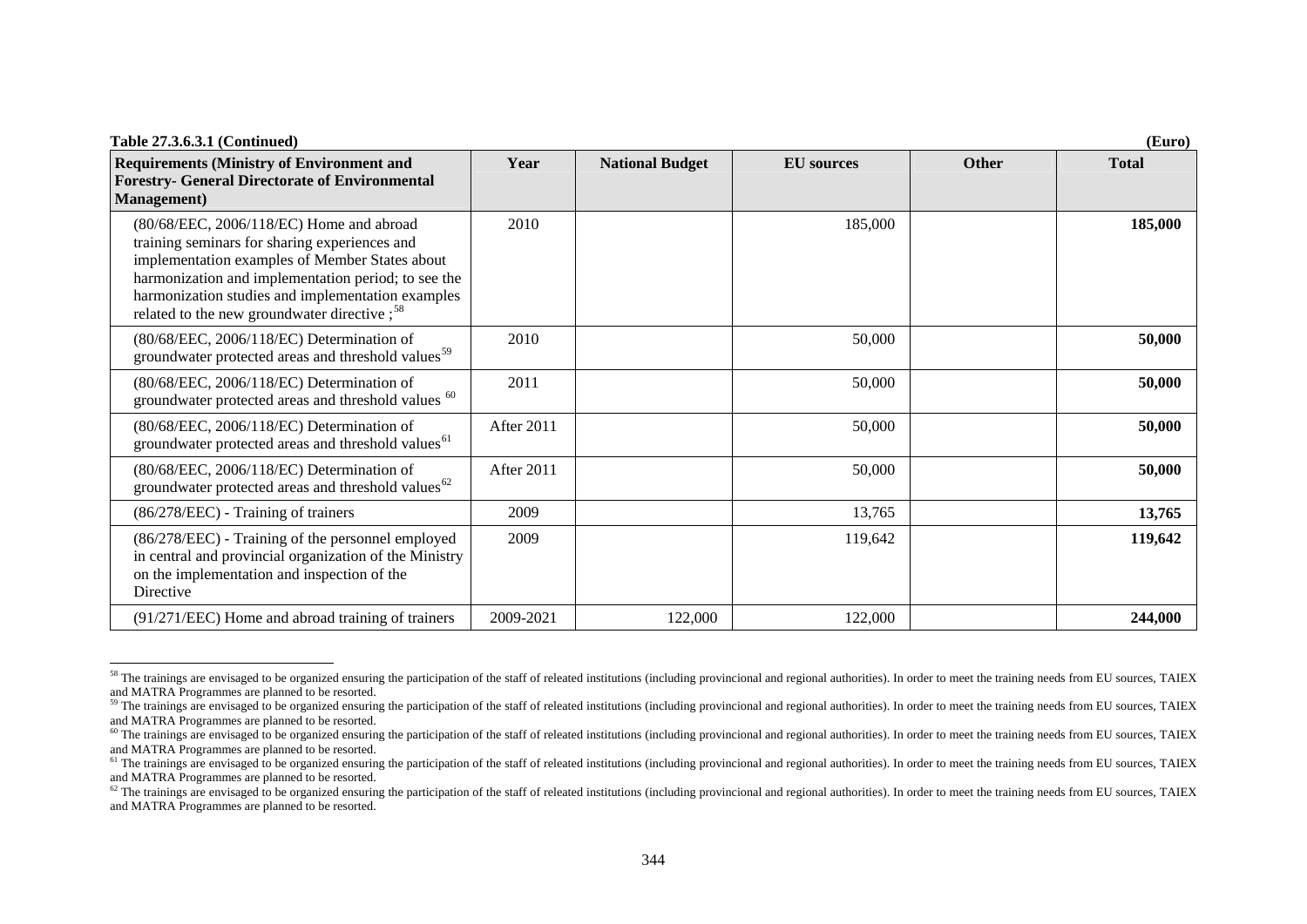**Table 27.3.6.3.1 (Continued)** **(Euro)**

| Requirements (Ministry of Environment and Forestry- General Directorate of Environmental Management) | Year | National Budget | EU sources | Other | Total |
|---|---|---|---|---|---|
| (80/68/EEC, 2006/118/EC) Home and abroad training seminars for sharing experiences and implementation examples of Member States about harmonization and implementation period; to see the harmonization studies and implementation examples related to the new groundwater directive ;[58] | 2010 | | 185,000 | | **185,000** |
| (80/68/EEC, 2006/118/EC) Determination of groundwater protected areas and threshold values[59] | 2010 | | 50,000 | | **50,000** |
| (80/68/EEC, 2006/118/EC) Determination of groundwater protected areas and threshold values [60] | 2011 | | 50,000 | | **50,000** |
| (80/68/EEC, 2006/118/EC) Determination of groundwater protected areas and threshold values[61] | After 2011 | | 50,000 | | **50,000** |
| (80/68/EEC, 2006/118/EC) Determination of groundwater protected areas and threshold values[62] | After 2011 | | 50,000 | | **50,000** |
| (86/278/EEC) - Training of trainers | 2009 | | 13,765 | | **13,765** |
| (86/278/EEC) - Training of the personnel employed in central and provincial organization of the Ministry on the implementation and inspection of the Directive | 2009 | | 119,642 | | **119,642** |
| (91/271/EEC) Home and abroad training of trainers | 2009-2021 | 122,000 | 122,000 | | **244,000** |

[58] The trainings are envisaged to be organized ensuring the participation of the staff of releated institutions (including provincional and regional authorities). In order to meet the training needs from EU sources, TAIEX and MATRA Programmes are planned to be resorted.

[59] The trainings are envisaged to be organized ensuring the participation of the staff of releated institutions (including provincional and regional authorities). In order to meet the training needs from EU sources, TAIEX and MATRA Programmes are planned to be resorted.

[60] The trainings are envisaged to be organized ensuring the participation of the staff of releated institutions (including provincional and regional authorities). In order to meet the training needs from EU sources, TAIEX and MATRA Programmes are planned to be resorted.

[61] The trainings are envisaged to be organized ensuring the participation of the staff of releated institutions (including provincional and regional authorities). In order to meet the training needs from EU sources, TAIEX and MATRA Programmes are planned to be resorted.

[62] The trainings are envisaged to be organized ensuring the participation of the staff of releated institutions (including provincional and regional authorities). In order to meet the training needs from EU sources, TAIEX and MATRA Programmes are planned to be resorted.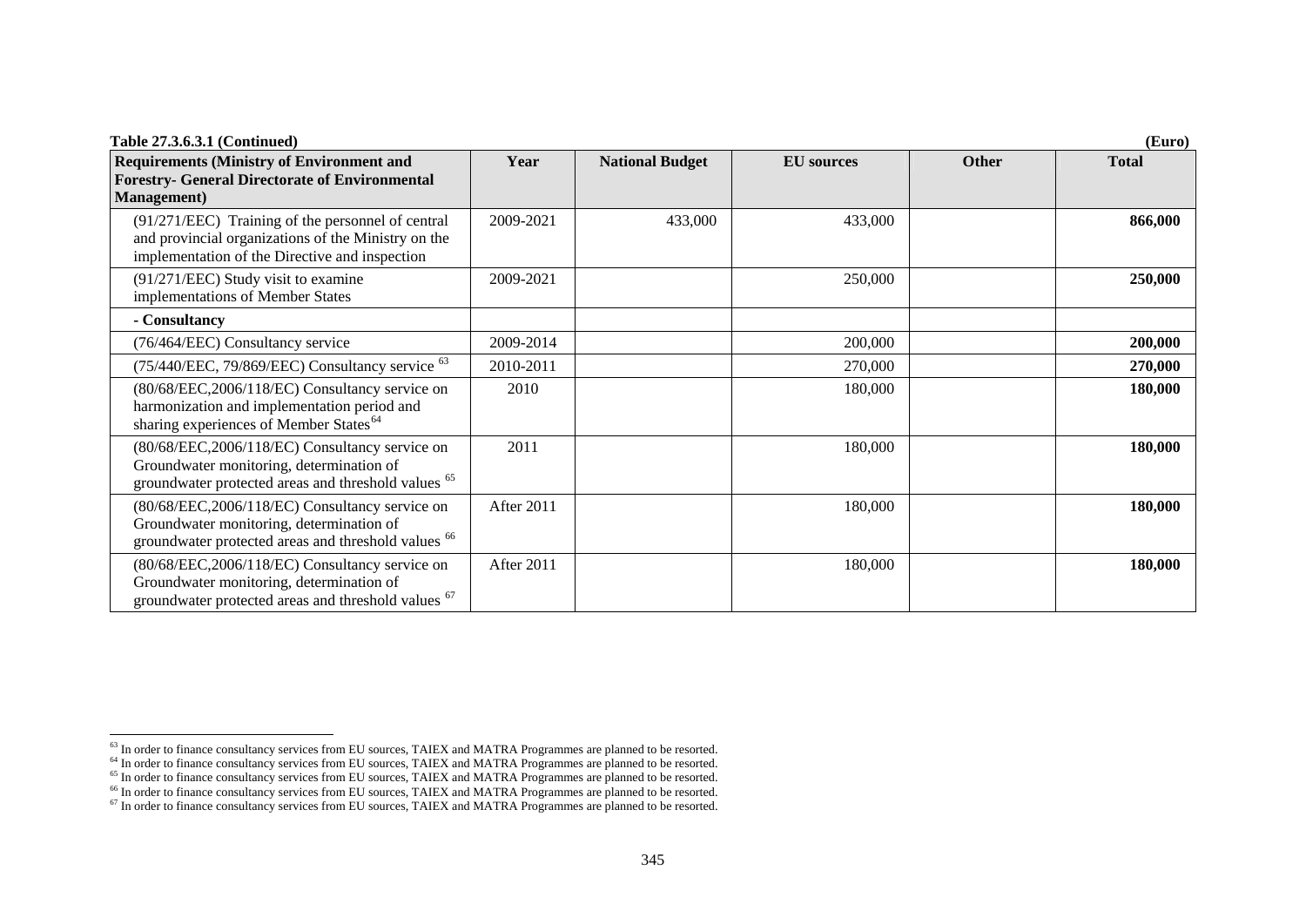**Table 27.3.6.3.1 (Continued)** **(Euro)**

| Requirements (Ministry of Environment and Forestry- General Directorate of Environmental Management) | Year | National Budget | EU sources | Other | Total |
|---|---|---|---|---|---|
| (91/271/EEC) Training of the personnel of central and provincial organizations of the Ministry on the implementation of the Directive and inspection | 2009-2021 | 433,000 | 433,000 | | **866,000** |
| (91/271/EEC) Study visit to examine implementations of Member States | 2009-2021 | | 250,000 | | **250,000** |
| **- Consultancy** | | | | | |
| (76/464/EEC) Consultancy service | 2009-2014 | | 200,000 | | **200,000** |
| (75/440/EEC, 79/869/EEC) Consultancy service [63] | 2010-2011 | | 270,000 | | **270,000** |
| (80/68/EEC,2006/118/EC) Consultancy service on harmonization and implementation period and sharing experiences of Member States[64] | 2010 | | 180,000 | | **180,000** |
| (80/68/EEC,2006/118/EC) Consultancy service on Groundwater monitoring, determination of groundwater protected areas and threshold values [65] | 2011 | | 180,000 | | **180,000** |
| (80/68/EEC,2006/118/EC) Consultancy service on Groundwater monitoring, determination of groundwater protected areas and threshold values [66] | After 2011 | | 180,000 | | **180,000** |
| (80/68/EEC,2006/118/EC) Consultancy service on Groundwater monitoring, determination of groundwater protected areas and threshold values [67] | After 2011 | | 180,000 | | **180,000** |

[63] In order to finance consultancy services from EU sources, TAIEX and MATRA Programmes are planned to be resorted.

[64] In order to finance consultancy services from EU sources, TAIEX and MATRA Programmes are planned to be resorted.

[65] In order to finance consultancy services from EU sources, TAIEX and MATRA Programmes are planned to be resorted.

[66] In order to finance consultancy services from EU sources, TAIEX and MATRA Programmes are planned to be resorted.

[67] In order to finance consultancy services from EU sources, TAIEX and MATRA Programmes are planned to be resorted.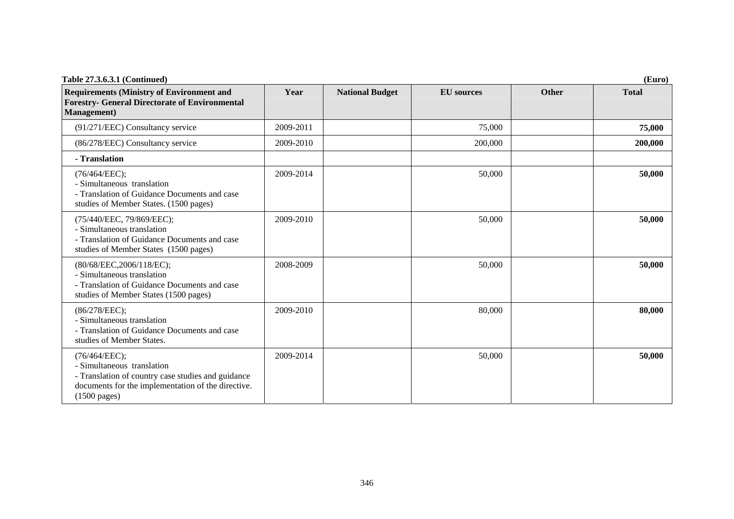**Table 27.3.6.3.1 (Continued)** **(Euro)**

| **Requirements (Ministry of Environment and Forestry- General Directorate of Environmental Management)** | **Year** | **National Budget** | **EU sources** | **Other** | **Total** |
|---|---|---|---|---|---|
| (91/271/EEC) Consultancy service | 2009-2011 | | 75,000 | | **75,000** |
| (86/278/EEC) Consultancy service | 2009-2010 | | 200,000 | | **200,000** |
| **- Translation** | | | | | |
| (76/464/EEC);<br>- Simultaneous translation<br>- Translation of Guidance Documents and case studies of Member States. (1500 pages) | 2009-2014 | | 50,000 | | **50,000** |
| (75/440/EEC, 79/869/EEC);<br>- Simultaneous translation<br>- Translation of Guidance Documents and case studies of Member States (1500 pages) | 2009-2010 | | 50,000 | | **50,000** |
| (80/68/EEC,2006/118/EC);<br>- Simultaneous translation<br>- Translation of Guidance Documents and case studies of Member States (1500 pages) | 2008-2009 | | 50,000 | | **50,000** |
| (86/278/EEC);<br>- Simultaneous translation<br>- Translation of Guidance Documents and case studies of Member States. | 2009-2010 | | 80,000 | | **80,000** |
| (76/464/EEC);<br>- Simultaneous translation<br>- Translation of country case studies and guidance documents for the implementation of the directive. (1500 pages) | 2009-2014 | | 50,000 | | **50,000** |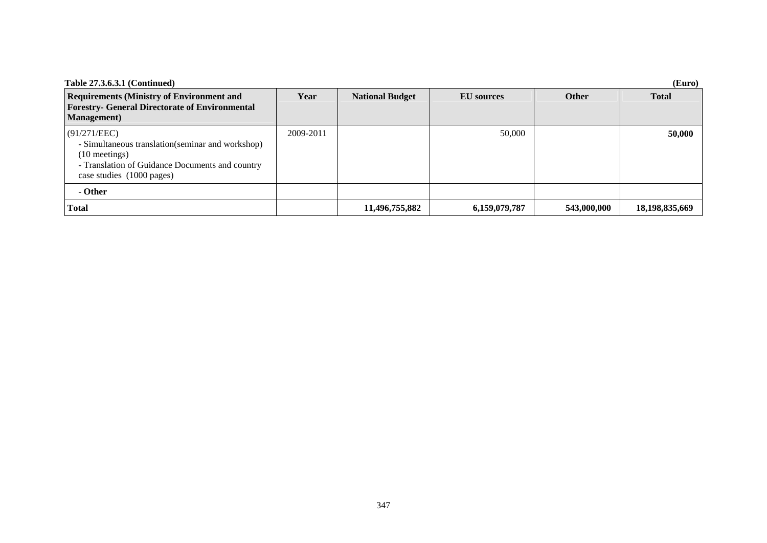**Table 27.3.6.3.1 (Continued)** **(Euro)**

| Requirements (Ministry of Environment and Forestry- General Directorate of Environmental Management) | Year | National Budget | EU sources | Other | Total |
|---|---|---|---|---|---|
| (91/271/EEC)<br>- Simultaneous translation(seminar and workshop) (10 meetings)<br>- Translation of Guidance Documents and country case studies (1000 pages) | 2009-2011 | | 50,000 | | **50,000** |
| **- Other** | | | | | |
| **Total** | | **11,496,755,882** | **6,159,079,787** | **543,000,000** | **18,198,835,669** |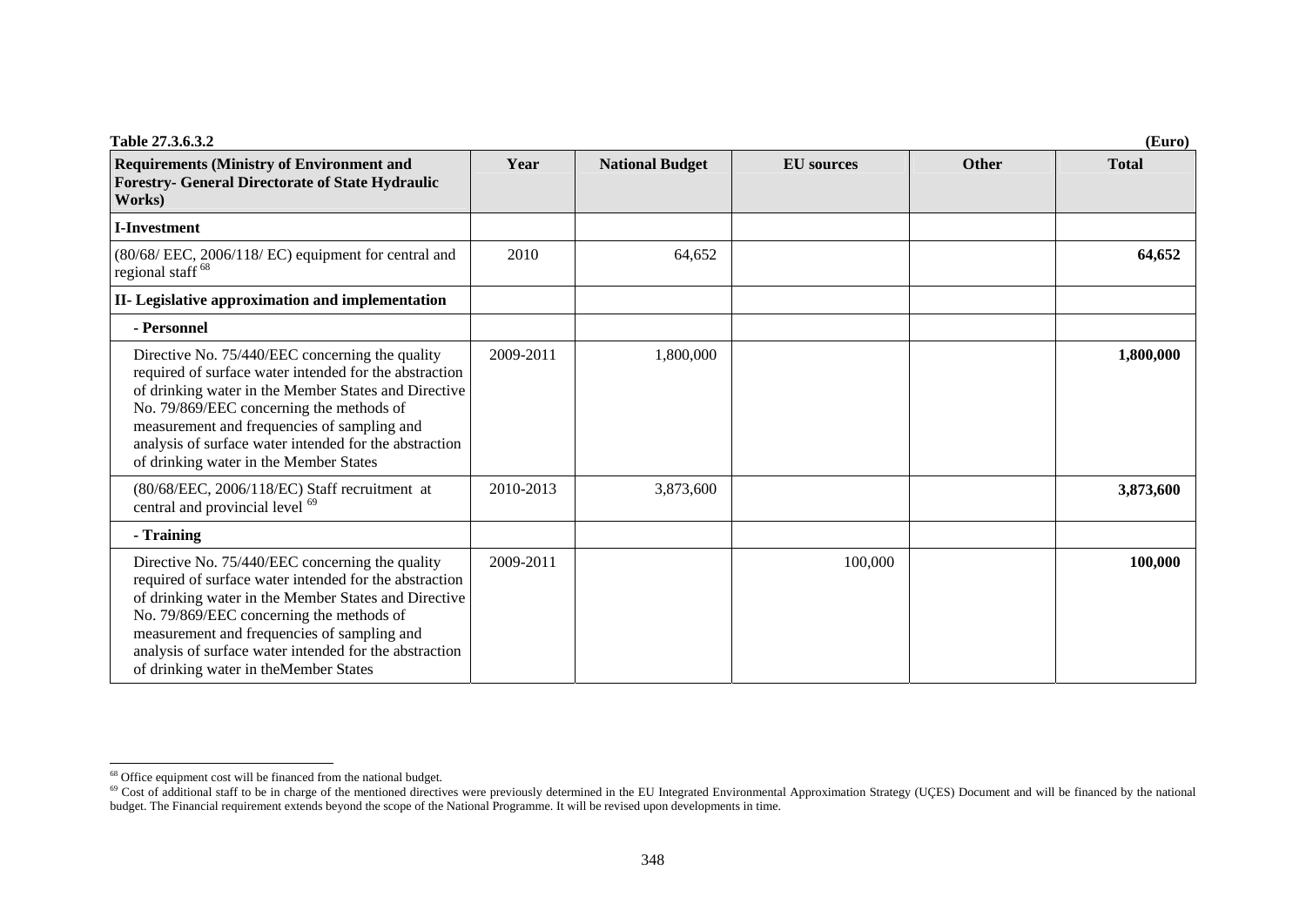**Table 27.3.6.3.2** **(Euro)**

| Requirements (Ministry of Environment and Forestry- General Directorate of State Hydraulic Works) | Year | National Budget | EU sources | Other | Total |
|---|---|---|---|---|---|
| **I-Investment** | | | | | |
| (80/68/ EEC, 2006/118/ EC) equipment for central and regional staff [68] | 2010 | 64,652 | | | **64,652** |
| **II- Legislative approximation and implementation** | | | | | |
| **- Personnel** | | | | | |
| Directive No. 75/440/EEC concerning the quality required of surface water intended for the abstraction of drinking water in the Member States and Directive No. 79/869/EEC concerning the methods of measurement and frequencies of sampling and analysis of surface water intended for the abstraction of drinking water in the Member States | 2009-2011 | 1,800,000 | | | **1,800,000** |
| (80/68/EEC, 2006/118/EC) Staff recruitment at central and provincial level [69] | 2010-2013 | 3,873,600 | | | **3,873,600** |
| **- Training** | | | | | |
| Directive No. 75/440/EEC concerning the quality required of surface water intended for the abstraction of drinking water in the Member States and Directive No. 79/869/EEC concerning the methods of measurement and frequencies of sampling and analysis of surface water intended for the abstraction of drinking water in theMember States | 2009-2011 | | 100,000 | | **100,000** |

[68] Office equipment cost will be financed from the national budget.

[69] Cost of additional staff to be in charge of the mentioned directives were previously determined in the EU Integrated Environmental Approximation Strategy (UÇES) Document and will be financed by the national budget. The Financial requirement extends beyond the scope of the National Programme. It will be revised upon developments in time.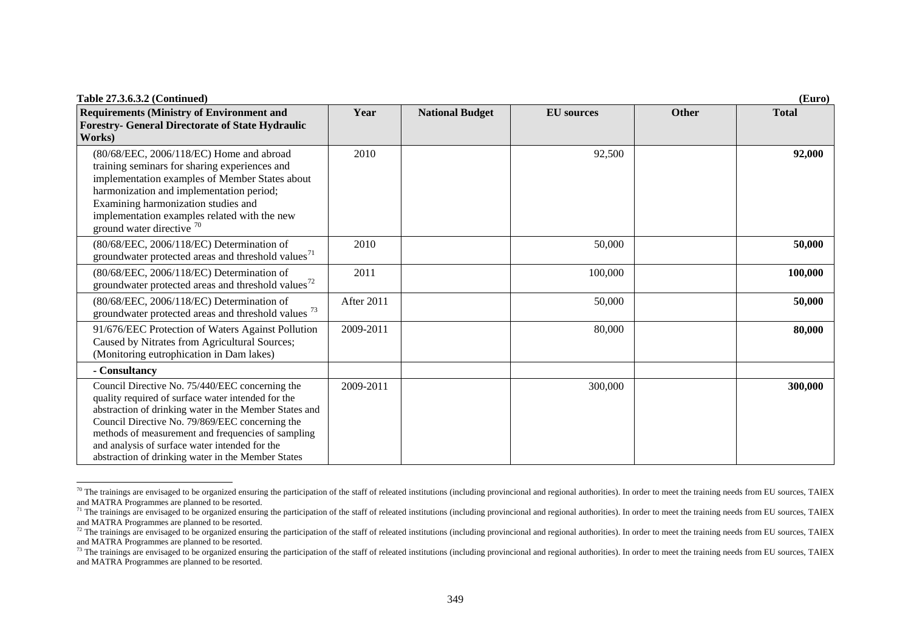**Table 27.3.6.3.2 (Continued)** **(Euro)**

| Requirements (Ministry of Environment and Forestry- General Directorate of State Hydraulic Works) | Year | National Budget | EU sources | Other | Total |
|---|---|---|---|---|---|
| (80/68/EEC, 2006/118/EC) Home and abroad training seminars for sharing experiences and implementation examples of Member States about harmonization and implementation period; Examining harmonization studies and implementation examples related with the new ground water directive [70] | 2010 | | 92,500 | | **92,000** |
| (80/68/EEC, 2006/118/EC) Determination of groundwater protected areas and threshold values[71] | 2010 | | 50,000 | | **50,000** |
| (80/68/EEC, 2006/118/EC) Determination of groundwater protected areas and threshold values[72] | 2011 | | 100,000 | | **100,000** |
| (80/68/EEC, 2006/118/EC) Determination of groundwater protected areas and threshold values [73] | After 2011 | | 50,000 | | **50,000** |
| 91/676/EEC Protection of Waters Against Pollution Caused by Nitrates from Agricultural Sources; (Monitoring eutrophication in Dam lakes) | 2009-2011 | | 80,000 | | **80,000** |
| **- Consultancy** | | | | | |
| Council Directive No. 75/440/EEC concerning the quality required of surface water intended for the abstraction of drinking water in the Member States and Council Directive No. 79/869/EEC concerning the methods of measurement and frequencies of sampling and analysis of surface water intended for the abstraction of drinking water in the Member States | 2009-2011 | | 300,000 | | **300,000** |

[70] The trainings are envisaged to be organized ensuring the participation of the staff of releated institutions (including provincional and regional authorities). In order to meet the training needs from EU sources, TAIEX and MATRA Programmes are planned to be resorted.

[71] The trainings are envisaged to be organized ensuring the participation of the staff of releated institutions (including provincional and regional authorities). In order to meet the training needs from EU sources, TAIEX and MATRA Programmes are planned to be resorted.

[72] The trainings are envisaged to be organized ensuring the participation of the staff of releated institutions (including provincional and regional authorities). In order to meet the training needs from EU sources, TAIEX and MATRA Programmes are planned to be resorted.

[73] The trainings are envisaged to be organized ensuring the participation of the staff of releated institutions (including provincional and regional authorities). In order to meet the training needs from EU sources, TAIEX and MATRA Programmes are planned to be resorted.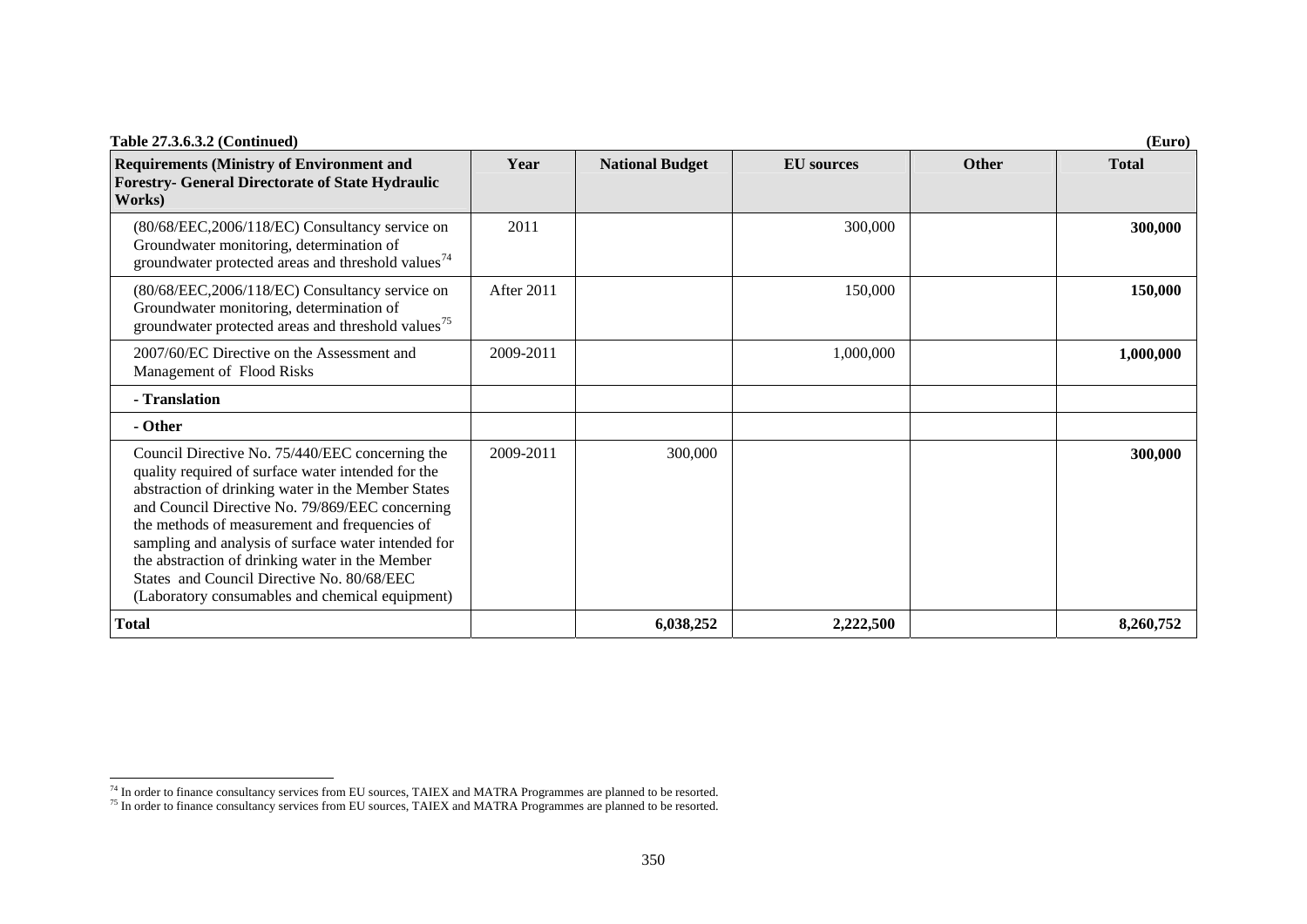**Table 27.3.6.3.2 (Continued)** **(Euro)**

| Requirements (Ministry of Environment and Forestry- General Directorate of State Hydraulic Works) | Year | National Budget | EU sources | Other | Total |
|---|---|---|---|---|---|
| (80/68/EEC,2006/118/EC) Consultancy service on Groundwater monitoring, determination of groundwater protected areas and threshold values[74] | 2011 | | 300,000 | | **300,000** |
| (80/68/EEC,2006/118/EC) Consultancy service on Groundwater monitoring, determination of groundwater protected areas and threshold values[75] | After 2011 | | 150,000 | | **150,000** |
| 2007/60/EC Directive on the Assessment and Management of Flood Risks | 2009-2011 | | 1,000,000 | | **1,000,000** |
| **- Translation** | | | | | |
| **- Other** | | | | | |
| Council Directive No. 75/440/EEC concerning the quality required of surface water intended for the abstraction of drinking water in the Member States and Council Directive No. 79/869/EEC concerning the methods of measurement and frequencies of sampling and analysis of surface water intended for the abstraction of drinking water in the Member States and Council Directive No. 80/68/EEC (Laboratory consumables and chemical equipment) | 2009-2011 | 300,000 | | | **300,000** |
| **Total** | | **6,038,252** | **2,222,500** | | **8,260,752** |

[74] In order to finance consultancy services from EU sources, TAIEX and MATRA Programmes are planned to be resorted.

[75] In order to finance consultancy services from EU sources, TAIEX and MATRA Programmes are planned to be resorted.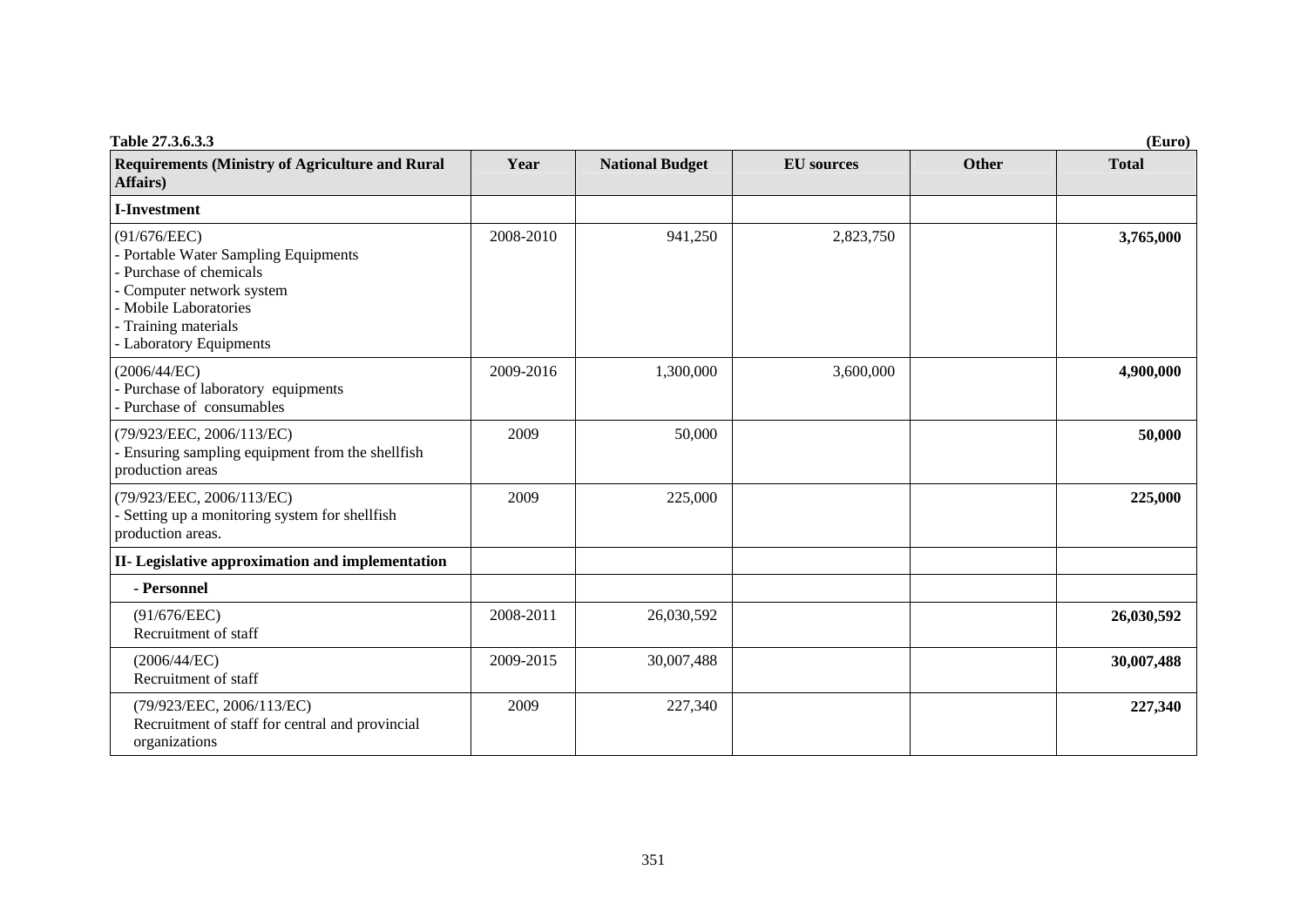**Table 27.3.6.3.3** **(Euro)**

| Requirements (Ministry of Agriculture and Rural Affairs) | Year | National Budget | EU sources | Other | Total |
|---|---|---|---|---|---|
| **I-Investment** | | | | | |
| (91/676/EEC)<br>- Portable Water Sampling Equipments<br>- Purchase of chemicals<br>- Computer network system<br>- Mobile Laboratories<br>- Training materials<br>- Laboratory Equipments | 2008-2010 | 941,250 | 2,823,750 | | **3,765,000** |
| (2006/44/EC)<br>- Purchase of laboratory equipments<br>- Purchase of consumables | 2009-2016 | 1,300,000 | 3,600,000 | | **4,900,000** |
| (79/923/EEC, 2006/113/EC)<br>- Ensuring sampling equipment from the shellfish production areas | 2009 | 50,000 | | | **50,000** |
| (79/923/EEC, 2006/113/EC)<br>- Setting up a monitoring system for shellfish production areas. | 2009 | 225,000 | | | **225,000** |
| **II- Legislative approximation and implementation** | | | | | |
| **- Personnel** | | | | | |
| (91/676/EEC)<br>Recruitment of staff | 2008-2011 | 26,030,592 | | | **26,030,592** |
| (2006/44/EC)<br>Recruitment of staff | 2009-2015 | 30,007,488 | | | **30,007,488** |
| (79/923/EEC, 2006/113/EC)<br>Recruitment of staff for central and provincial organizations | 2009 | 227,340 | | | **227,340** |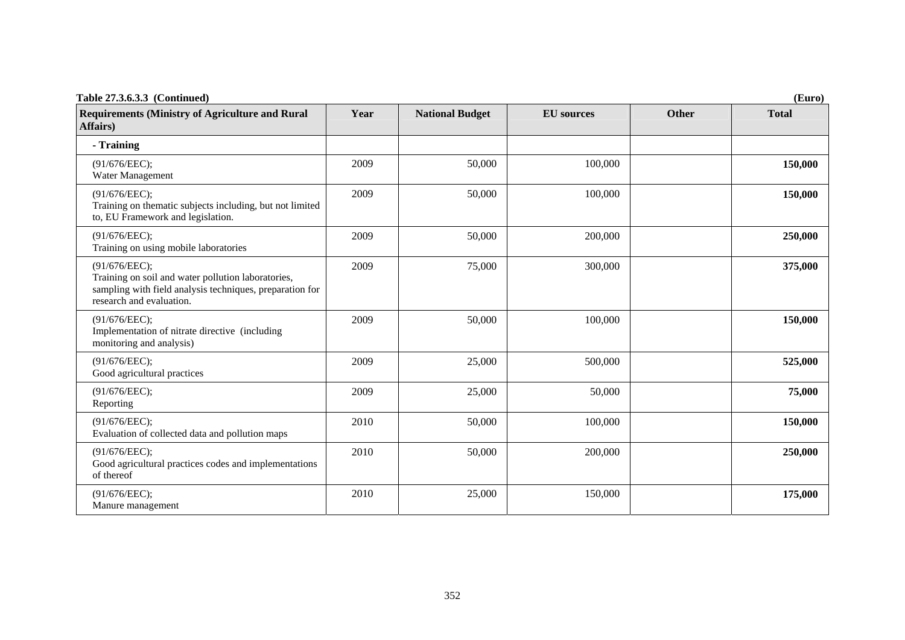**Table 27.3.6.3.3 (Continued)** **(Euro)**

| Requirements (Ministry of Agriculture and Rural Affairs) | Year | National Budget | EU sources | Other | Total |
|---|---|---|---|---|---|
| **- Training** | | | | | |
| (91/676/EEC); Water Management | 2009 | 50,000 | 100,000 | | **150,000** |
| (91/676/EEC); Training on thematic subjects including, but not limited to, EU Framework and legislation. | 2009 | 50,000 | 100,000 | | **150,000** |
| (91/676/EEC); Training on using mobile laboratories | 2009 | 50,000 | 200,000 | | **250,000** |
| (91/676/EEC); Training on soil and water pollution laboratories, sampling with field analysis techniques, preparation for research and evaluation. | 2009 | 75,000 | 300,000 | | **375,000** |
| (91/676/EEC); Implementation of nitrate directive (including monitoring and analysis) | 2009 | 50,000 | 100,000 | | **150,000** |
| (91/676/EEC); Good agricultural practices | 2009 | 25,000 | 500,000 | | **525,000** |
| (91/676/EEC); Reporting | 2009 | 25,000 | 50,000 | | **75,000** |
| (91/676/EEC); Evaluation of collected data and pollution maps | 2010 | 50,000 | 100,000 | | **150,000** |
| (91/676/EEC); Good agricultural practices codes and implementations of thereof | 2010 | 50,000 | 200,000 | | **250,000** |
| (91/676/EEC); Manure management | 2010 | 25,000 | 150,000 | | **175,000** |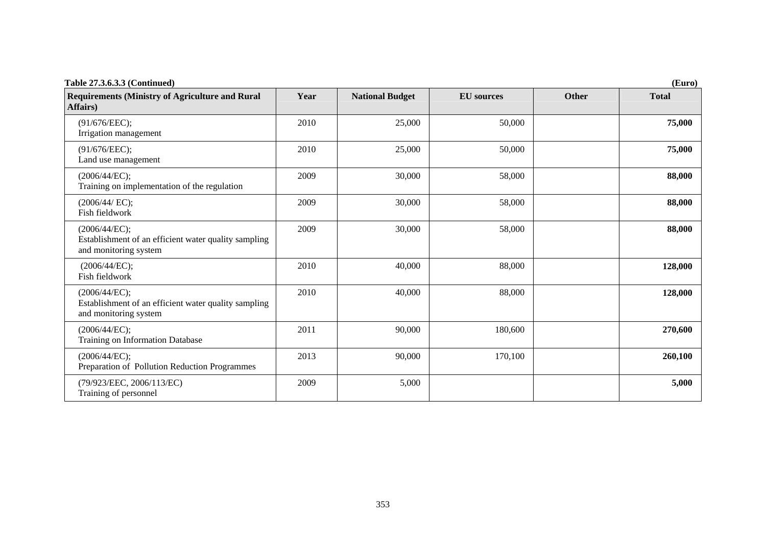**Table 27.3.6.3.3 (Continued)** **(Euro)**

| Requirements (Ministry of Agriculture and Rural Affairs) | Year | National Budget | EU sources | Other | Total |
|---|---|---|---|---|---|
| (91/676/EEC); Irrigation management | 2010 | 25,000 | 50,000 | | **75,000** |
| (91/676/EEC); Land use management | 2010 | 25,000 | 50,000 | | **75,000** |
| (2006/44/EC); Training on implementation of the regulation | 2009 | 30,000 | 58,000 | | **88,000** |
| (2006/44/ EC); Fish fieldwork | 2009 | 30,000 | 58,000 | | **88,000** |
| (2006/44/EC); Establishment of an efficient water quality sampling and monitoring system | 2009 | 30,000 | 58,000 | | **88,000** |
| (2006/44/EC); Fish fieldwork | 2010 | 40,000 | 88,000 | | **128,000** |
| (2006/44/EC); Establishment of an efficient water quality sampling and monitoring system | 2010 | 40,000 | 88,000 | | **128,000** |
| (2006/44/EC); Training on Information Database | 2011 | 90,000 | 180,600 | | **270,600** |
| (2006/44/EC); Preparation of Pollution Reduction Programmes | 2013 | 90,000 | 170,100 | | **260,100** |
| (79/923/EEC, 2006/113/EC) Training of personnel | 2009 | 5,000 | | | **5,000** |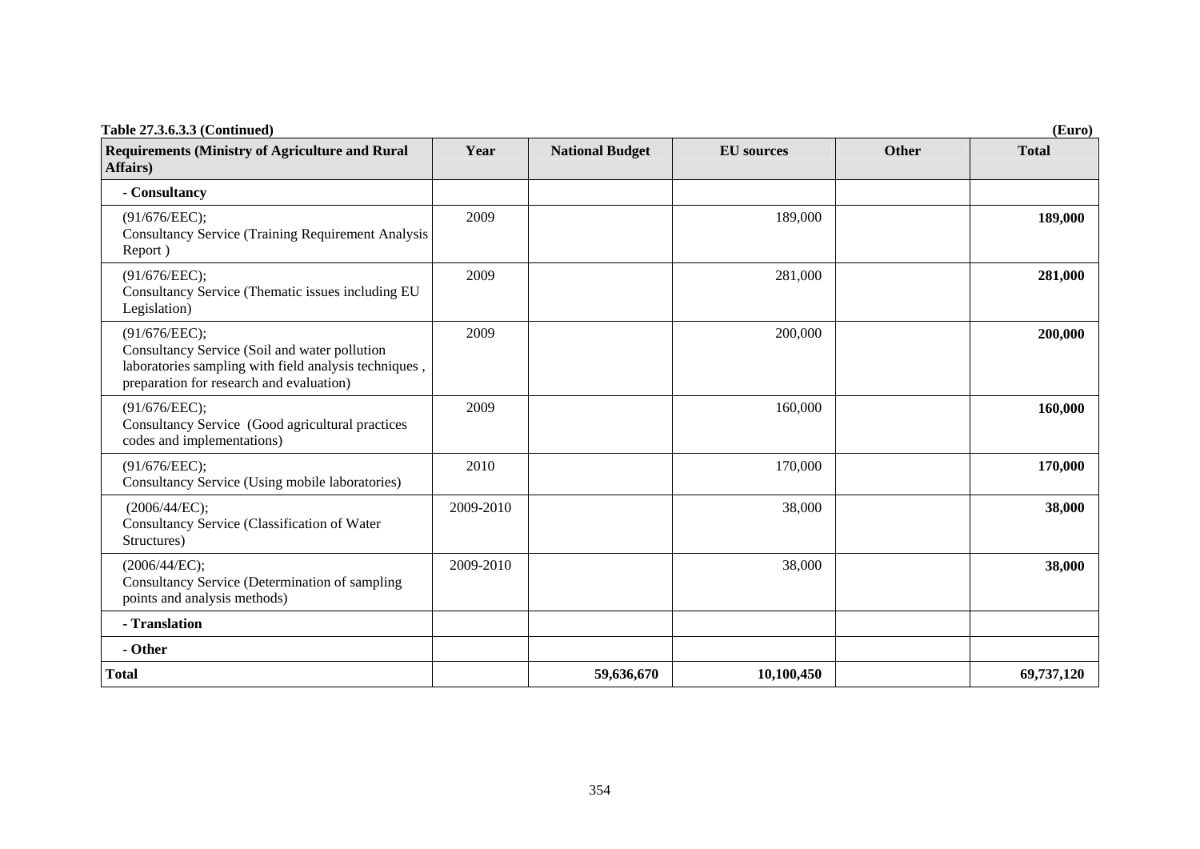**Table 27.3.6.3.3 (Continued)** **(Euro)**

| Requirements (Ministry of Agriculture and Rural Affairs) | Year | National Budget | EU sources | Other | Total |
|---|---|---|---|---|---|
| **- Consultancy** | | | | | |
| (91/676/EEC); Consultancy Service (Training Requirement Analysis Report ) | 2009 | | 189,000 | | **189,000** |
| (91/676/EEC); Consultancy Service (Thematic issues including EU Legislation) | 2009 | | 281,000 | | **281,000** |
| (91/676/EEC); Consultancy Service (Soil and water pollution laboratories sampling with field analysis techniques , preparation for research and evaluation) | 2009 | | 200,000 | | **200,000** |
| (91/676/EEC); Consultancy Service (Good agricultural practices codes and implementations) | 2009 | | 160,000 | | **160,000** |
| (91/676/EEC); Consultancy Service (Using mobile laboratories) | 2010 | | 170,000 | | **170,000** |
| (2006/44/EC); Consultancy Service (Classification of Water Structures) | 2009-2010 | | 38,000 | | **38,000** |
| (2006/44/EC); Consultancy Service (Determination of sampling points and analysis methods) | 2009-2010 | | 38,000 | | **38,000** |
| **- Translation** | | | | | |
| **- Other** | | | | | |
| **Total** | | **59,636,670** | **10,100,450** | | **69,737,120** |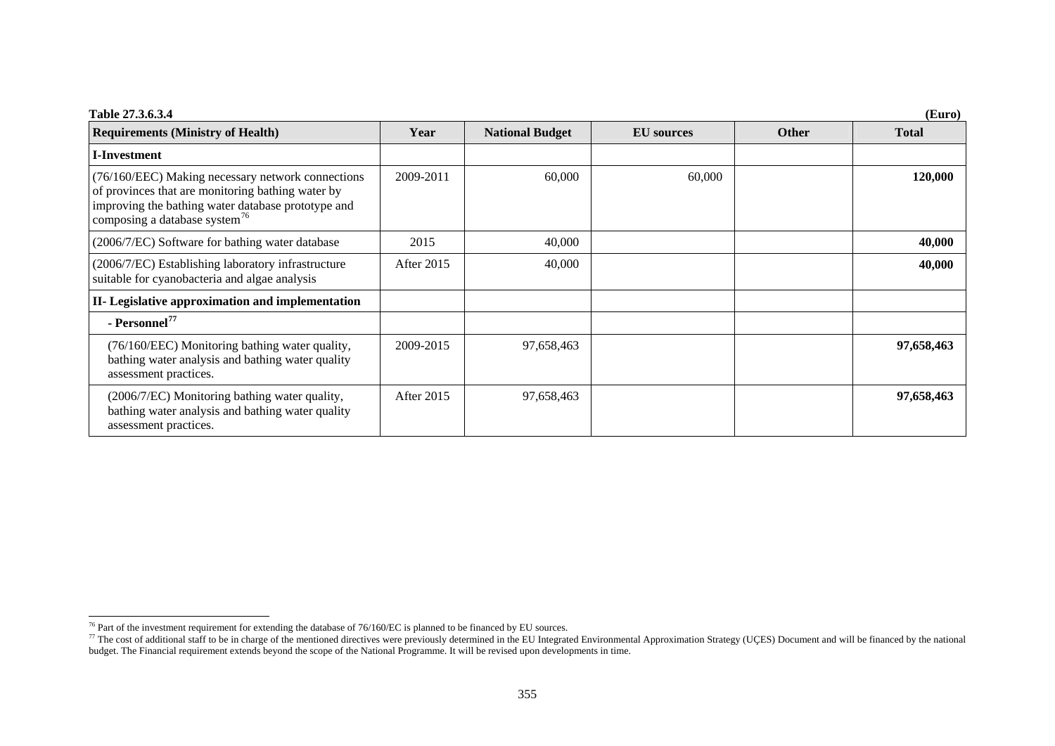**Table 27.3.6.3.4** **(Euro)**

| Requirements (Ministry of Health) | Year | National Budget | EU sources | Other | Total |
|---|---|---|---|---|---|
| **I-Investment** | | | | | |
| (76/160/EEC) Making necessary network connections of provinces that are monitoring bathing water by improving the bathing water database prototype and composing a database system[76] | 2009-2011 | 60,000 | 60,000 | | **120,000** |
| (2006/7/EC) Software for bathing water database | 2015 | 40,000 | | | **40,000** |
| (2006/7/EC) Establishing laboratory infrastructure suitable for cyanobacteria and algae analysis | After 2015 | 40,000 | | | **40,000** |
| **II- Legislative approximation and implementation** | | | | | |
| **- Personnel**[77] | | | | | |
| (76/160/EEC) Monitoring bathing water quality, bathing water analysis and bathing water quality assessment practices. | 2009-2015 | 97,658,463 | | | **97,658,463** |
| (2006/7/EC) Monitoring bathing water quality, bathing water analysis and bathing water quality assessment practices. | After 2015 | 97,658,463 | | | **97,658,463** |

[76] Part of the investment requirement for extending the database of 76/160/EC is planned to be financed by EU sources.

[77] The cost of additional staff to be in charge of the mentioned directives were previously determined in the EU Integrated Environmental Approximation Strategy (UÇES) Document and will be financed by the national budget. The Financial requirement extends beyond the scope of the National Programme. It will be revised upon developments in time.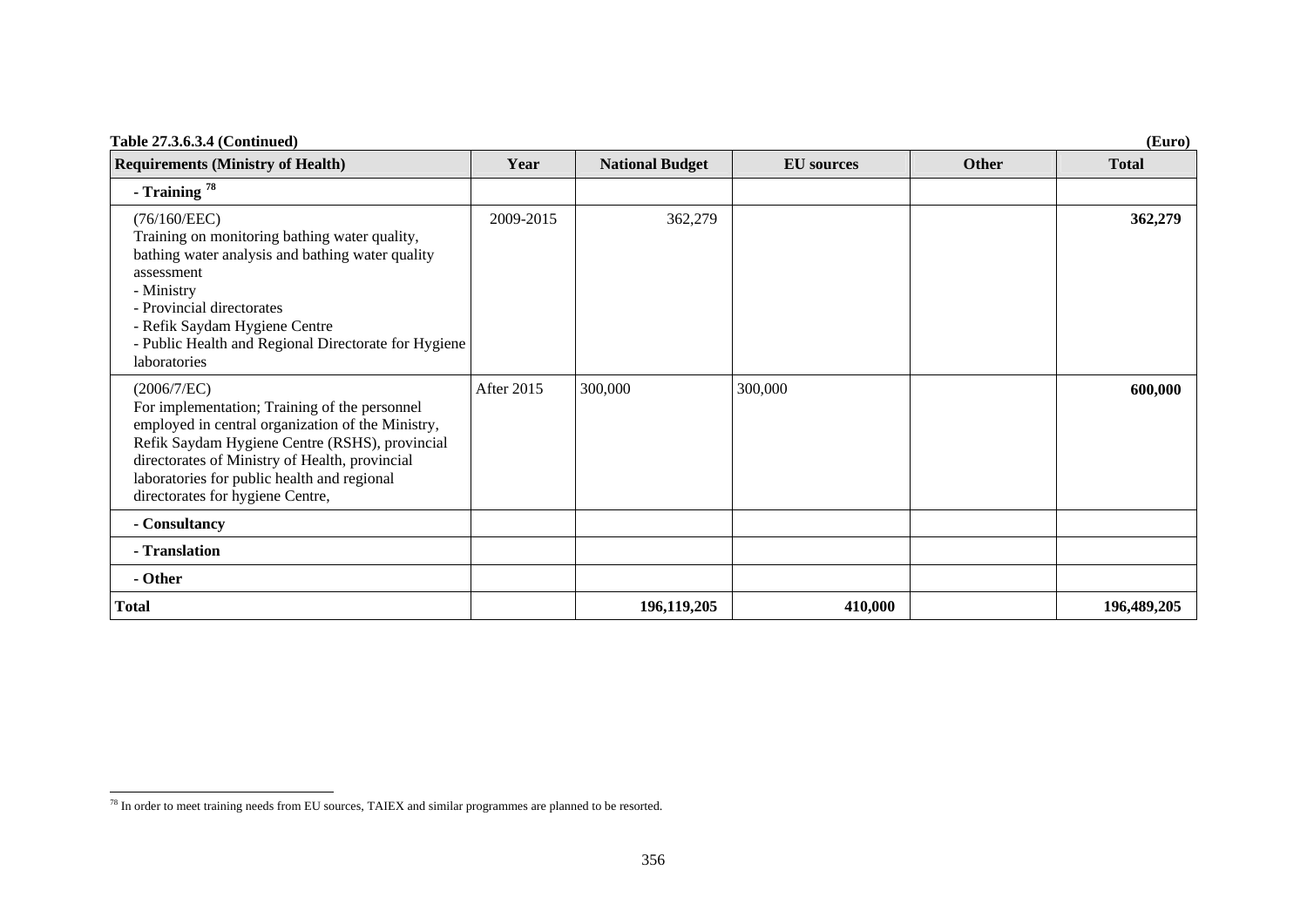**Table 27.3.6.3.4 (Continued)** **(Euro)**

| Requirements (Ministry of Health) | Year | National Budget | EU sources | Other | Total |
|---|---|---|---|---|---|
| **- Training [78]** | | | | | |
| (76/160/EEC)<br>Training on monitoring bathing water quality, bathing water analysis and bathing water quality assessment<br>- Ministry<br>- Provincial directorates<br>- Refik Saydam Hygiene Centre<br>- Public Health and Regional Directorate for Hygiene laboratories | 2009-2015 | 362,279 | | | **362,279** |
| (2006/7/EC)<br>For implementation; Training of the personnel employed in central organization of the Ministry, Refik Saydam Hygiene Centre (RSHS), provincial directorates of Ministry of Health, provincial laboratories for public health and regional directorates for hygiene Centre, | After 2015 | 300,000 | 300,000 | | **600,000** |
| **- Consultancy** | | | | | |
| **- Translation** | | | | | |
| **- Other** | | | | | |
| **Total** | | **196,119,205** | **410,000** | | **196,489,205** |

[78] In order to meet training needs from EU sources, TAIEX and similar programmes are planned to be resorted.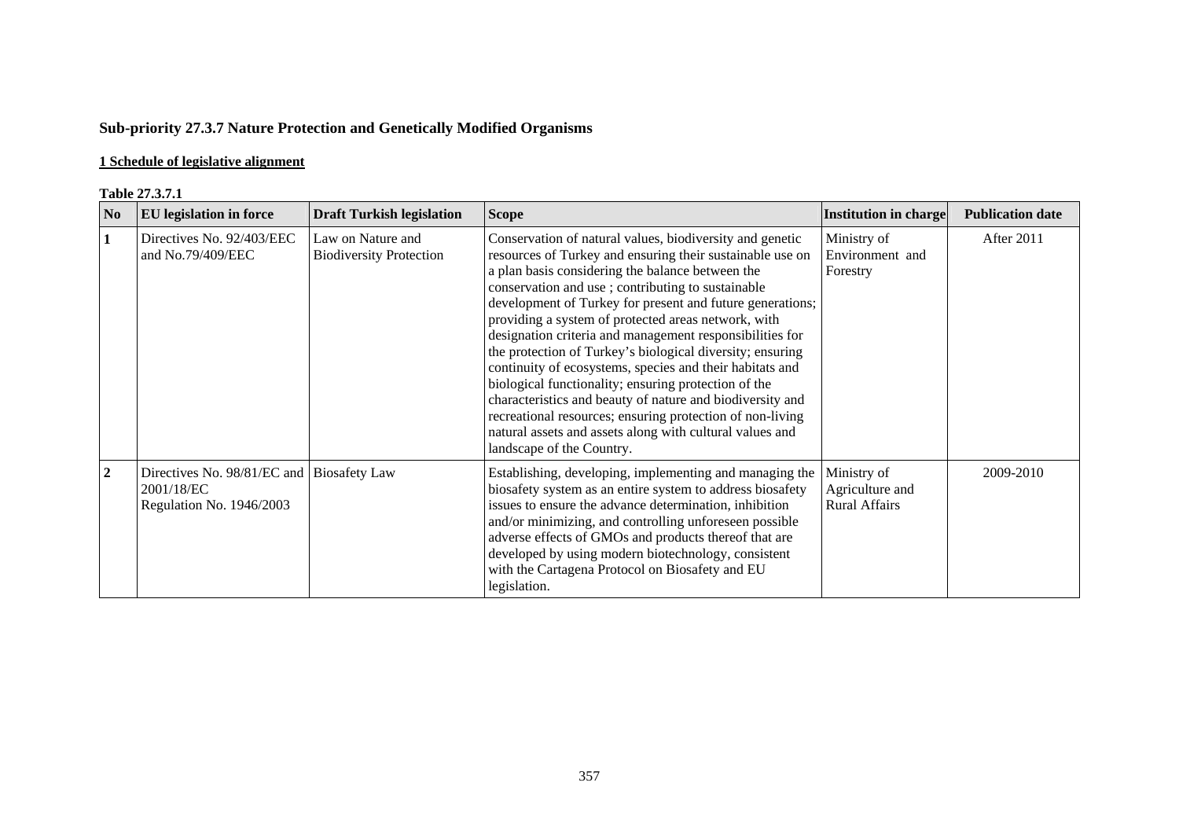## Sub-priority 27.3.7 Nature Protection and Genetically Modified Organisms

### 1 Schedule of legislative alignment

**Table 27.3.7.1**

| No | EU legislation in force | Draft Turkish legislation | Scope | Institution in charge | Publication date |
|---|---|---|---|---|---|
| 1 | Directives No. 92/403/EEC and No.79/409/EEC | Law on Nature and Biodiversity Protection | Conservation of natural values, biodiversity and genetic resources of Turkey and ensuring their sustainable use on a plan basis considering the balance between the conservation and use ; contributing to sustainable development of Turkey for present and future generations; providing a system of protected areas network, with designation criteria and management responsibilities for the protection of Turkey's biological diversity; ensuring continuity of ecosystems, species and their habitats and biological functionality; ensuring protection of the characteristics and beauty of nature and biodiversity and recreational resources; ensuring protection of non-living natural assets and assets along with cultural values and landscape of the Country. | Ministry of Environment and Forestry | After 2011 |
| 2 | Directives No. 98/81/EC and 2001/18/EC Regulation No. 1946/2003 | Biosafety Law | Establishing, developing, implementing and managing the biosafety system as an entire system to address biosafety issues to ensure the advance determination, inhibition and/or minimizing, and controlling unforeseen possible adverse effects of GMOs and products thereof that are developed by using modern biotechnology, consistent with the Cartagena Protocol on Biosafety and EU legislation. | Ministry of Agriculture and Rural Affairs | 2009-2010 |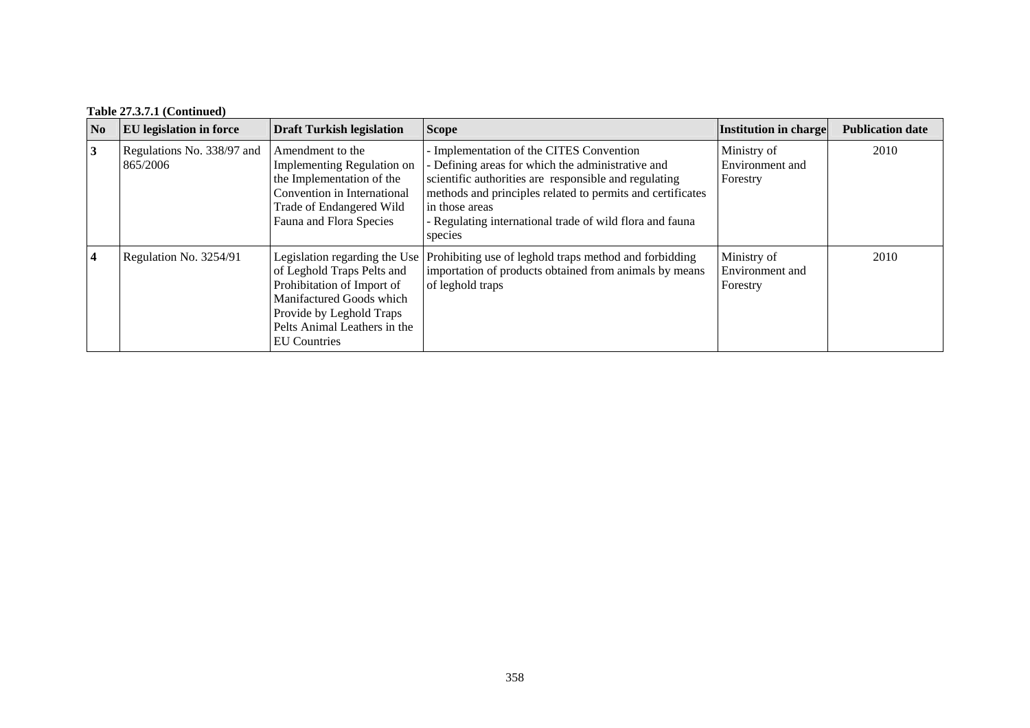**Table 27.3.7.1 (Continued)**

| No | EU legislation in force | Draft Turkish legislation | Scope | Institution in charge | Publication date |
|---|---|---|---|---|---|
| 3 | Regulations No. 338/97 and 865/2006 | Amendment to the Implementing Regulation on the Implementation of the Convention in International Trade of Endangered Wild Fauna and Flora Species | - Implementation of the CITES Convention<br>- Defining areas for which the administrative and scientific authorities are responsible and regulating methods and principles related to permits and certificates in those areas<br>- Regulating international trade of wild flora and fauna species | Ministry of Environment and Forestry | 2010 |
| 4 | Regulation No. 3254/91 | Legislation regarding the Use of Leghold Traps Pelts and Prohibition of Import of Manifactured Goods which Provide by Leghold Traps Pelts Animal Leathers in the EU Countries | Prohibiting use of leghold traps method and forbidding importation of products obtained from animals by means of leghold traps | Ministry of Environment and Forestry | 2010 |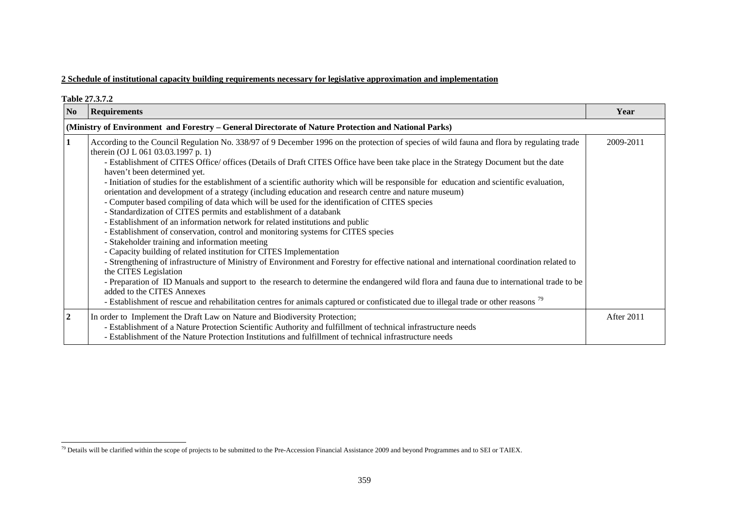**2 Schedule of institutional capacity building requirements necessary for legislative approximation and implementation**

**Table 27.3.7.2**

| No | Requirements | Year |
|---|---|---|
| **(Ministry of Environment and Forestry – General Directorate of Nature Protection and National Parks)** | | |
| **1** | According to the Council Regulation No. 338/97 of 9 December 1996 on the protection of species of wild fauna and flora by regulating trade therein (OJ L 061 03.03.1997 p. 1)<br>- Establishment of CITES Office/ offices (Details of Draft CITES Office have been take place in the Strategy Document but the date haven't been determined yet.<br>- Initiation of studies for the establishment of a scientific authority which will be responsible for education and scientific evaluation, orientation and development of a strategy (including education and research centre and nature museum)<br>- Computer based compiling of data which will be used for the identification of CITES species<br>- Standardization of CITES permits and establishment of a databank<br>- Establishment of an information network for related institutions and public<br>- Establishment of conservation, control and monitoring systems for CITES species<br>- Stakeholder training and information meeting<br>- Capacity building of related institution for CITES Implementation<br>- Strengthening of infrastructure of Ministry of Environment and Forestry for effective national and international coordination related to the CITES Legislation<br>- Preparation of ID Manuals and support to the research to determine the endangered wild flora and fauna due to international trade to be added to the CITES Annexes<br>- Establishment of rescue and rehabilitation centres for animals captured or confistiticated due to illegal trade or other reasons [79] | 2009-2011 |
| **2** | In order to Implement the Draft Law on Nature and Biodiversity Protection;<br>- Establishment of a Nature Protection Scientific Authority and fulfillment of technical infrastructure needs<br>- Establishment of the Nature Protection Institutions and fulfillment of technical infrastructure needs | After 2011 |

[79] Details will be clarified within the scope of projects to be submitted to the Pre-Accession Financial Assistance 2009 and beyond Programmes and to SEI or TAIEX.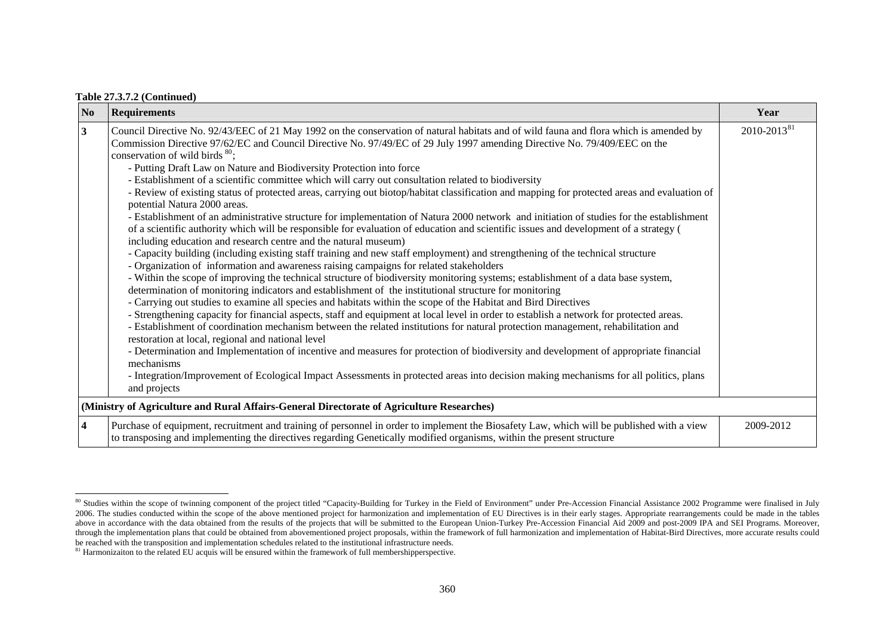**Table 27.3.7.2 (Continued)**

| No | Requirements | Year |
|---|---|---|
| 3 | Council Directive No. 92/43/EEC of 21 May 1992 on the conservation of natural habitats and of wild fauna and flora which is amended by Commission Directive 97/62/EC and Council Directive No. 97/49/EC of 29 July 1997 amending Directive No. 79/409/EEC on the conservation of wild birds [80];<br>- Putting Draft Law on Nature and Biodiversity Protection into force<br>- Establishment of a scientific committee which will carry out consultation related to biodiversity<br>- Review of existing status of protected areas, carrying out biotop/habitat classification and mapping for protected areas and evaluation of potential Natura 2000 areas.<br>- Establishment of an administrative structure for implementation of Natura 2000 network and initiation of studies for the establishment of a scientific authority which will be responsible for evaluation of education and scientific issues and development of a strategy ( including education and research centre and the natural museum)<br>- Capacity building (including existing staff training and new staff employment) and strengthening of the technical structure<br>- Organization of information and awareness raising campaigns for related stakeholders<br>- Within the scope of improving the technical structure of biodiversity monitoring systems; establishment of a data base system, determination of monitoring indicators and establishment of the institutional structure for monitoring<br>- Carrying out studies to examine all species and habitats within the scope of the Habitat and Bird Directives<br>- Strengthening capacity for financial aspects, staff and equipment at local level in order to establish a network for protected areas.<br>- Establishment of coordination mechanism between the related institutions for natural protection management, rehabilitation and restoration at local, regional and national level<br>- Determination and Implementation of incentive and measures for protection of biodiversity and development of appropriate financial mechanisms<br>- Integration/Improvement of Ecological Impact Assessments in protected areas into decision making mechanisms for all politics, plans and projects | 2010-2013[81] |
| **(Ministry of Agriculture and Rural Affairs-General Directorate of Agriculture Researches)** | | |
| 4 | Purchase of equipment, recruitment and training of personnel in order to implement the Biosafety Law, which will be published with a view to transposing and implementing the directives regarding Genetically modified organisms, within the present structure | 2009-2012 |

[80] Studies within the scope of twinning component of the project titled "Capacity-Building for Turkey in the Field of Environment" under Pre-Accession Financial Assistance 2002 Programme were finalised in July 2006. The studies conducted within the scope of the above mentioned project for harmonization and implementation of EU Directives is in their early stages. Appropriate rearrangements could be made in the tables above in accordance with the data obtained from the results of the projects that will be submitted to the European Union-Turkey Pre-Accession Financial Aid 2009 and post-2009 IPA and SEI Programs. Moreover, through the implementation plans that could be obtained from abovementioned project proposals, within the framework of full harmonization and implementation of Habitat-Bird Directives, more accurate results could be reached with the transposition and implementation schedules related to the institutional infrastructure needs.

[81] Harmonizaiton to the related EU acquis will be ensured within the framework of full membershipperspective.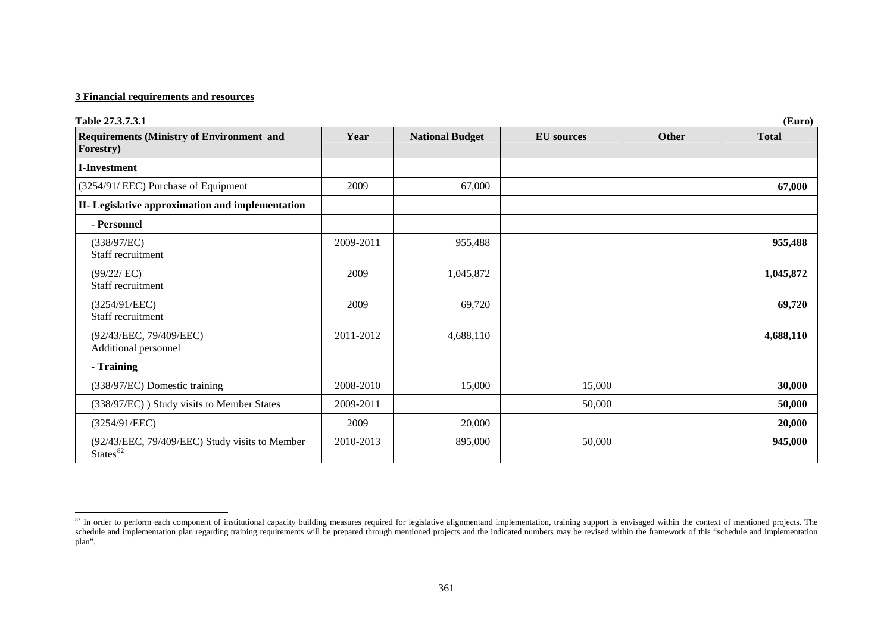### 3 Financial requirements and resources

**Table 27.3.7.3.1** **(Euro)**

| Requirements (Ministry of Environment and Forestry) | Year | National Budget | EU sources | Other | Total |
|---|---|---|---|---|---|
| **I-Investment** | | | | | |
| (3254/91/ EEC) Purchase of Equipment | 2009 | 67,000 | | | **67,000** |
| **II- Legislative approximation and implementation** | | | | | |
| **- Personnel** | | | | | |
| (338/97/EC) Staff recruitment | 2009-2011 | 955,488 | | | **955,488** |
| (99/22/ EC) Staff recruitment | 2009 | 1,045,872 | | | **1,045,872** |
| (3254/91/EEC) Staff recruitment | 2009 | 69,720 | | | **69,720** |
| (92/43/EEC, 79/409/EEC) Additional personnel | 2011-2012 | 4,688,110 | | | **4,688,110** |
| **- Training** | | | | | |
| (338/97/EC) Domestic training | 2008-2010 | 15,000 | 15,000 | | **30,000** |
| (338/97/EC) ) Study visits to Member States | 2009-2011 | | 50,000 | | **50,000** |
| (3254/91/EEC) | 2009 | 20,000 | | | **20,000** |
| (92/43/EEC, 79/409/EEC) Study visits to Member States[82] | 2010-2013 | 895,000 | 50,000 | | **945,000** |

[82] In order to perform each component of institutional capacity building measures required for legislative alignmentand implementation, training support is envisaged within the context of mentioned projects. The schedule and implementation plan regarding training requirements will be prepared through mentioned projects and the indicated numbers may be revised within the framework of this "schedule and implementation plan".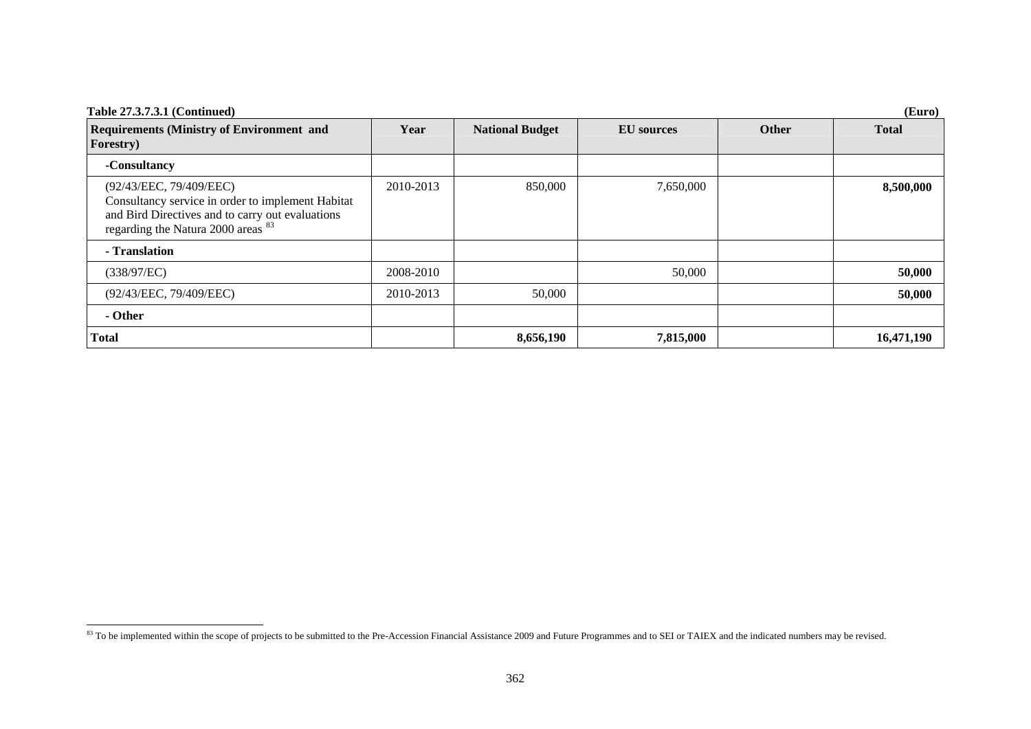**Table 27.3.7.3.1 (Continued)** **(Euro)**

| Requirements (Ministry of Environment and Forestry) | Year | National Budget | EU sources | Other | Total |
|---|---|---|---|---|---|
| **-Consultancy** | | | | | |
| (92/43/EEC, 79/409/EEC) Consultancy service in order to implement Habitat and Bird Directives and to carry out evaluations regarding the Natura 2000 areas [83] | 2010-2013 | 850,000 | 7,650,000 | | **8,500,000** |
| **- Translation** | | | | | |
| (338/97/EC) | 2008-2010 | | 50,000 | | **50,000** |
| (92/43/EEC, 79/409/EEC) | 2010-2013 | 50,000 | | | **50,000** |
| **- Other** | | | | | |
| **Total** | | **8,656,190** | **7,815,000** | | **16,471,190** |

[83] To be implemented within the scope of projects to be submitted to the Pre-Accession Financial Assistance 2009 and Future Programmes and to SEI or TAIEX and the indicated numbers may be revised.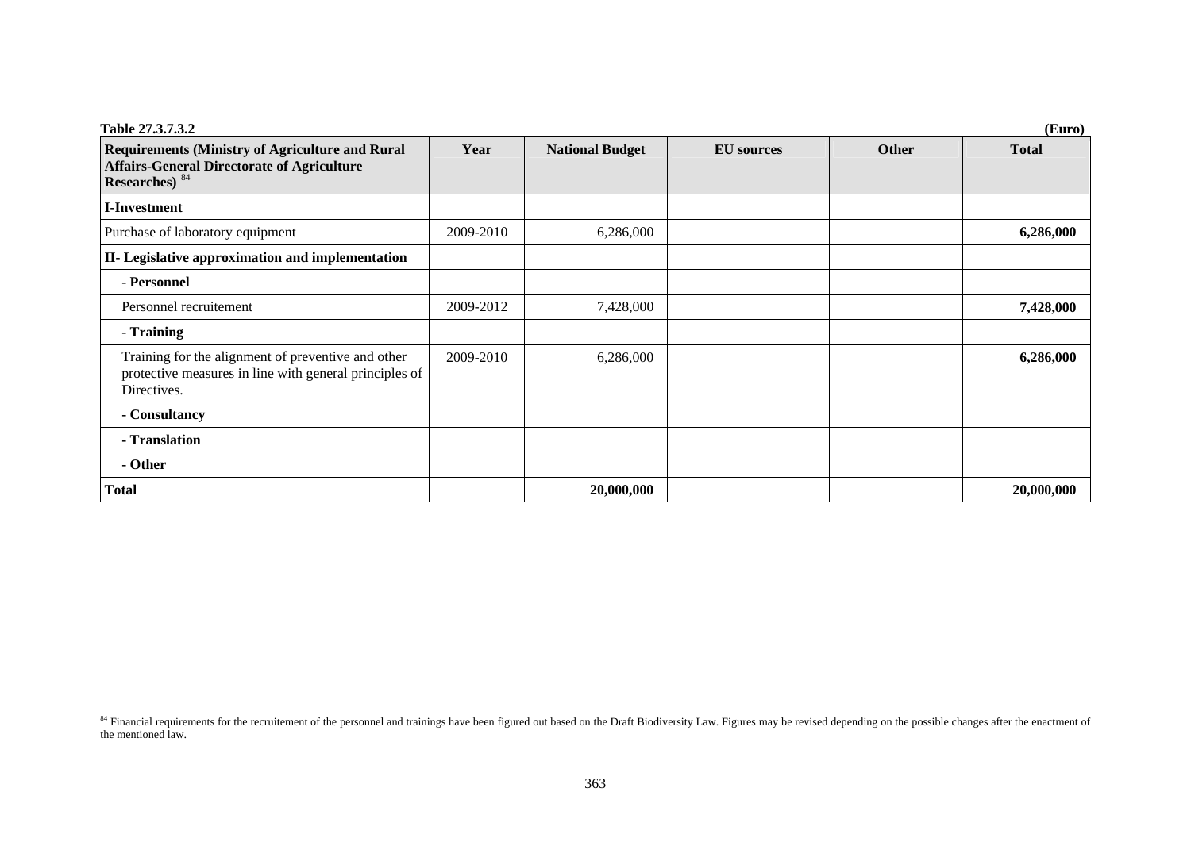**Table 27.3.7.3.2** **(Euro)**

| Requirements (Ministry of Agriculture and Rural Affairs-General Directorate of Agriculture Researches) [84] | Year | National Budget | EU sources | Other | Total |
|---|---|---|---|---|---|
| **I-Investment** | | | | | |
| Purchase of laboratory equipment | 2009-2010 | 6,286,000 | | | **6,286,000** |
| **II- Legislative approximation and implementation** | | | | | |
| **- Personnel** | | | | | |
| Personnel recruitement | 2009-2012 | 7,428,000 | | | **7,428,000** |
| **- Training** | | | | | |
| Training for the alignment of preventive and other protective measures in line with general principles of Directives. | 2009-2010 | 6,286,000 | | | **6,286,000** |
| **- Consultancy** | | | | | |
| **- Translation** | | | | | |
| **- Other** | | | | | |
| **Total** | | **20,000,000** | | | **20,000,000** |

[84] Financial requirements for the recruitement of the personnel and trainings have been figured out based on the Draft Biodiversity Law. Figures may be revised depending on the possible changes after the enactment of the mentioned law.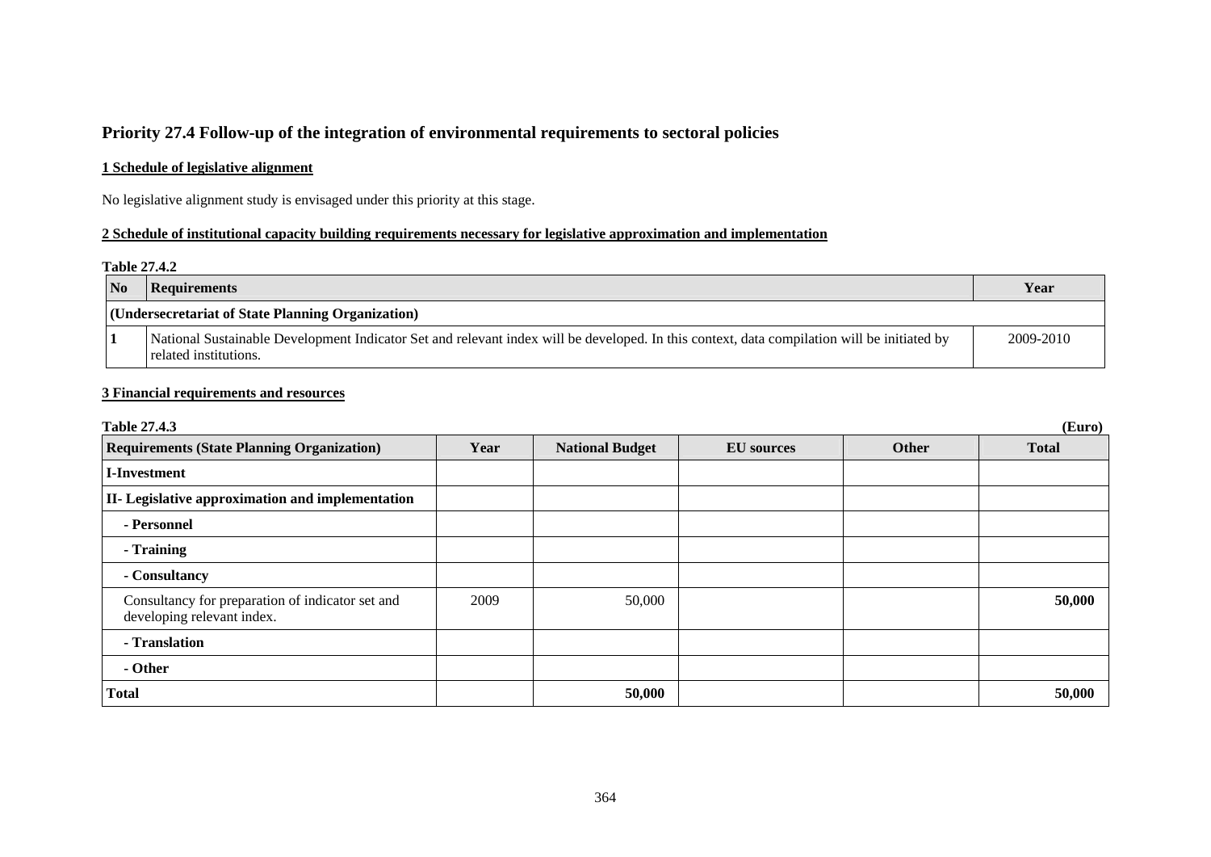## Priority 27.4 Follow-up of the integration of environmental requirements to sectoral policies

**1 Schedule of legislative alignment**

No legislative alignment study is envisaged under this priority at this stage.

**2 Schedule of institutional capacity building requirements necessary for legislative approximation and implementation**

**Table 27.4.2**

| No | Requirements | Year |
|---|---|---|
| **(Undersecretariat of State Planning Organization)** | | |
| 1 | National Sustainable Development Indicator Set and relevant index will be developed. In this context, data compilation will be initiated by related institutions. | 2009-2010 |

**3 Financial requirements and resources**

**Table 27.4.3** (Euro)

| Requirements (State Planning Organization) | Year | National Budget | EU sources | Other | Total |
|---|---|---|---|---|---|
| **I-Investment** | | | | | |
| **II- Legislative approximation and implementation** | | | | | |
| **- Personnel** | | | | | |
| **- Training** | | | | | |
| **- Consultancy** | | | | | |
| Consultancy for preparation of indicator set and developing relevant index. | 2009 | 50,000 | | | **50,000** |
| **- Translation** | | | | | |
| **- Other** | | | | | |
| **Total** | | **50,000** | | | **50,000** |